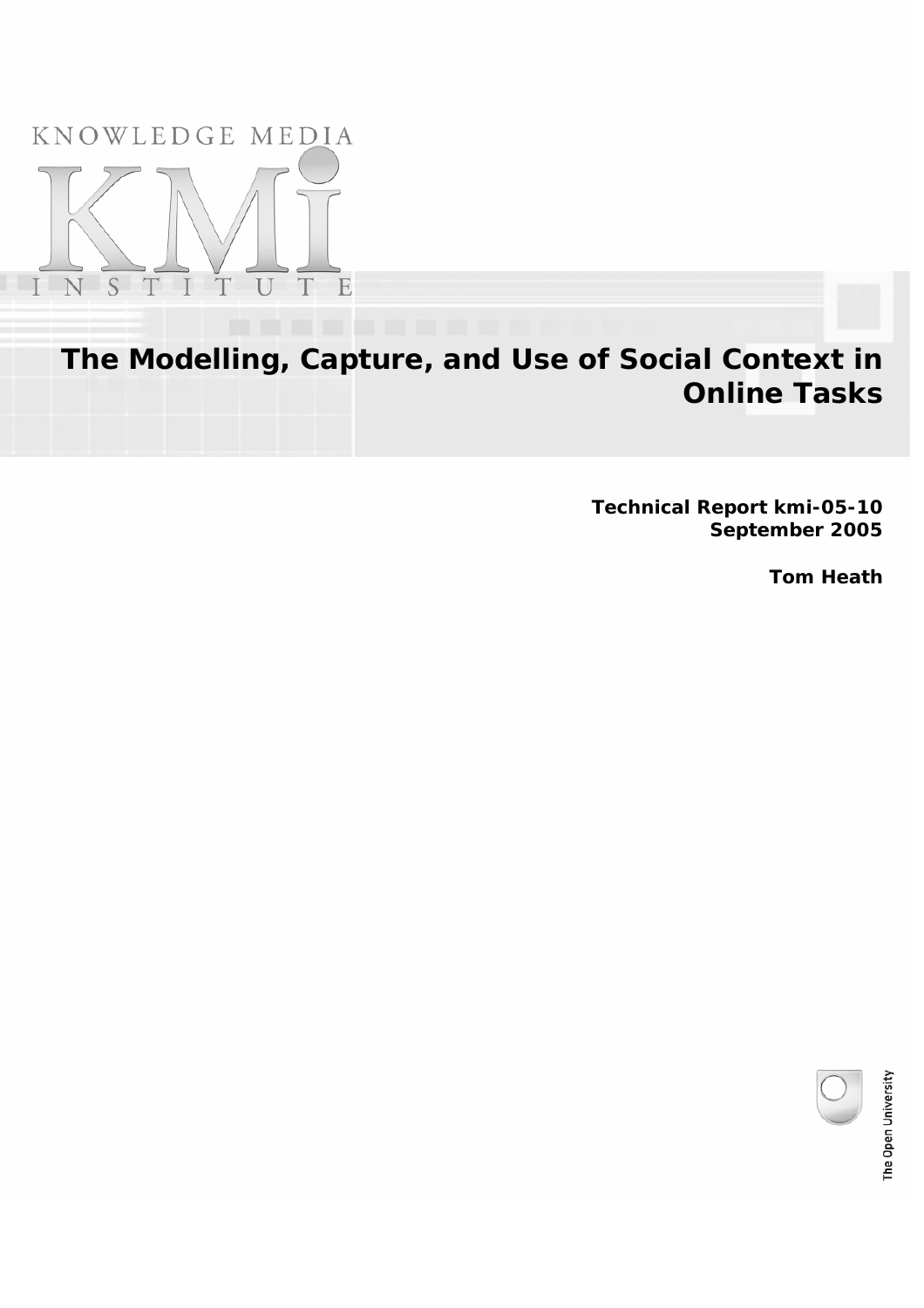KNOWLEDGE MEDIA

KMi

INSTITUTE

# The Modelling, Capture, and Use of Social Context in Online Tasks

**Technical Report kmi-05-10**
**September 2005**

**Tom Heath**

The Open University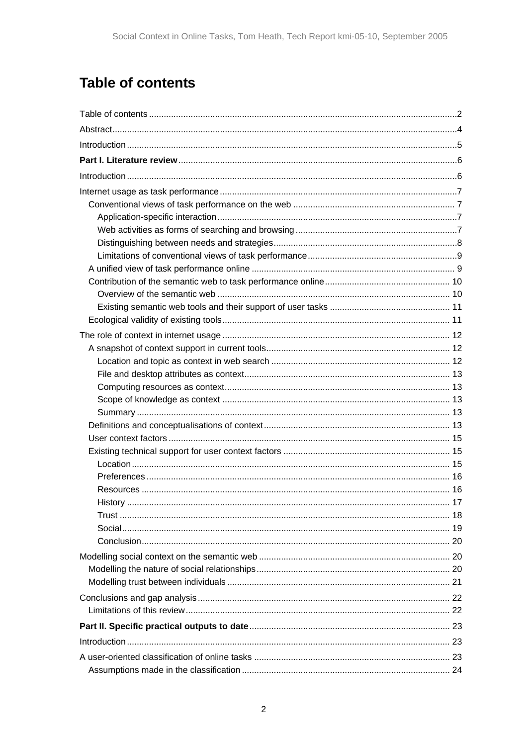# Table of contents

Table of contents ..... 2
Abstract ..... 4
Introduction ..... 5
**Part I. Literature review** ..... 6
Introduction ..... 6
Internet usage as task performance ..... 7
- Conventional views of task performance on the web ..... 7
  - Application-specific interaction ..... 7
  - Web activities as forms of searching and browsing ..... 7
  - Distinguishing between needs and strategies ..... 8
  - Limitations of conventional views of task performance ..... 9
- A unified view of task performance online ..... 9
- Contribution of the semantic web to task performance online ..... 10
  - Overview of the semantic web ..... 10
  - Existing semantic web tools and their support of user tasks ..... 11
- Ecological validity of existing tools ..... 11

The role of context in internet usage ..... 12
- A snapshot of context support in current tools ..... 12
  - Location and topic as context in web search ..... 12
  - File and desktop attributes as context ..... 13
  - Computing resources as context ..... 13
  - Scope of knowledge as context ..... 13
  - Summary ..... 13
- Definitions and conceptualisations of context ..... 13
- User context factors ..... 15
- Existing technical support for user context factors ..... 15
  - Location ..... 15
  - Preferences ..... 16
  - Resources ..... 16
  - History ..... 17
  - Trust ..... 18
  - Social ..... 19
  - Conclusion ..... 20

Modelling social context on the semantic web ..... 20
- Modelling the nature of social relationships ..... 20
- Modelling trust between individuals ..... 21

Conclusions and gap analysis ..... 22
- Limitations of this review ..... 22

**Part II. Specific practical outputs to date** ..... 23
Introduction ..... 23
A user-oriented classification of online tasks ..... 23
- Assumptions made in the classification ..... 24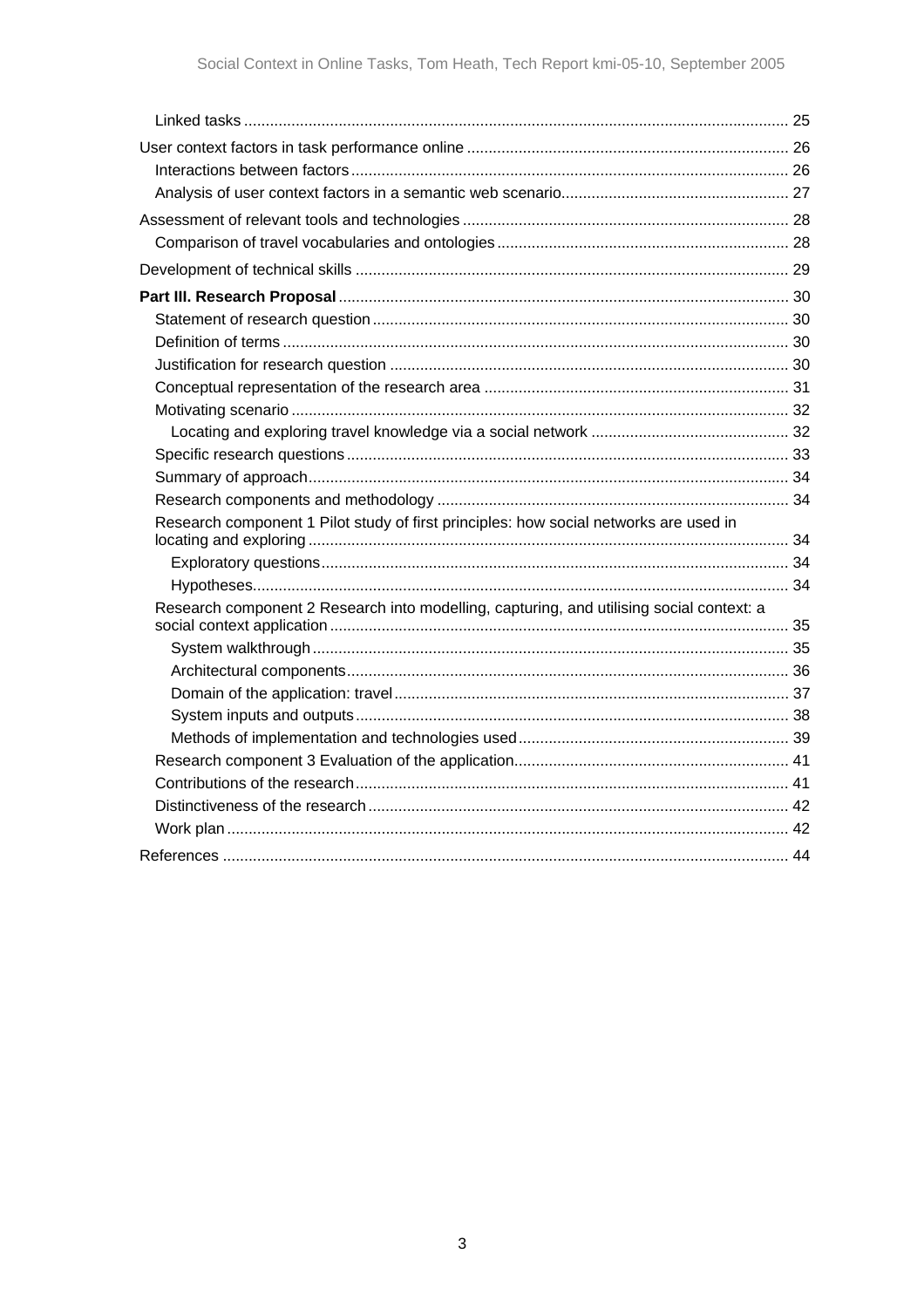Linked tasks ..... 25

User context factors in task performance online ..... 26

Interactions between factors ..... 26

Analysis of user context factors in a semantic web scenario ..... 27

Assessment of relevant tools and technologies ..... 28

Comparison of travel vocabularies and ontologies ..... 28

Development of technical skills ..... 29

**Part III. Research Proposal** ..... 30

Statement of research question ..... 30

Definition of terms ..... 30

Justification for research question ..... 30

Conceptual representation of the research area ..... 31

Motivating scenario ..... 32

Locating and exploring travel knowledge via a social network ..... 32

Specific research questions ..... 33

Summary of approach ..... 34

Research components and methodology ..... 34

Research component 1 Pilot study of first principles: how social networks are used in locating and exploring ..... 34

Exploratory questions ..... 34

Hypotheses ..... 34

Research component 2 Research into modelling, capturing, and utilising social context: a social context application ..... 35

System walkthrough ..... 35

Architectural components ..... 36

Domain of the application: travel ..... 37

System inputs and outputs ..... 38

Methods of implementation and technologies used ..... 39

Research component 3 Evaluation of the application ..... 41

Contributions of the research ..... 41

Distinctiveness of the research ..... 42

Work plan ..... 42

References ..... 44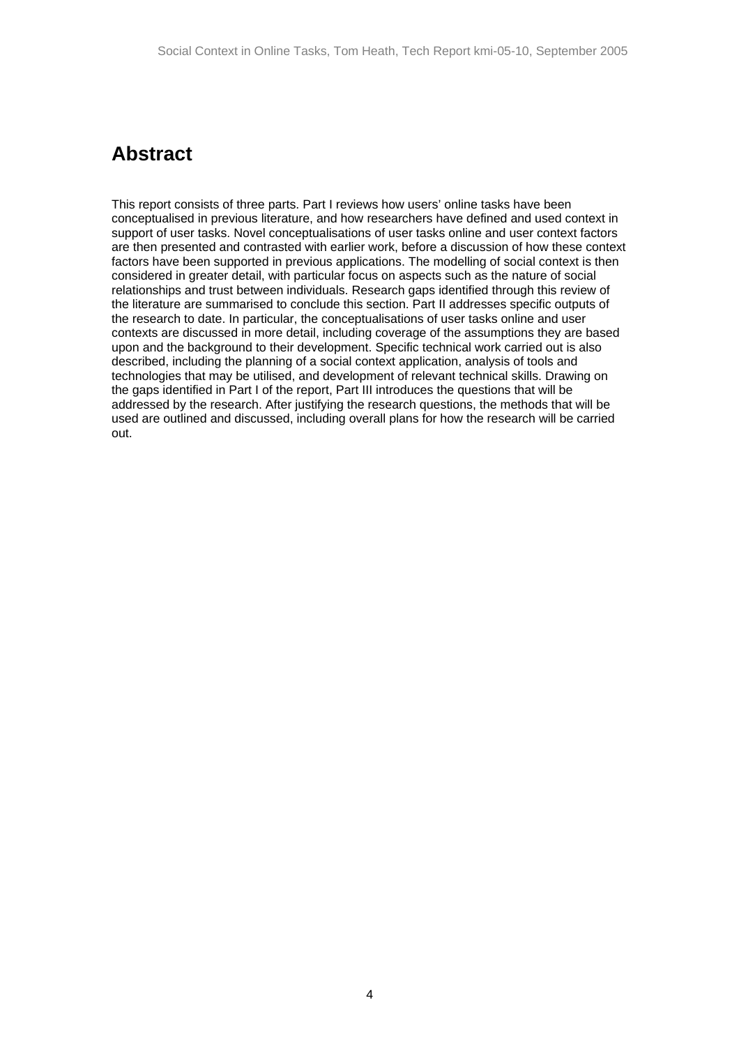# Abstract

This report consists of three parts. Part I reviews how users' online tasks have been conceptualised in previous literature, and how researchers have defined and used context in support of user tasks. Novel conceptualisations of user tasks online and user context factors are then presented and contrasted with earlier work, before a discussion of how these context factors have been supported in previous applications. The modelling of social context is then considered in greater detail, with particular focus on aspects such as the nature of social relationships and trust between individuals. Research gaps identified through this review of the literature are summarised to conclude this section. Part II addresses specific outputs of the research to date. In particular, the conceptualisations of user tasks online and user contexts are discussed in more detail, including coverage of the assumptions they are based upon and the background to their development. Specific technical work carried out is also described, including the planning of a social context application, analysis of tools and technologies that may be utilised, and development of relevant technical skills. Drawing on the gaps identified in Part I of the report, Part III introduces the questions that will be addressed by the research. After justifying the research questions, the methods that will be used are outlined and discussed, including overall plans for how the research will be carried out.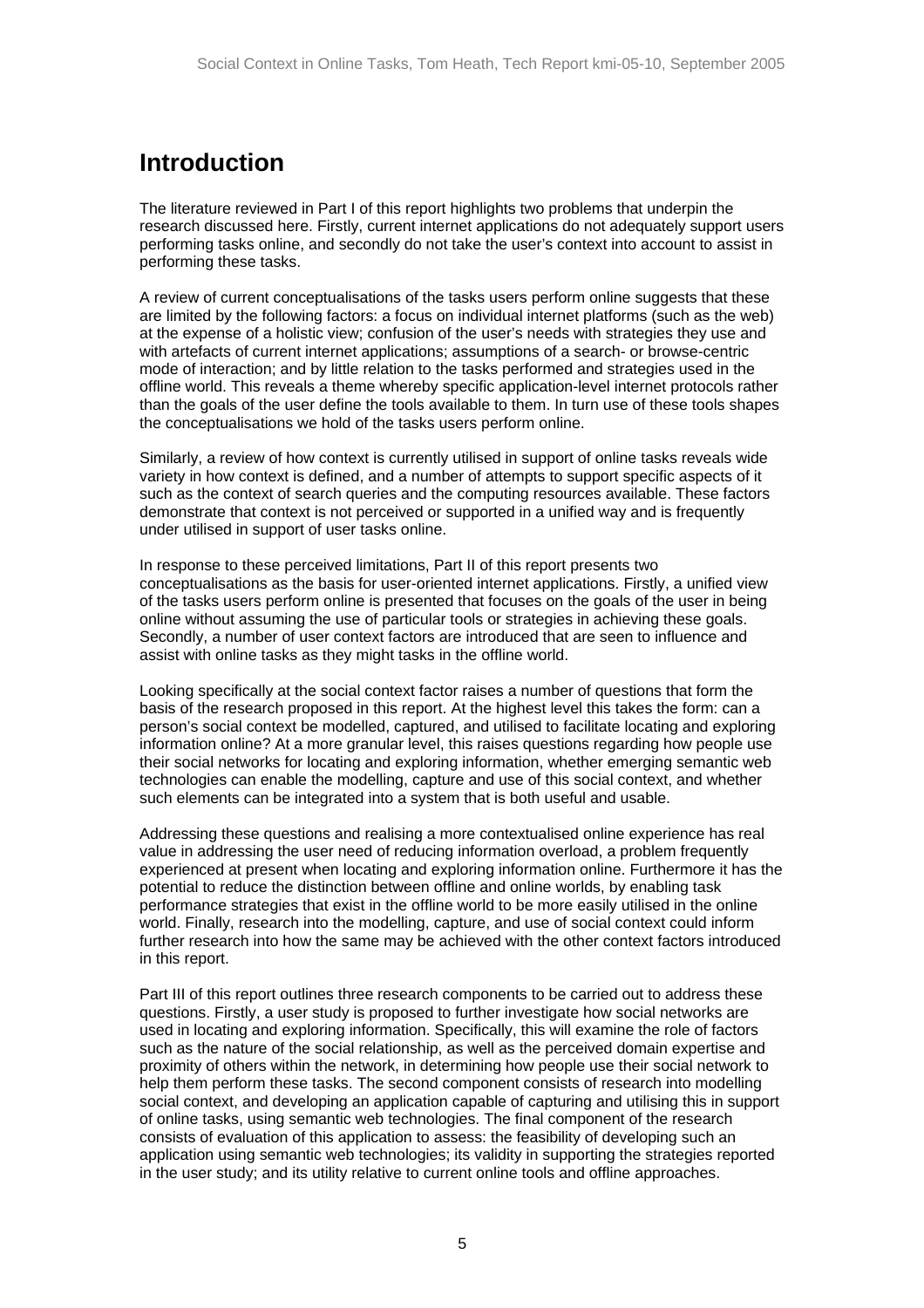# Introduction

The literature reviewed in Part I of this report highlights two problems that underpin the research discussed here. Firstly, current internet applications do not adequately support users performing tasks online, and secondly do not take the user's context into account to assist in performing these tasks.

A review of current conceptualisations of the tasks users perform online suggests that these are limited by the following factors: a focus on individual internet platforms (such as the web) at the expense of a holistic view; confusion of the user's needs with strategies they use and with artefacts of current internet applications; assumptions of a search- or browse-centric mode of interaction; and by little relation to the tasks performed and strategies used in the offline world. This reveals a theme whereby specific application-level internet protocols rather than the goals of the user define the tools available to them. In turn use of these tools shapes the conceptualisations we hold of the tasks users perform online.

Similarly, a review of how context is currently utilised in support of online tasks reveals wide variety in how context is defined, and a number of attempts to support specific aspects of it such as the context of search queries and the computing resources available. These factors demonstrate that context is not perceived or supported in a unified way and is frequently under utilised in support of user tasks online.

In response to these perceived limitations, Part II of this report presents two conceptualisations as the basis for user-oriented internet applications. Firstly, a unified view of the tasks users perform online is presented that focuses on the goals of the user in being online without assuming the use of particular tools or strategies in achieving these goals. Secondly, a number of user context factors are introduced that are seen to influence and assist with online tasks as they might tasks in the offline world.

Looking specifically at the social context factor raises a number of questions that form the basis of the research proposed in this report. At the highest level this takes the form: can a person's social context be modelled, captured, and utilised to facilitate locating and exploring information online? At a more granular level, this raises questions regarding how people use their social networks for locating and exploring information, whether emerging semantic web technologies can enable the modelling, capture and use of this social context, and whether such elements can be integrated into a system that is both useful and usable.

Addressing these questions and realising a more contextualised online experience has real value in addressing the user need of reducing information overload, a problem frequently experienced at present when locating and exploring information online. Furthermore it has the potential to reduce the distinction between offline and online worlds, by enabling task performance strategies that exist in the offline world to be more easily utilised in the online world. Finally, research into the modelling, capture, and use of social context could inform further research into how the same may be achieved with the other context factors introduced in this report.

Part III of this report outlines three research components to be carried out to address these questions. Firstly, a user study is proposed to further investigate how social networks are used in locating and exploring information. Specifically, this will examine the role of factors such as the nature of the social relationship, as well as the perceived domain expertise and proximity of others within the network, in determining how people use their social network to help them perform these tasks. The second component consists of research into modelling social context, and developing an application capable of capturing and utilising this in support of online tasks, using semantic web technologies. The final component of the research consists of evaluation of this application to assess: the feasibility of developing such an application using semantic web technologies; its validity in supporting the strategies reported in the user study; and its utility relative to current online tools and offline approaches.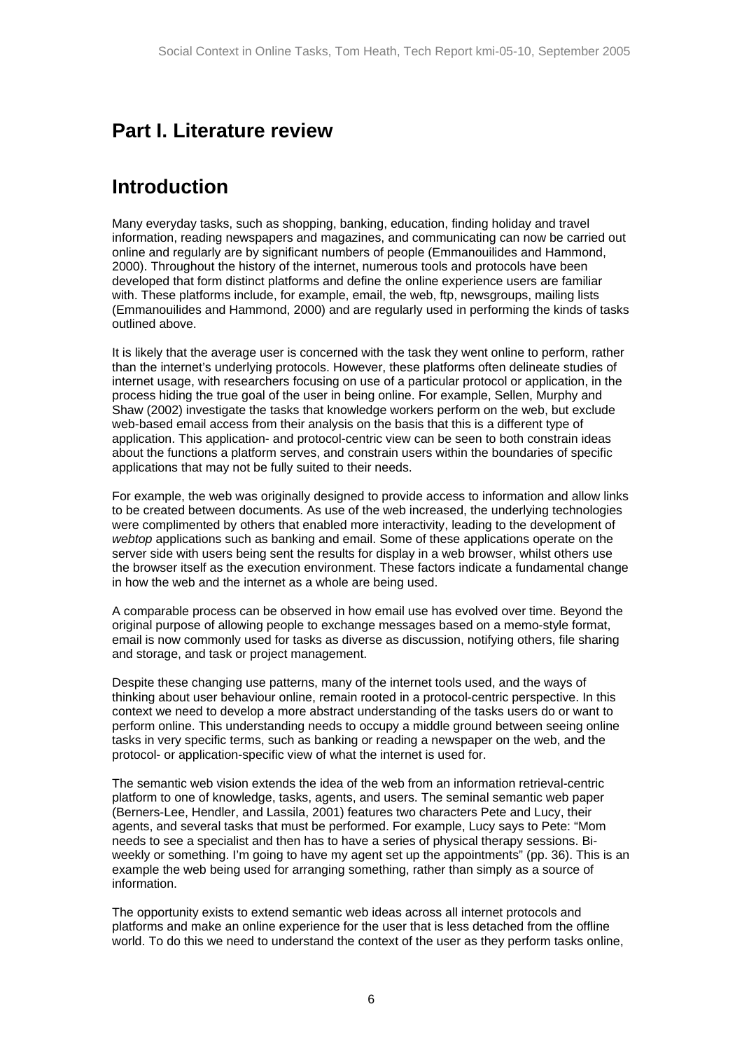# Part I. Literature review

## Introduction

Many everyday tasks, such as shopping, banking, education, finding holiday and travel information, reading newspapers and magazines, and communicating can now be carried out online and regularly are by significant numbers of people (Emmanouilides and Hammond, 2000). Throughout the history of the internet, numerous tools and protocols have been developed that form distinct platforms and define the online experience users are familiar with. These platforms include, for example, email, the web, ftp, newsgroups, mailing lists (Emmanouilides and Hammond, 2000) and are regularly used in performing the kinds of tasks outlined above.

It is likely that the average user is concerned with the task they went online to perform, rather than the internet's underlying protocols. However, these platforms often delineate studies of internet usage, with researchers focusing on use of a particular protocol or application, in the process hiding the true goal of the user in being online. For example, Sellen, Murphy and Shaw (2002) investigate the tasks that knowledge workers perform on the web, but exclude web-based email access from their analysis on the basis that this is a different type of application. This application- and protocol-centric view can be seen to both constrain ideas about the functions a platform serves, and constrain users within the boundaries of specific applications that may not be fully suited to their needs.

For example, the web was originally designed to provide access to information and allow links to be created between documents. As use of the web increased, the underlying technologies were complimented by others that enabled more interactivity, leading to the development of *webtop* applications such as banking and email. Some of these applications operate on the server side with users being sent the results for display in a web browser, whilst others use the browser itself as the execution environment. These factors indicate a fundamental change in how the web and the internet as a whole are being used.

A comparable process can be observed in how email use has evolved over time. Beyond the original purpose of allowing people to exchange messages based on a memo-style format, email is now commonly used for tasks as diverse as discussion, notifying others, file sharing and storage, and task or project management.

Despite these changing use patterns, many of the internet tools used, and the ways of thinking about user behaviour online, remain rooted in a protocol-centric perspective. In this context we need to develop a more abstract understanding of the tasks users do or want to perform online. This understanding needs to occupy a middle ground between seeing online tasks in very specific terms, such as banking or reading a newspaper on the web, and the protocol- or application-specific view of what the internet is used for.

The semantic web vision extends the idea of the web from an information retrieval-centric platform to one of knowledge, tasks, agents, and users. The seminal semantic web paper (Berners-Lee, Hendler, and Lassila, 2001) features two characters Pete and Lucy, their agents, and several tasks that must be performed. For example, Lucy says to Pete: "Mom needs to see a specialist and then has to have a series of physical therapy sessions. Bi-weekly or something. I'm going to have my agent set up the appointments" (pp. 36). This is an example the web being used for arranging something, rather than simply as a source of information.

The opportunity exists to extend semantic web ideas across all internet protocols and platforms and make an online experience for the user that is less detached from the offline world. To do this we need to understand the context of the user as they perform tasks online,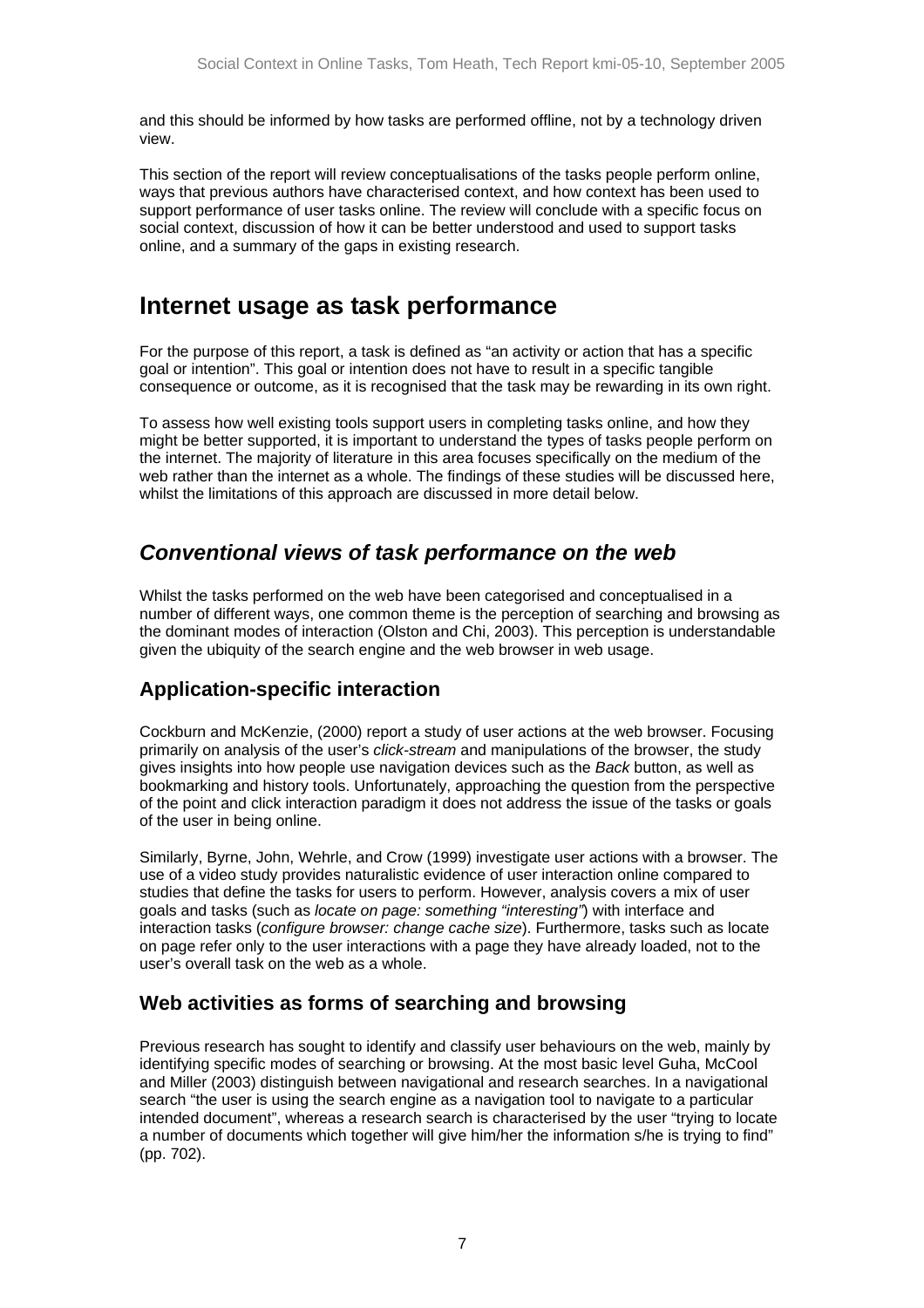and this should be informed by how tasks are performed offline, not by a technology driven view.

This section of the report will review conceptualisations of the tasks people perform online, ways that previous authors have characterised context, and how context has been used to support performance of user tasks online. The review will conclude with a specific focus on social context, discussion of how it can be better understood and used to support tasks online, and a summary of the gaps in existing research.

# Internet usage as task performance

For the purpose of this report, a task is defined as "an activity or action that has a specific goal or intention". This goal or intention does not have to result in a specific tangible consequence or outcome, as it is recognised that the task may be rewarding in its own right.

To assess how well existing tools support users in completing tasks online, and how they might be better supported, it is important to understand the types of tasks people perform on the internet. The majority of literature in this area focuses specifically on the medium of the web rather than the internet as a whole. The findings of these studies will be discussed here, whilst the limitations of this approach are discussed in more detail below.

## *Conventional views of task performance on the web*

Whilst the tasks performed on the web have been categorised and conceptualised in a number of different ways, one common theme is the perception of searching and browsing as the dominant modes of interaction (Olston and Chi, 2003). This perception is understandable given the ubiquity of the search engine and the web browser in web usage.

### Application-specific interaction

Cockburn and McKenzie, (2000) report a study of user actions at the web browser. Focusing primarily on analysis of the user's *click-stream* and manipulations of the browser, the study gives insights into how people use navigation devices such as the *Back* button, as well as bookmarking and history tools. Unfortunately, approaching the question from the perspective of the point and click interaction paradigm it does not address the issue of the tasks or goals of the user in being online.

Similarly, Byrne, John, Wehrle, and Crow (1999) investigate user actions with a browser. The use of a video study provides naturalistic evidence of user interaction online compared to studies that define the tasks for users to perform. However, analysis covers a mix of user goals and tasks (such as *locate on page: something "interesting"*) with interface and interaction tasks (*configure browser: change cache size*). Furthermore, tasks such as locate on page refer only to the user interactions with a page they have already loaded, not to the user's overall task on the web as a whole.

### Web activities as forms of searching and browsing

Previous research has sought to identify and classify user behaviours on the web, mainly by identifying specific modes of searching or browsing. At the most basic level Guha, McCool and Miller (2003) distinguish between navigational and research searches. In a navigational search "the user is using the search engine as a navigation tool to navigate to a particular intended document", whereas a research search is characterised by the user "trying to locate a number of documents which together will give him/her the information s/he is trying to find" (pp. 702).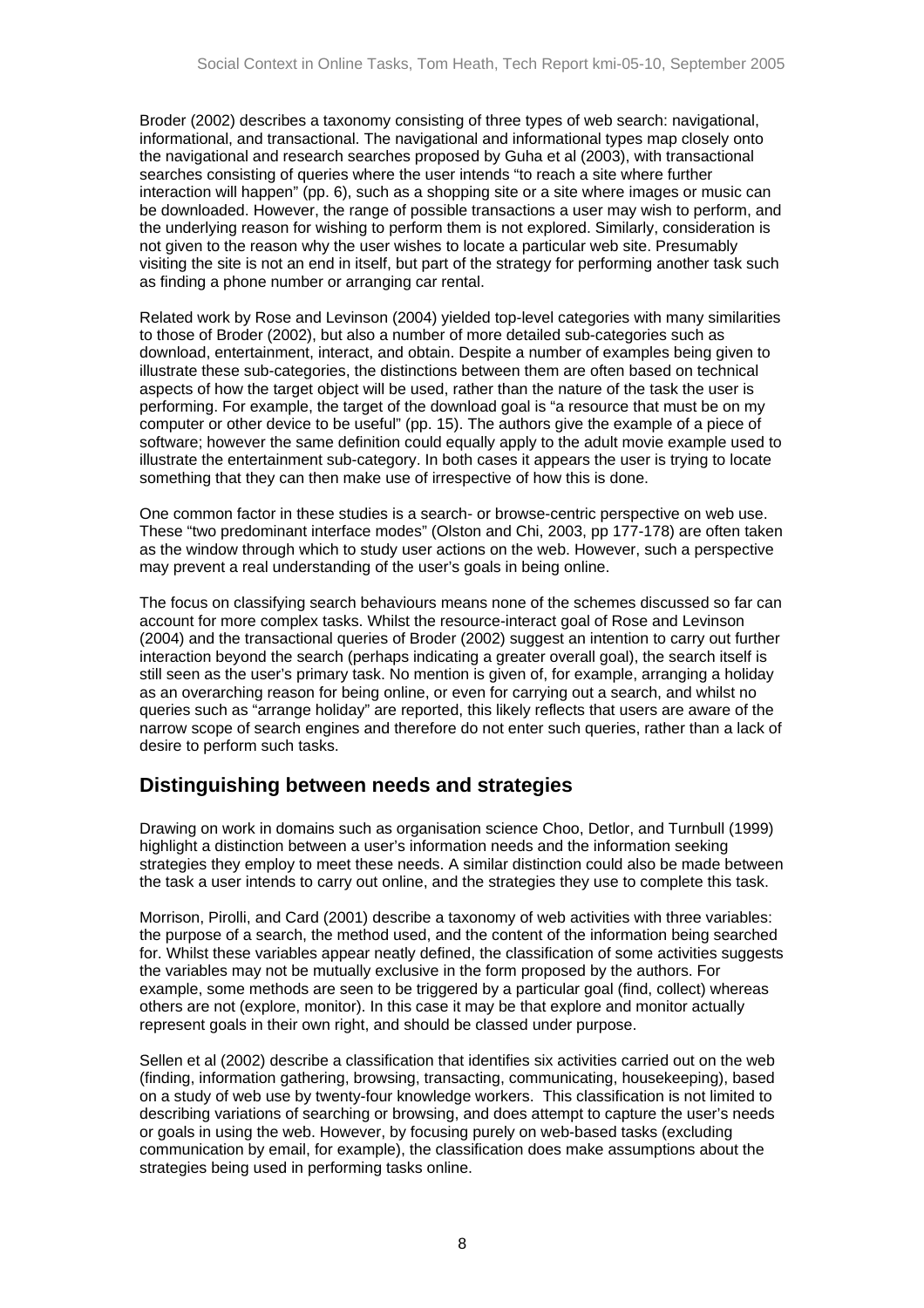Broder (2002) describes a taxonomy consisting of three types of web search: navigational, informational, and transactional. The navigational and informational types map closely onto the navigational and research searches proposed by Guha et al (2003), with transactional searches consisting of queries where the user intends "to reach a site where further interaction will happen" (pp. 6), such as a shopping site or a site where images or music can be downloaded. However, the range of possible transactions a user may wish to perform, and the underlying reason for wishing to perform them is not explored. Similarly, consideration is not given to the reason why the user wishes to locate a particular web site. Presumably visiting the site is not an end in itself, but part of the strategy for performing another task such as finding a phone number or arranging car rental.

Related work by Rose and Levinson (2004) yielded top-level categories with many similarities to those of Broder (2002), but also a number of more detailed sub-categories such as download, entertainment, interact, and obtain. Despite a number of examples being given to illustrate these sub-categories, the distinctions between them are often based on technical aspects of how the target object will be used, rather than the nature of the task the user is performing. For example, the target of the download goal is "a resource that must be on my computer or other device to be useful" (pp. 15). The authors give the example of a piece of software; however the same definition could equally apply to the adult movie example used to illustrate the entertainment sub-category. In both cases it appears the user is trying to locate something that they can then make use of irrespective of how this is done.

One common factor in these studies is a search- or browse-centric perspective on web use. These "two predominant interface modes" (Olston and Chi, 2003, pp 177-178) are often taken as the window through which to study user actions on the web. However, such a perspective may prevent a real understanding of the user's goals in being online.

The focus on classifying search behaviours means none of the schemes discussed so far can account for more complex tasks. Whilst the resource-interact goal of Rose and Levinson (2004) and the transactional queries of Broder (2002) suggest an intention to carry out further interaction beyond the search (perhaps indicating a greater overall goal), the search itself is still seen as the user's primary task. No mention is given of, for example, arranging a holiday as an overarching reason for being online, or even for carrying out a search, and whilst no queries such as "arrange holiday" are reported, this likely reflects that users are aware of the narrow scope of search engines and therefore do not enter such queries, rather than a lack of desire to perform such tasks.

## Distinguishing between needs and strategies

Drawing on work in domains such as organisation science Choo, Detlor, and Turnbull (1999) highlight a distinction between a user's information needs and the information seeking strategies they employ to meet these needs. A similar distinction could also be made between the task a user intends to carry out online, and the strategies they use to complete this task.

Morrison, Pirolli, and Card (2001) describe a taxonomy of web activities with three variables: the purpose of a search, the method used, and the content of the information being searched for. Whilst these variables appear neatly defined, the classification of some activities suggests the variables may not be mutually exclusive in the form proposed by the authors. For example, some methods are seen to be triggered by a particular goal (find, collect) whereas others are not (explore, monitor). In this case it may be that explore and monitor actually represent goals in their own right, and should be classed under purpose.

Sellen et al (2002) describe a classification that identifies six activities carried out on the web (finding, information gathering, browsing, transacting, communicating, housekeeping), based on a study of web use by twenty-four knowledge workers. This classification is not limited to describing variations of searching or browsing, and does attempt to capture the user's needs or goals in using the web. However, by focusing purely on web-based tasks (excluding communication by email, for example), the classification does make assumptions about the strategies being used in performing tasks online.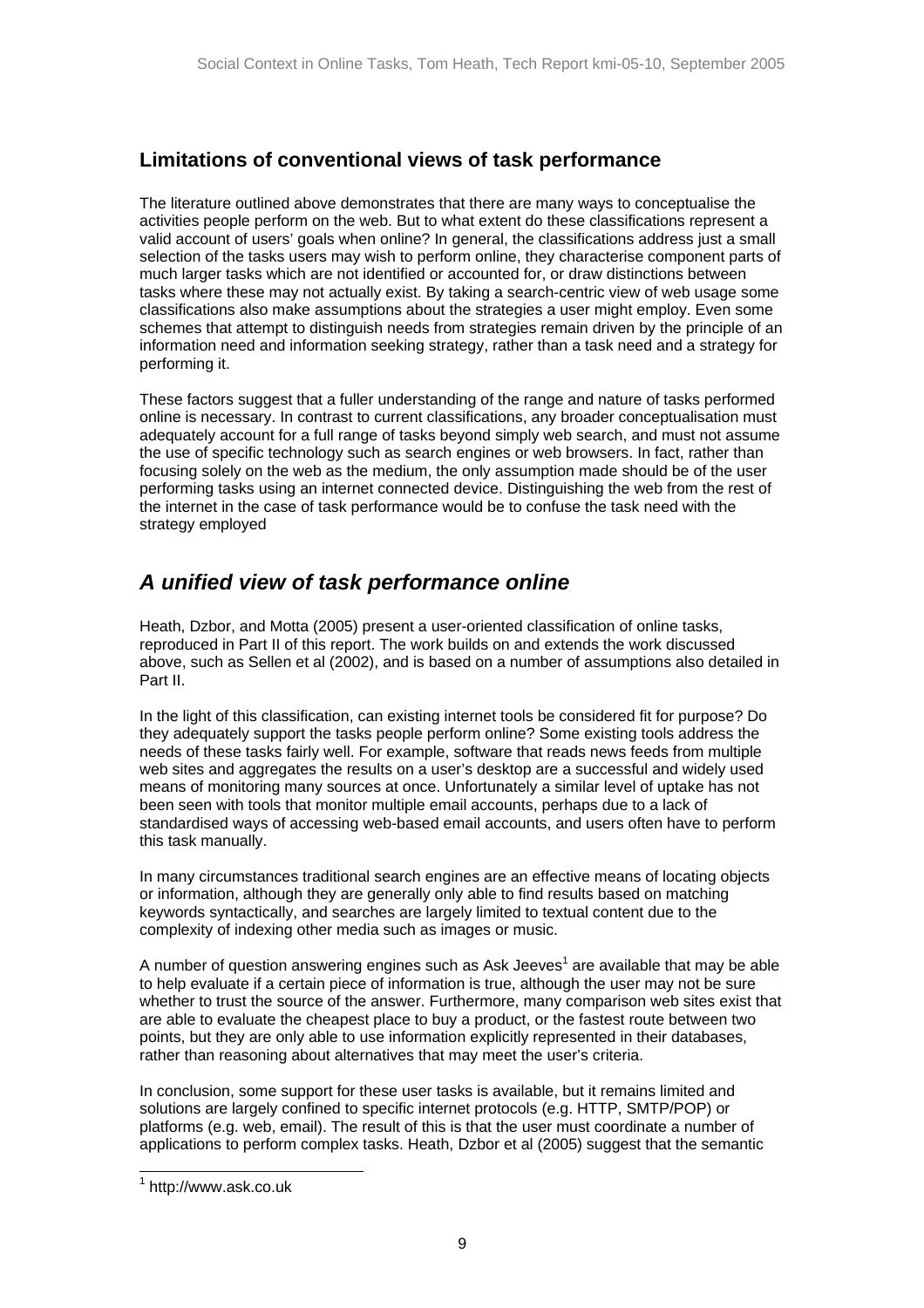## Limitations of conventional views of task performance

The literature outlined above demonstrates that there are many ways to conceptualise the activities people perform on the web. But to what extent do these classifications represent a valid account of users' goals when online? In general, the classifications address just a small selection of the tasks users may wish to perform online, they characterise component parts of much larger tasks which are not identified or accounted for, or draw distinctions between tasks where these may not actually exist. By taking a search-centric view of web usage some classifications also make assumptions about the strategies a user might employ. Even some schemes that attempt to distinguish needs from strategies remain driven by the principle of an information need and information seeking strategy, rather than a task need and a strategy for performing it.

These factors suggest that a fuller understanding of the range and nature of tasks performed online is necessary. In contrast to current classifications, any broader conceptualisation must adequately account for a full range of tasks beyond simply web search, and must not assume the use of specific technology such as search engines or web browsers. In fact, rather than focusing solely on the web as the medium, the only assumption made should be of the user performing tasks using an internet connected device. Distinguishing the web from the rest of the internet in the case of task performance would be to confuse the task need with the strategy employed

# *A unified view of task performance online*

Heath, Dzbor, and Motta (2005) present a user-oriented classification of online tasks, reproduced in Part II of this report. The work builds on and extends the work discussed above, such as Sellen et al (2002), and is based on a number of assumptions also detailed in Part II.

In the light of this classification, can existing internet tools be considered fit for purpose? Do they adequately support the tasks people perform online? Some existing tools address the needs of these tasks fairly well. For example, software that reads news feeds from multiple web sites and aggregates the results on a user's desktop are a successful and widely used means of monitoring many sources at once. Unfortunately a similar level of uptake has not been seen with tools that monitor multiple email accounts, perhaps due to a lack of standardised ways of accessing web-based email accounts, and users often have to perform this task manually.

In many circumstances traditional search engines are an effective means of locating objects or information, although they are generally only able to find results based on matching keywords syntactically, and searches are largely limited to textual content due to the complexity of indexing other media such as images or music.

A number of question answering engines such as Ask Jeeves[1] are available that may be able to help evaluate if a certain piece of information is true, although the user may not be sure whether to trust the source of the answer. Furthermore, many comparison web sites exist that are able to evaluate the cheapest place to buy a product, or the fastest route between two points, but they are only able to use information explicitly represented in their databases, rather than reasoning about alternatives that may meet the user's criteria.

In conclusion, some support for these user tasks is available, but it remains limited and solutions are largely confined to specific internet protocols (e.g. HTTP, SMTP/POP) or platforms (e.g. web, email). The result of this is that the user must coordinate a number of applications to perform complex tasks. Heath, Dzbor et al (2005) suggest that the semantic

[1] http://www.ask.co.uk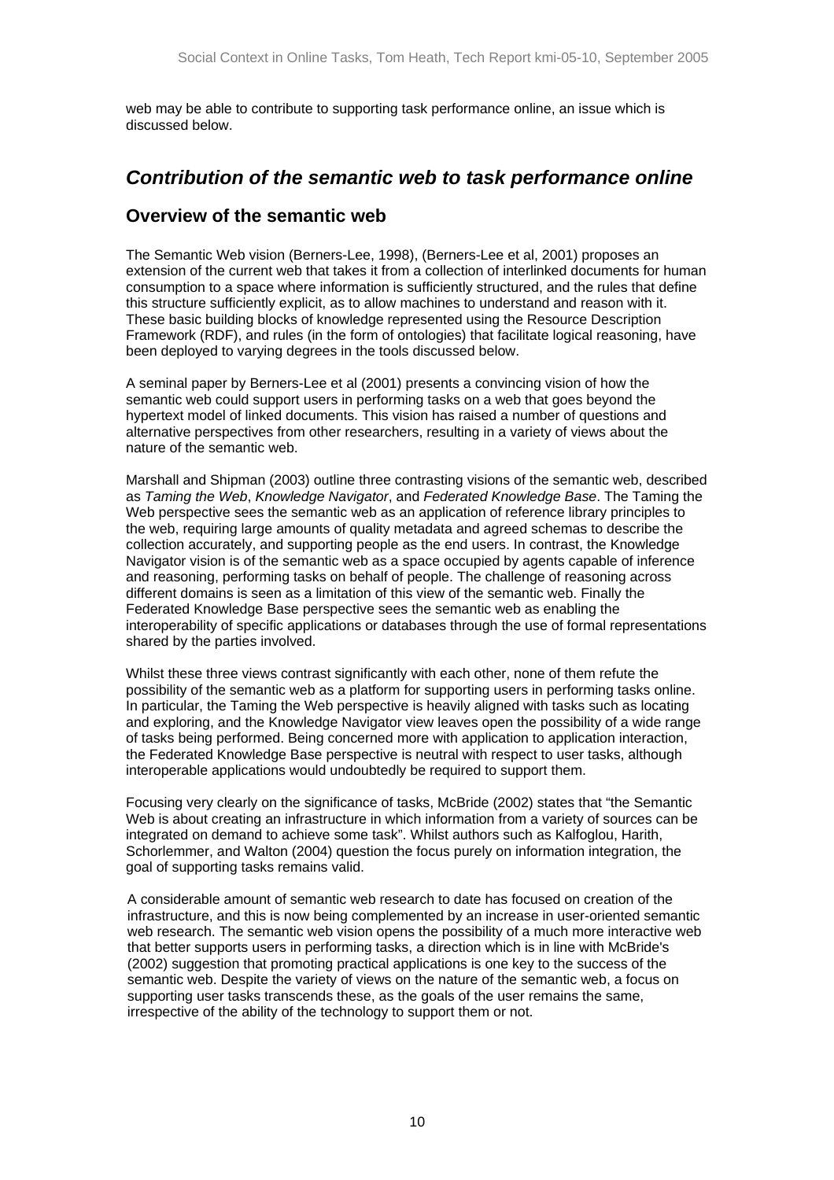web may be able to contribute to supporting task performance online, an issue which is discussed below.

## *Contribution of the semantic web to task performance online*

### Overview of the semantic web

The Semantic Web vision (Berners-Lee, 1998), (Berners-Lee et al, 2001) proposes an extension of the current web that takes it from a collection of interlinked documents for human consumption to a space where information is sufficiently structured, and the rules that define this structure sufficiently explicit, as to allow machines to understand and reason with it. These basic building blocks of knowledge represented using the Resource Description Framework (RDF), and rules (in the form of ontologies) that facilitate logical reasoning, have been deployed to varying degrees in the tools discussed below.

A seminal paper by Berners-Lee et al (2001) presents a convincing vision of how the semantic web could support users in performing tasks on a web that goes beyond the hypertext model of linked documents. This vision has raised a number of questions and alternative perspectives from other researchers, resulting in a variety of views about the nature of the semantic web.

Marshall and Shipman (2003) outline three contrasting visions of the semantic web, described as *Taming the Web*, *Knowledge Navigator*, and *Federated Knowledge Base*. The Taming the Web perspective sees the semantic web as an application of reference library principles to the web, requiring large amounts of quality metadata and agreed schemas to describe the collection accurately, and supporting people as the end users. In contrast, the Knowledge Navigator vision is of the semantic web as a space occupied by agents capable of inference and reasoning, performing tasks on behalf of people. The challenge of reasoning across different domains is seen as a limitation of this view of the semantic web. Finally the Federated Knowledge Base perspective sees the semantic web as enabling the interoperability of specific applications or databases through the use of formal representations shared by the parties involved.

Whilst these three views contrast significantly with each other, none of them refute the possibility of the semantic web as a platform for supporting users in performing tasks online. In particular, the Taming the Web perspective is heavily aligned with tasks such as locating and exploring, and the Knowledge Navigator view leaves open the possibility of a wide range of tasks being performed. Being concerned more with application to application interaction, the Federated Knowledge Base perspective is neutral with respect to user tasks, although interoperable applications would undoubtedly be required to support them.

Focusing very clearly on the significance of tasks, McBride (2002) states that "the Semantic Web is about creating an infrastructure in which information from a variety of sources can be integrated on demand to achieve some task". Whilst authors such as Kalfoglou, Harith, Schorlemmer, and Walton (2004) question the focus purely on information integration, the goal of supporting tasks remains valid.

A considerable amount of semantic web research to date has focused on creation of the infrastructure, and this is now being complemented by an increase in user-oriented semantic web research. The semantic web vision opens the possibility of a much more interactive web that better supports users in performing tasks, a direction which is in line with McBride's (2002) suggestion that promoting practical applications is one key to the success of the semantic web. Despite the variety of views on the nature of the semantic web, a focus on supporting user tasks transcends these, as the goals of the user remains the same, irrespective of the ability of the technology to support them or not.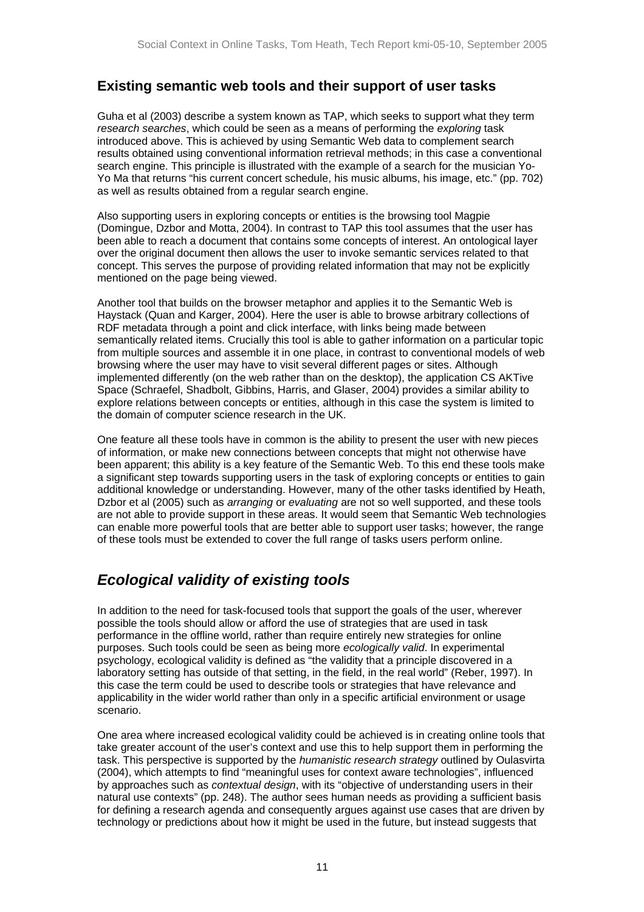## Existing semantic web tools and their support of user tasks

Guha et al (2003) describe a system known as TAP, which seeks to support what they term *research searches*, which could be seen as a means of performing the *exploring* task introduced above. This is achieved by using Semantic Web data to complement search results obtained using conventional information retrieval methods; in this case a conventional search engine. This principle is illustrated with the example of a search for the musician Yo-Yo Ma that returns "his current concert schedule, his music albums, his image, etc." (pp. 702) as well as results obtained from a regular search engine.

Also supporting users in exploring concepts or entities is the browsing tool Magpie (Domingue, Dzbor and Motta, 2004). In contrast to TAP this tool assumes that the user has been able to reach a document that contains some concepts of interest. An ontological layer over the original document then allows the user to invoke semantic services related to that concept. This serves the purpose of providing related information that may not be explicitly mentioned on the page being viewed.

Another tool that builds on the browser metaphor and applies it to the Semantic Web is Haystack (Quan and Karger, 2004). Here the user is able to browse arbitrary collections of RDF metadata through a point and click interface, with links being made between semantically related items. Crucially this tool is able to gather information on a particular topic from multiple sources and assemble it in one place, in contrast to conventional models of web browsing where the user may have to visit several different pages or sites. Although implemented differently (on the web rather than on the desktop), the application CS AKTive Space (Schraefel, Shadbolt, Gibbins, Harris, and Glaser, 2004) provides a similar ability to explore relations between concepts or entities, although in this case the system is limited to the domain of computer science research in the UK.

One feature all these tools have in common is the ability to present the user with new pieces of information, or make new connections between concepts that might not otherwise have been apparent; this ability is a key feature of the Semantic Web. To this end these tools make a significant step towards supporting users in the task of exploring concepts or entities to gain additional knowledge or understanding. However, many of the other tasks identified by Heath, Dzbor et al (2005) such as *arranging* or *evaluating* are not so well supported, and these tools are not able to provide support in these areas. It would seem that Semantic Web technologies can enable more powerful tools that are better able to support user tasks; however, the range of these tools must be extended to cover the full range of tasks users perform online.

## *Ecological validity of existing tools*

In addition to the need for task-focused tools that support the goals of the user, wherever possible the tools should allow or afford the use of strategies that are used in task performance in the offline world, rather than require entirely new strategies for online purposes. Such tools could be seen as being more *ecologically valid*. In experimental psychology, ecological validity is defined as "the validity that a principle discovered in a laboratory setting has outside of that setting, in the field, in the real world" (Reber, 1997). In this case the term could be used to describe tools or strategies that have relevance and applicability in the wider world rather than only in a specific artificial environment or usage scenario.

One area where increased ecological validity could be achieved is in creating online tools that take greater account of the user's context and use this to help support them in performing the task. This perspective is supported by the *humanistic research strategy* outlined by Oulasvirta (2004), which attempts to find "meaningful uses for context aware technologies", influenced by approaches such as *contextual design*, with its "objective of understanding users in their natural use contexts" (pp. 248). The author sees human needs as providing a sufficient basis for defining a research agenda and consequently argues against use cases that are driven by technology or predictions about how it might be used in the future, but instead suggests that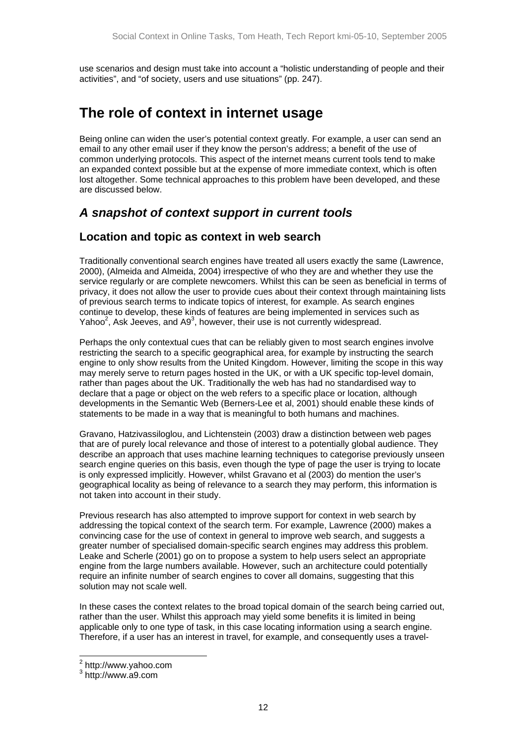use scenarios and design must take into account a "holistic understanding of people and their activities", and "of society, users and use situations" (pp. 247).

# The role of context in internet usage

Being online can widen the user's potential context greatly. For example, a user can send an email to any other email user if they know the person's address; a benefit of the use of common underlying protocols. This aspect of the internet means current tools tend to make an expanded context possible but at the expense of more immediate context, which is often lost altogether. Some technical approaches to this problem have been developed, and these are discussed below.

## *A snapshot of context support in current tools*

### Location and topic as context in web search

Traditionally conventional search engines have treated all users exactly the same (Lawrence, 2000), (Almeida and Almeida, 2004) irrespective of who they are and whether they use the service regularly or are complete newcomers. Whilst this can be seen as beneficial in terms of privacy, it does not allow the user to provide cues about their context through maintaining lists of previous search terms to indicate topics of interest, for example. As search engines continue to develop, these kinds of features are being implemented in services such as Yahoo[2], Ask Jeeves, and A9[3], however, their use is not currently widespread.

Perhaps the only contextual cues that can be reliably given to most search engines involve restricting the search to a specific geographical area, for example by instructing the search engine to only show results from the United Kingdom. However, limiting the scope in this way may merely serve to return pages hosted in the UK, or with a UK specific top-level domain, rather than pages about the UK. Traditionally the web has had no standardised way to declare that a page or object on the web refers to a specific place or location, although developments in the Semantic Web (Berners-Lee et al, 2001) should enable these kinds of statements to be made in a way that is meaningful to both humans and machines.

Gravano, Hatzivassiloglou, and Lichtenstein (2003) draw a distinction between web pages that are of purely local relevance and those of interest to a potentially global audience. They describe an approach that uses machine learning techniques to categorise previously unseen search engine queries on this basis, even though the type of page the user is trying to locate is only expressed implicitly. However, whilst Gravano et al (2003) do mention the user's geographical locality as being of relevance to a search they may perform, this information is not taken into account in their study.

Previous research has also attempted to improve support for context in web search by addressing the topical context of the search term. For example, Lawrence (2000) makes a convincing case for the use of context in general to improve web search, and suggests a greater number of specialised domain-specific search engines may address this problem. Leake and Scherle (2001) go on to propose a system to help users select an appropriate engine from the large numbers available. However, such an architecture could potentially require an infinite number of search engines to cover all domains, suggesting that this solution may not scale well.

In these cases the context relates to the broad topical domain of the search being carried out, rather than the user. Whilst this approach may yield some benefits it is limited in being applicable only to one type of task, in this case locating information using a search engine. Therefore, if a user has an interest in travel, for example, and consequently uses a travel-

[2] http://www.yahoo.com
[3] http://www.a9.com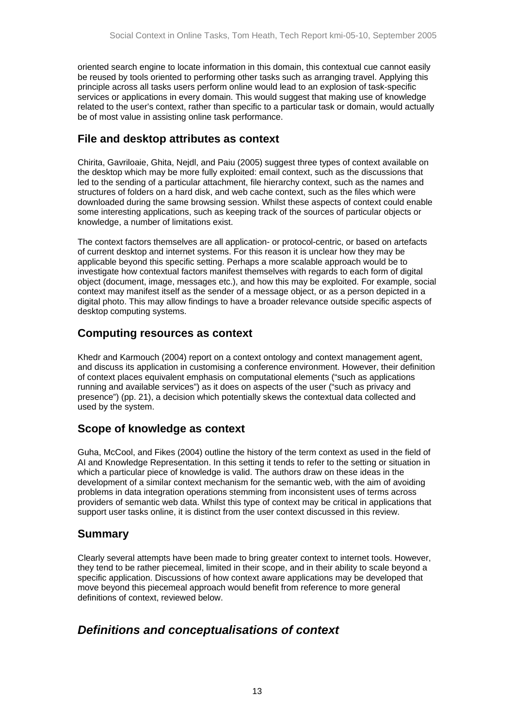oriented search engine to locate information in this domain, this contextual cue cannot easily be reused by tools oriented to performing other tasks such as arranging travel. Applying this principle across all tasks users perform online would lead to an explosion of task-specific services or applications in every domain. This would suggest that making use of knowledge related to the user's context, rather than specific to a particular task or domain, would actually be of most value in assisting online task performance.

## File and desktop attributes as context

Chirita, Gavriloaie, Ghita, Nejdl, and Paiu (2005) suggest three types of context available on the desktop which may be more fully exploited: email context, such as the discussions that led to the sending of a particular attachment, file hierarchy context, such as the names and structures of folders on a hard disk, and web cache context, such as the files which were downloaded during the same browsing session. Whilst these aspects of context could enable some interesting applications, such as keeping track of the sources of particular objects or knowledge, a number of limitations exist.

The context factors themselves are all application- or protocol-centric, or based on artefacts of current desktop and internet systems. For this reason it is unclear how they may be applicable beyond this specific setting. Perhaps a more scalable approach would be to investigate how contextual factors manifest themselves with regards to each form of digital object (document, image, messages etc.), and how this may be exploited. For example, social context may manifest itself as the sender of a message object, or as a person depicted in a digital photo. This may allow findings to have a broader relevance outside specific aspects of desktop computing systems.

## Computing resources as context

Khedr and Karmouch (2004) report on a context ontology and context management agent, and discuss its application in customising a conference environment. However, their definition of context places equivalent emphasis on computational elements ("such as applications running and available services") as it does on aspects of the user ("such as privacy and presence") (pp. 21), a decision which potentially skews the contextual data collected and used by the system.

## Scope of knowledge as context

Guha, McCool, and Fikes (2004) outline the history of the term context as used in the field of AI and Knowledge Representation. In this setting it tends to refer to the setting or situation in which a particular piece of knowledge is valid. The authors draw on these ideas in the development of a similar context mechanism for the semantic web, with the aim of avoiding problems in data integration operations stemming from inconsistent uses of terms across providers of semantic web data. Whilst this type of context may be critical in applications that support user tasks online, it is distinct from the user context discussed in this review.

## Summary

Clearly several attempts have been made to bring greater context to internet tools. However, they tend to be rather piecemeal, limited in their scope, and in their ability to scale beyond a specific application. Discussions of how context aware applications may be developed that move beyond this piecemeal approach would benefit from reference to more general definitions of context, reviewed below.

# *Definitions and conceptualisations of context*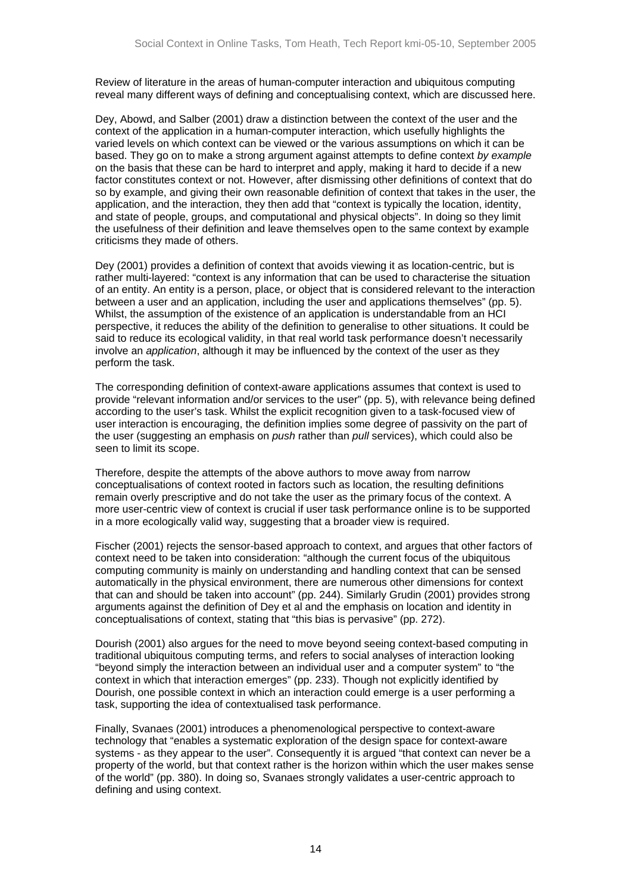Review of literature in the areas of human-computer interaction and ubiquitous computing reveal many different ways of defining and conceptualising context, which are discussed here.

Dey, Abowd, and Salber (2001) draw a distinction between the context of the user and the context of the application in a human-computer interaction, which usefully highlights the varied levels on which context can be viewed or the various assumptions on which it can be based. They go on to make a strong argument against attempts to define context *by example* on the basis that these can be hard to interpret and apply, making it hard to decide if a new factor constitutes context or not. However, after dismissing other definitions of context that do so by example, and giving their own reasonable definition of context that takes in the user, the application, and the interaction, they then add that "context is typically the location, identity, and state of people, groups, and computational and physical objects". In doing so they limit the usefulness of their definition and leave themselves open to the same context by example criticisms they made of others.

Dey (2001) provides a definition of context that avoids viewing it as location-centric, but is rather multi-layered: "context is any information that can be used to characterise the situation of an entity. An entity is a person, place, or object that is considered relevant to the interaction between a user and an application, including the user and applications themselves" (pp. 5). Whilst, the assumption of the existence of an application is understandable from an HCI perspective, it reduces the ability of the definition to generalise to other situations. It could be said to reduce its ecological validity, in that real world task performance doesn't necessarily involve an *application*, although it may be influenced by the context of the user as they perform the task.

The corresponding definition of context-aware applications assumes that context is used to provide "relevant information and/or services to the user" (pp. 5), with relevance being defined according to the user's task. Whilst the explicit recognition given to a task-focused view of user interaction is encouraging, the definition implies some degree of passivity on the part of the user (suggesting an emphasis on *push* rather than *pull* services), which could also be seen to limit its scope.

Therefore, despite the attempts of the above authors to move away from narrow conceptualisations of context rooted in factors such as location, the resulting definitions remain overly prescriptive and do not take the user as the primary focus of the context. A more user-centric view of context is crucial if user task performance online is to be supported in a more ecologically valid way, suggesting that a broader view is required.

Fischer (2001) rejects the sensor-based approach to context, and argues that other factors of context need to be taken into consideration: "although the current focus of the ubiquitous computing community is mainly on understanding and handling context that can be sensed automatically in the physical environment, there are numerous other dimensions for context that can and should be taken into account" (pp. 244). Similarly Grudin (2001) provides strong arguments against the definition of Dey et al and the emphasis on location and identity in conceptualisations of context, stating that "this bias is pervasive" (pp. 272).

Dourish (2001) also argues for the need to move beyond seeing context-based computing in traditional ubiquitous computing terms, and refers to social analyses of interaction looking "beyond simply the interaction between an individual user and a computer system" to "the context in which that interaction emerges" (pp. 233). Though not explicitly identified by Dourish, one possible context in which an interaction could emerge is a user performing a task, supporting the idea of contextualised task performance.

Finally, Svanaes (2001) introduces a phenomenological perspective to context-aware technology that "enables a systematic exploration of the design space for context-aware systems - as they appear to the user". Consequently it is argued "that context can never be a property of the world, but that context rather is the horizon within which the user makes sense of the world" (pp. 380). In doing so, Svanaes strongly validates a user-centric approach to defining and using context.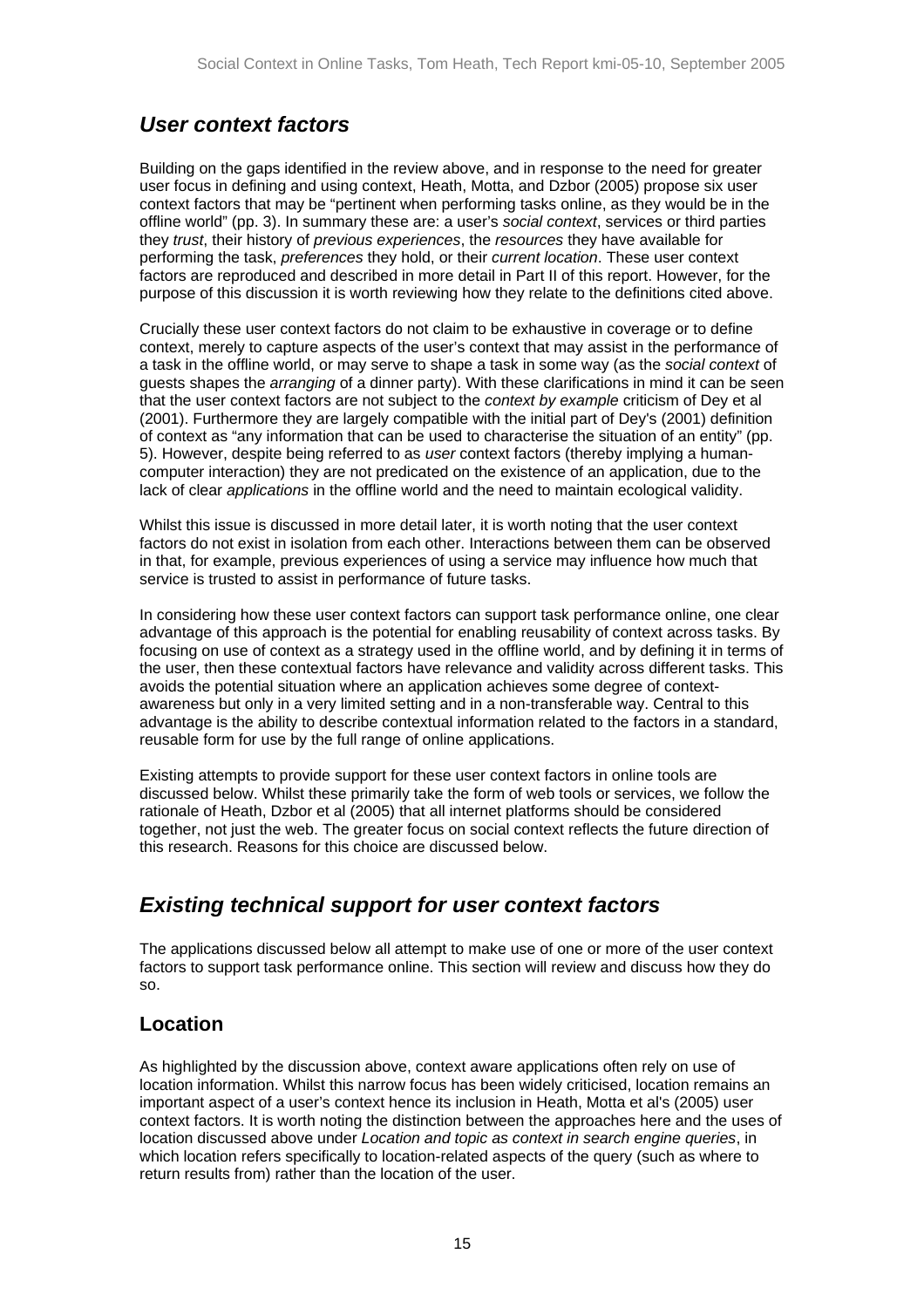## *User context factors*

Building on the gaps identified in the review above, and in response to the need for greater user focus in defining and using context, Heath, Motta, and Dzbor (2005) propose six user context factors that may be "pertinent when performing tasks online, as they would be in the offline world" (pp. 3). In summary these are: a user's *social context*, services or third parties they *trust*, their history of *previous experiences*, the *resources* they have available for performing the task, *preferences* they hold, or their *current location*. These user context factors are reproduced and described in more detail in Part II of this report. However, for the purpose of this discussion it is worth reviewing how they relate to the definitions cited above.

Crucially these user context factors do not claim to be exhaustive in coverage or to define context, merely to capture aspects of the user's context that may assist in the performance of a task in the offline world, or may serve to shape a task in some way (as the *social context* of guests shapes the *arranging* of a dinner party). With these clarifications in mind it can be seen that the user context factors are not subject to the *context by example* criticism of Dey et al (2001). Furthermore they are largely compatible with the initial part of Dey's (2001) definition of context as "any information that can be used to characterise the situation of an entity" (pp. 5). However, despite being referred to as *user* context factors (thereby implying a human-computer interaction) they are not predicated on the existence of an application, due to the lack of clear *applications* in the offline world and the need to maintain ecological validity.

Whilst this issue is discussed in more detail later, it is worth noting that the user context factors do not exist in isolation from each other. Interactions between them can be observed in that, for example, previous experiences of using a service may influence how much that service is trusted to assist in performance of future tasks.

In considering how these user context factors can support task performance online, one clear advantage of this approach is the potential for enabling reusability of context across tasks. By focusing on use of context as a strategy used in the offline world, and by defining it in terms of the user, then these contextual factors have relevance and validity across different tasks. This avoids the potential situation where an application achieves some degree of context-awareness but only in a very limited setting and in a non-transferable way. Central to this advantage is the ability to describe contextual information related to the factors in a standard, reusable form for use by the full range of online applications.

Existing attempts to provide support for these user context factors in online tools are discussed below. Whilst these primarily take the form of web tools or services, we follow the rationale of Heath, Dzbor et al (2005) that all internet platforms should be considered together, not just the web. The greater focus on social context reflects the future direction of this research. Reasons for this choice are discussed below.

## *Existing technical support for user context factors*

The applications discussed below all attempt to make use of one or more of the user context factors to support task performance online. This section will review and discuss how they do so.

### Location

As highlighted by the discussion above, context aware applications often rely on use of location information. Whilst this narrow focus has been widely criticised, location remains an important aspect of a user's context hence its inclusion in Heath, Motta et al's (2005) user context factors. It is worth noting the distinction between the approaches here and the uses of location discussed above under *Location and topic as context in search engine queries*, in which location refers specifically to location-related aspects of the query (such as where to return results from) rather than the location of the user.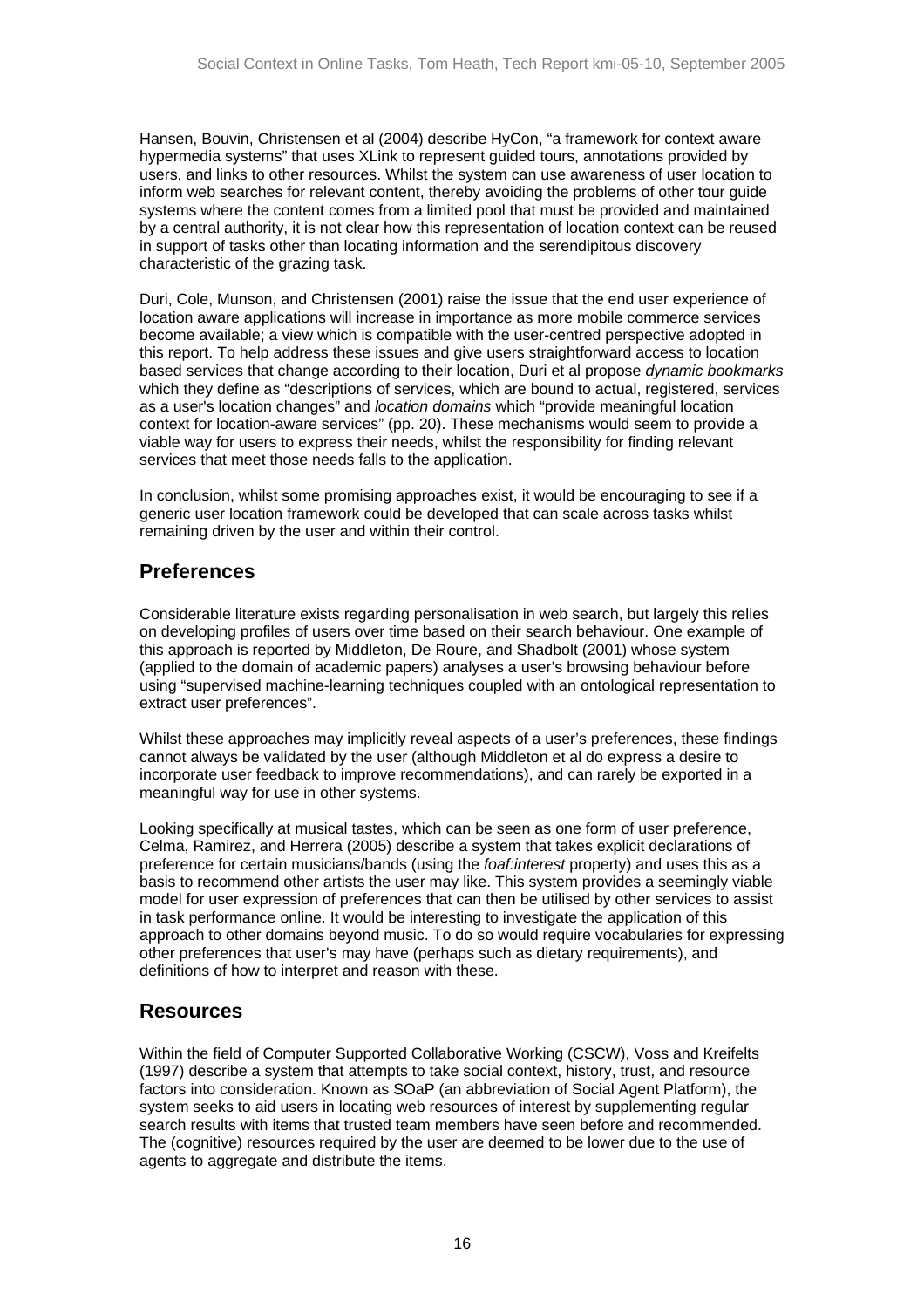Hansen, Bouvin, Christensen et al (2004) describe HyCon, "a framework for context aware hypermedia systems" that uses XLink to represent guided tours, annotations provided by users, and links to other resources. Whilst the system can use awareness of user location to inform web searches for relevant content, thereby avoiding the problems of other tour guide systems where the content comes from a limited pool that must be provided and maintained by a central authority, it is not clear how this representation of location context can be reused in support of tasks other than locating information and the serendipitous discovery characteristic of the grazing task.

Duri, Cole, Munson, and Christensen (2001) raise the issue that the end user experience of location aware applications will increase in importance as more mobile commerce services become available; a view which is compatible with the user-centred perspective adopted in this report. To help address these issues and give users straightforward access to location based services that change according to their location, Duri et al propose *dynamic bookmarks* which they define as "descriptions of services, which are bound to actual, registered, services as a user's location changes" and *location domains* which "provide meaningful location context for location-aware services" (pp. 20). These mechanisms would seem to provide a viable way for users to express their needs, whilst the responsibility for finding relevant services that meet those needs falls to the application.

In conclusion, whilst some promising approaches exist, it would be encouraging to see if a generic user location framework could be developed that can scale across tasks whilst remaining driven by the user and within their control.

## Preferences

Considerable literature exists regarding personalisation in web search, but largely this relies on developing profiles of users over time based on their search behaviour. One example of this approach is reported by Middleton, De Roure, and Shadbolt (2001) whose system (applied to the domain of academic papers) analyses a user's browsing behaviour before using "supervised machine-learning techniques coupled with an ontological representation to extract user preferences".

Whilst these approaches may implicitly reveal aspects of a user's preferences, these findings cannot always be validated by the user (although Middleton et al do express a desire to incorporate user feedback to improve recommendations), and can rarely be exported in a meaningful way for use in other systems.

Looking specifically at musical tastes, which can be seen as one form of user preference, Celma, Ramirez, and Herrera (2005) describe a system that takes explicit declarations of preference for certain musicians/bands (using the *foaf:interest* property) and uses this as a basis to recommend other artists the user may like. This system provides a seemingly viable model for user expression of preferences that can then be utilised by other services to assist in task performance online. It would be interesting to investigate the application of this approach to other domains beyond music. To do so would require vocabularies for expressing other preferences that user's may have (perhaps such as dietary requirements), and definitions of how to interpret and reason with these.

## Resources

Within the field of Computer Supported Collaborative Working (CSCW), Voss and Kreifelts (1997) describe a system that attempts to take social context, history, trust, and resource factors into consideration. Known as SOaP (an abbreviation of Social Agent Platform), the system seeks to aid users in locating web resources of interest by supplementing regular search results with items that trusted team members have seen before and recommended. The (cognitive) resources required by the user are deemed to be lower due to the use of agents to aggregate and distribute the items.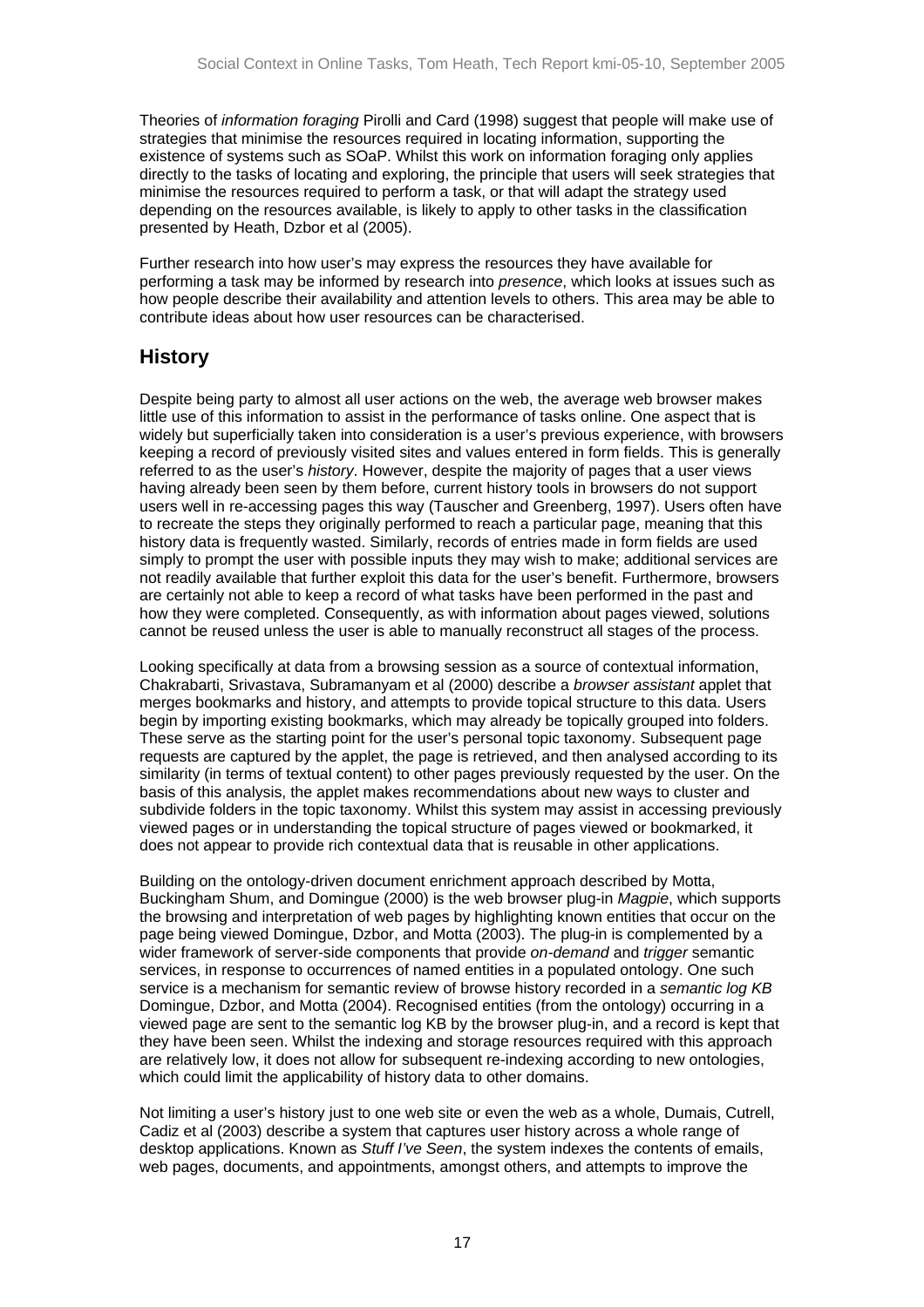Theories of *information foraging* Pirolli and Card (1998) suggest that people will make use of strategies that minimise the resources required in locating information, supporting the existence of systems such as SOaP. Whilst this work on information foraging only applies directly to the tasks of locating and exploring, the principle that users will seek strategies that minimise the resources required to perform a task, or that will adapt the strategy used depending on the resources available, is likely to apply to other tasks in the classification presented by Heath, Dzbor et al (2005).

Further research into how user's may express the resources they have available for performing a task may be informed by research into *presence*, which looks at issues such as how people describe their availability and attention levels to others. This area may be able to contribute ideas about how user resources can be characterised.

## History

Despite being party to almost all user actions on the web, the average web browser makes little use of this information to assist in the performance of tasks online. One aspect that is widely but superficially taken into consideration is a user's previous experience, with browsers keeping a record of previously visited sites and values entered in form fields. This is generally referred to as the user's *history*. However, despite the majority of pages that a user views having already been seen by them before, current history tools in browsers do not support users well in re-accessing pages this way (Tauscher and Greenberg, 1997). Users often have to recreate the steps they originally performed to reach a particular page, meaning that this history data is frequently wasted. Similarly, records of entries made in form fields are used simply to prompt the user with possible inputs they may wish to make; additional services are not readily available that further exploit this data for the user's benefit. Furthermore, browsers are certainly not able to keep a record of what tasks have been performed in the past and how they were completed. Consequently, as with information about pages viewed, solutions cannot be reused unless the user is able to manually reconstruct all stages of the process.

Looking specifically at data from a browsing session as a source of contextual information, Chakrabarti, Srivastava, Subramanyam et al (2000) describe a *browser assistant* applet that merges bookmarks and history, and attempts to provide topical structure to this data. Users begin by importing existing bookmarks, which may already be topically grouped into folders. These serve as the starting point for the user's personal topic taxonomy. Subsequent page requests are captured by the applet, the page is retrieved, and then analysed according to its similarity (in terms of textual content) to other pages previously requested by the user. On the basis of this analysis, the applet makes recommendations about new ways to cluster and subdivide folders in the topic taxonomy. Whilst this system may assist in accessing previously viewed pages or in understanding the topical structure of pages viewed or bookmarked, it does not appear to provide rich contextual data that is reusable in other applications.

Building on the ontology-driven document enrichment approach described by Motta, Buckingham Shum, and Domingue (2000) is the web browser plug-in *Magpie*, which supports the browsing and interpretation of web pages by highlighting known entities that occur on the page being viewed Domingue, Dzbor, and Motta (2003). The plug-in is complemented by a wider framework of server-side components that provide *on-demand* and *trigger* semantic services, in response to occurrences of named entities in a populated ontology. One such service is a mechanism for semantic review of browse history recorded in a *semantic log KB* Domingue, Dzbor, and Motta (2004). Recognised entities (from the ontology) occurring in a viewed page are sent to the semantic log KB by the browser plug-in, and a record is kept that they have been seen. Whilst the indexing and storage resources required with this approach are relatively low, it does not allow for subsequent re-indexing according to new ontologies, which could limit the applicability of history data to other domains.

Not limiting a user's history just to one web site or even the web as a whole, Dumais, Cutrell, Cadiz et al (2003) describe a system that captures user history across a whole range of desktop applications. Known as *Stuff I've Seen*, the system indexes the contents of emails, web pages, documents, and appointments, amongst others, and attempts to improve the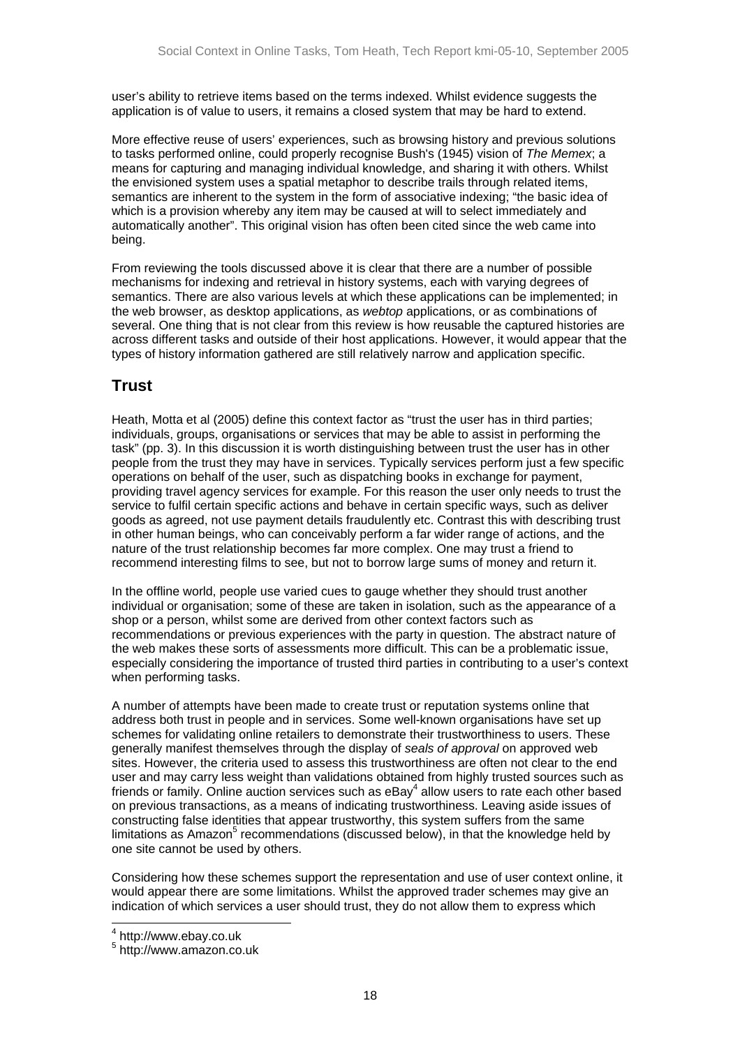user's ability to retrieve items based on the terms indexed. Whilst evidence suggests the application is of value to users, it remains a closed system that may be hard to extend.

More effective reuse of users' experiences, such as browsing history and previous solutions to tasks performed online, could properly recognise Bush's (1945) vision of *The Memex*; a means for capturing and managing individual knowledge, and sharing it with others. Whilst the envisioned system uses a spatial metaphor to describe trails through related items, semantics are inherent to the system in the form of associative indexing; "the basic idea of which is a provision whereby any item may be caused at will to select immediately and automatically another". This original vision has often been cited since the web came into being.

From reviewing the tools discussed above it is clear that there are a number of possible mechanisms for indexing and retrieval in history systems, each with varying degrees of semantics. There are also various levels at which these applications can be implemented; in the web browser, as desktop applications, as *webtop* applications, or as combinations of several. One thing that is not clear from this review is how reusable the captured histories are across different tasks and outside of their host applications. However, it would appear that the types of history information gathered are still relatively narrow and application specific.

## Trust

Heath, Motta et al (2005) define this context factor as "trust the user has in third parties; individuals, groups, organisations or services that may be able to assist in performing the task" (pp. 3). In this discussion it is worth distinguishing between trust the user has in other people from the trust they may have in services. Typically services perform just a few specific operations on behalf of the user, such as dispatching books in exchange for payment, providing travel agency services for example. For this reason the user only needs to trust the service to fulfil certain specific actions and behave in certain specific ways, such as deliver goods as agreed, not use payment details fraudulently etc. Contrast this with describing trust in other human beings, who can conceivably perform a far wider range of actions, and the nature of the trust relationship becomes far more complex. One may trust a friend to recommend interesting films to see, but not to borrow large sums of money and return it.

In the offline world, people use varied cues to gauge whether they should trust another individual or organisation; some of these are taken in isolation, such as the appearance of a shop or a person, whilst some are derived from other context factors such as recommendations or previous experiences with the party in question. The abstract nature of the web makes these sorts of assessments more difficult. This can be a problematic issue, especially considering the importance of trusted third parties in contributing to a user's context when performing tasks.

A number of attempts have been made to create trust or reputation systems online that address both trust in people and in services. Some well-known organisations have set up schemes for validating online retailers to demonstrate their trustworthiness to users. These generally manifest themselves through the display of *seals of approval* on approved web sites. However, the criteria used to assess this trustworthiness are often not clear to the end user and may carry less weight than validations obtained from highly trusted sources such as friends or family. Online auction services such as eBay[4] allow users to rate each other based on previous transactions, as a means of indicating trustworthiness. Leaving aside issues of constructing false identities that appear trustworthy, this system suffers from the same limitations as Amazon[5] recommendations (discussed below), in that the knowledge held by one site cannot be used by others.

Considering how these schemes support the representation and use of user context online, it would appear there are some limitations. Whilst the approved trader schemes may give an indication of which services a user should trust, they do not allow them to express which

[4] http://www.ebay.co.uk
[5] http://www.amazon.co.uk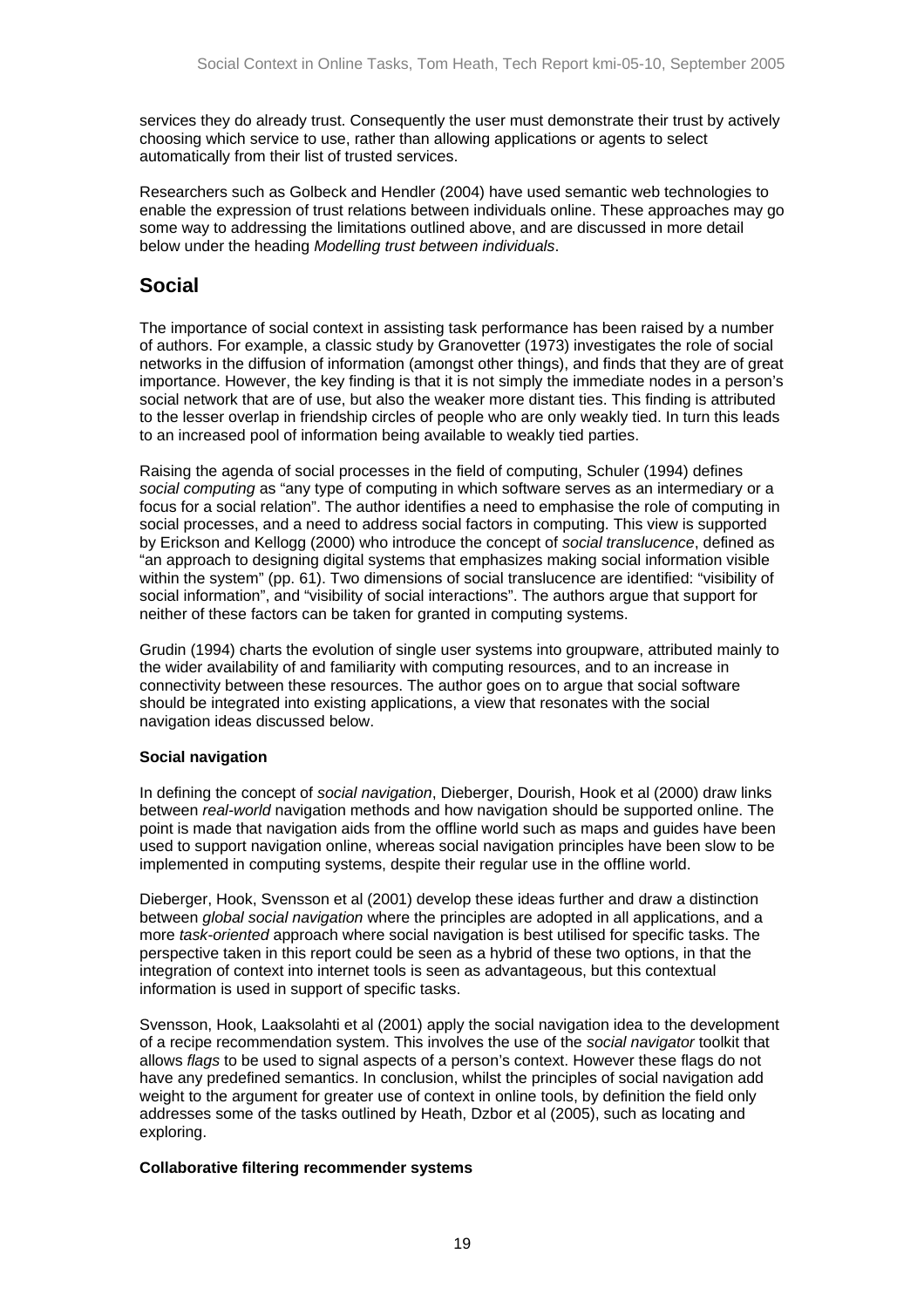services they do already trust. Consequently the user must demonstrate their trust by actively choosing which service to use, rather than allowing applications or agents to select automatically from their list of trusted services.

Researchers such as Golbeck and Hendler (2004) have used semantic web technologies to enable the expression of trust relations between individuals online. These approaches may go some way to addressing the limitations outlined above, and are discussed in more detail below under the heading *Modelling trust between individuals*.

## Social

The importance of social context in assisting task performance has been raised by a number of authors. For example, a classic study by Granovetter (1973) investigates the role of social networks in the diffusion of information (amongst other things), and finds that they are of great importance. However, the key finding is that it is not simply the immediate nodes in a person's social network that are of use, but also the weaker more distant ties. This finding is attributed to the lesser overlap in friendship circles of people who are only weakly tied. In turn this leads to an increased pool of information being available to weakly tied parties.

Raising the agenda of social processes in the field of computing, Schuler (1994) defines *social computing* as "any type of computing in which software serves as an intermediary or a focus for a social relation". The author identifies a need to emphasise the role of computing in social processes, and a need to address social factors in computing. This view is supported by Erickson and Kellogg (2000) who introduce the concept of *social translucence*, defined as "an approach to designing digital systems that emphasizes making social information visible within the system" (pp. 61). Two dimensions of social translucence are identified: "visibility of social information", and "visibility of social interactions". The authors argue that support for neither of these factors can be taken for granted in computing systems.

Grudin (1994) charts the evolution of single user systems into groupware, attributed mainly to the wider availability of and familiarity with computing resources, and to an increase in connectivity between these resources. The author goes on to argue that social software should be integrated into existing applications, a view that resonates with the social navigation ideas discussed below.

### Social navigation

In defining the concept of *social navigation*, Dieberger, Dourish, Hook et al (2000) draw links between *real-world* navigation methods and how navigation should be supported online. The point is made that navigation aids from the offline world such as maps and guides have been used to support navigation online, whereas social navigation principles have been slow to be implemented in computing systems, despite their regular use in the offline world.

Dieberger, Hook, Svensson et al (2001) develop these ideas further and draw a distinction between *global social navigation* where the principles are adopted in all applications, and a more *task-oriented* approach where social navigation is best utilised for specific tasks. The perspective taken in this report could be seen as a hybrid of these two options, in that the integration of context into internet tools is seen as advantageous, but this contextual information is used in support of specific tasks.

Svensson, Hook, Laaksolahti et al (2001) apply the social navigation idea to the development of a recipe recommendation system. This involves the use of the *social navigator* toolkit that allows *flags* to be used to signal aspects of a person's context. However these flags do not have any predefined semantics. In conclusion, whilst the principles of social navigation add weight to the argument for greater use of context in online tools, by definition the field only addresses some of the tasks outlined by Heath, Dzbor et al (2005), such as locating and exploring.

### Collaborative filtering recommender systems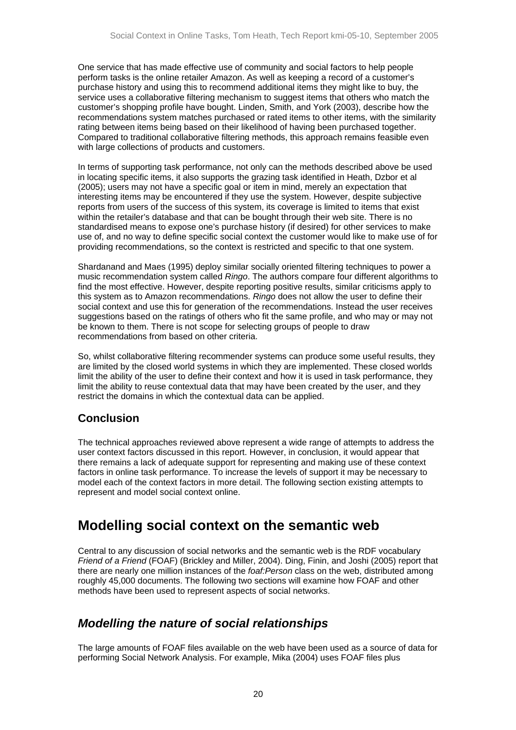One service that has made effective use of community and social factors to help people perform tasks is the online retailer Amazon. As well as keeping a record of a customer's purchase history and using this to recommend additional items they might like to buy, the service uses a collaborative filtering mechanism to suggest items that others who match the customer's shopping profile have bought. Linden, Smith, and York (2003), describe how the recommendations system matches purchased or rated items to other items, with the similarity rating between items being based on their likelihood of having been purchased together. Compared to traditional collaborative filtering methods, this approach remains feasible even with large collections of products and customers.

In terms of supporting task performance, not only can the methods described above be used in locating specific items, it also supports the grazing task identified in Heath, Dzbor et al (2005); users may not have a specific goal or item in mind, merely an expectation that interesting items may be encountered if they use the system. However, despite subjective reports from users of the success of this system, its coverage is limited to items that exist within the retailer's database and that can be bought through their web site. There is no standardised means to expose one's purchase history (if desired) for other services to make use of, and no way to define specific social context the customer would like to make use of for providing recommendations, so the context is restricted and specific to that one system.

Shardanand and Maes (1995) deploy similar socially oriented filtering techniques to power a music recommendation system called *Ringo*. The authors compare four different algorithms to find the most effective. However, despite reporting positive results, similar criticisms apply to this system as to Amazon recommendations. *Ringo* does not allow the user to define their social context and use this for generation of the recommendations. Instead the user receives suggestions based on the ratings of others who fit the same profile, and who may or may not be known to them. There is not scope for selecting groups of people to draw recommendations from based on other criteria.

So, whilst collaborative filtering recommender systems can produce some useful results, they are limited by the closed world systems in which they are implemented. These closed worlds limit the ability of the user to define their context and how it is used in task performance, they limit the ability to reuse contextual data that may have been created by the user, and they restrict the domains in which the contextual data can be applied.

### Conclusion

The technical approaches reviewed above represent a wide range of attempts to address the user context factors discussed in this report. However, in conclusion, it would appear that there remains a lack of adequate support for representing and making use of these context factors in online task performance. To increase the levels of support it may be necessary to model each of the context factors in more detail. The following section existing attempts to represent and model social context online.

# Modelling social context on the semantic web

Central to any discussion of social networks and the semantic web is the RDF vocabulary *Friend of a Friend* (FOAF) (Brickley and Miller, 2004). Ding, Finin, and Joshi (2005) report that there are nearly one million instances of the *foaf:Person* class on the web, distributed among roughly 45,000 documents. The following two sections will examine how FOAF and other methods have been used to represent aspects of social networks.

## *Modelling the nature of social relationships*

The large amounts of FOAF files available on the web have been used as a source of data for performing Social Network Analysis. For example, Mika (2004) uses FOAF files plus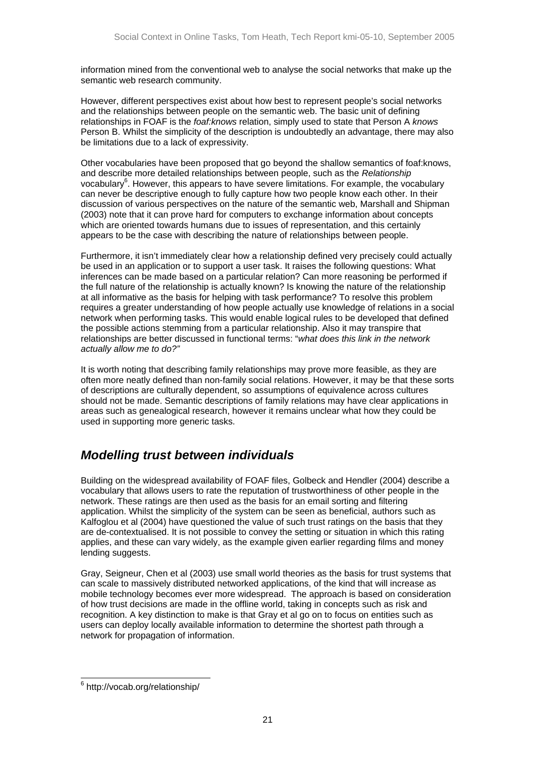information mined from the conventional web to analyse the social networks that make up the semantic web research community.

However, different perspectives exist about how best to represent people's social networks and the relationships between people on the semantic web. The basic unit of defining relationships in FOAF is the *foaf:knows* relation, simply used to state that Person A *knows* Person B. Whilst the simplicity of the description is undoubtedly an advantage, there may also be limitations due to a lack of expressivity.

Other vocabularies have been proposed that go beyond the shallow semantics of foaf:knows, and describe more detailed relationships between people, such as the *Relationship* vocabulary[6]. However, this appears to have severe limitations. For example, the vocabulary can never be descriptive enough to fully capture how two people know each other. In their discussion of various perspectives on the nature of the semantic web, Marshall and Shipman (2003) note that it can prove hard for computers to exchange information about concepts which are oriented towards humans due to issues of representation, and this certainly appears to be the case with describing the nature of relationships between people.

Furthermore, it isn't immediately clear how a relationship defined very precisely could actually be used in an application or to support a user task. It raises the following questions: What inferences can be made based on a particular relation? Can more reasoning be performed if the full nature of the relationship is actually known? Is knowing the nature of the relationship at all informative as the basis for helping with task performance? To resolve this problem requires a greater understanding of how people actually use knowledge of relations in a social network when performing tasks. This would enable logical rules to be developed that defined the possible actions stemming from a particular relationship. Also it may transpire that relationships are better discussed in functional terms: "*what does this link in the network actually allow me to do?*"

It is worth noting that describing family relationships may prove more feasible, as they are often more neatly defined than non-family social relations. However, it may be that these sorts of descriptions are culturally dependent, so assumptions of equivalence across cultures should not be made. Semantic descriptions of family relations may have clear applications in areas such as genealogical research, however it remains unclear what how they could be used in supporting more generic tasks.

## *Modelling trust between individuals*

Building on the widespread availability of FOAF files, Golbeck and Hendler (2004) describe a vocabulary that allows users to rate the reputation of trustworthiness of other people in the network. These ratings are then used as the basis for an email sorting and filtering application. Whilst the simplicity of the system can be seen as beneficial, authors such as Kalfoglou et al (2004) have questioned the value of such trust ratings on the basis that they are de-contextualised. It is not possible to convey the setting or situation in which this rating applies, and these can vary widely, as the example given earlier regarding films and money lending suggests.

Gray, Seigneur, Chen et al (2003) use small world theories as the basis for trust systems that can scale to massively distributed networked applications, of the kind that will increase as mobile technology becomes ever more widespread. The approach is based on consideration of how trust decisions are made in the offline world, taking in concepts such as risk and recognition. A key distinction to make is that Gray et al go on to focus on entities such as users can deploy locally available information to determine the shortest path through a network for propagation of information.

[6] http://vocab.org/relationship/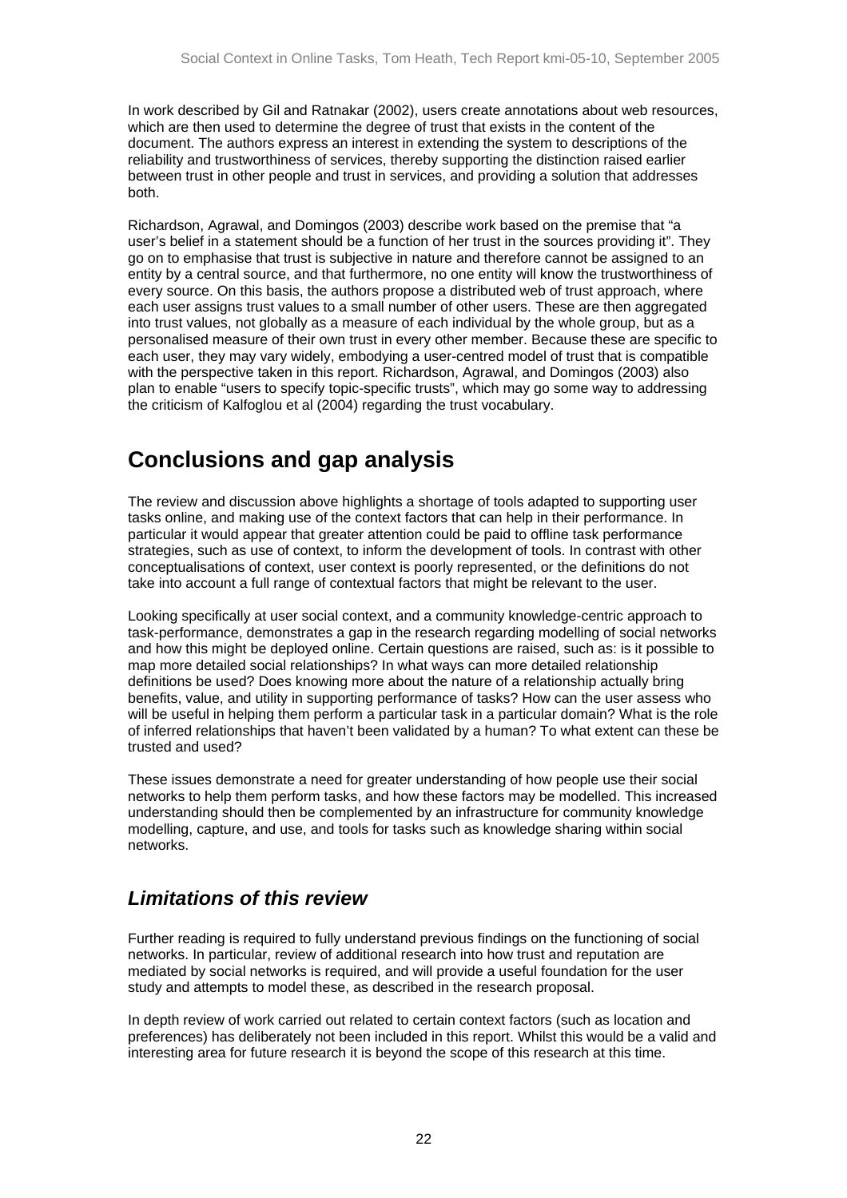In work described by Gil and Ratnakar (2002), users create annotations about web resources, which are then used to determine the degree of trust that exists in the content of the document. The authors express an interest in extending the system to descriptions of the reliability and trustworthiness of services, thereby supporting the distinction raised earlier between trust in other people and trust in services, and providing a solution that addresses both.

Richardson, Agrawal, and Domingos (2003) describe work based on the premise that "a user's belief in a statement should be a function of her trust in the sources providing it". They go on to emphasise that trust is subjective in nature and therefore cannot be assigned to an entity by a central source, and that furthermore, no one entity will know the trustworthiness of every source. On this basis, the authors propose a distributed web of trust approach, where each user assigns trust values to a small number of other users. These are then aggregated into trust values, not globally as a measure of each individual by the whole group, but as a personalised measure of their own trust in every other member. Because these are specific to each user, they may vary widely, embodying a user-centred model of trust that is compatible with the perspective taken in this report. Richardson, Agrawal, and Domingos (2003) also plan to enable "users to specify topic-specific trusts", which may go some way to addressing the criticism of Kalfoglou et al (2004) regarding the trust vocabulary.

# Conclusions and gap analysis

The review and discussion above highlights a shortage of tools adapted to supporting user tasks online, and making use of the context factors that can help in their performance. In particular it would appear that greater attention could be paid to offline task performance strategies, such as use of context, to inform the development of tools. In contrast with other conceptualisations of context, user context is poorly represented, or the definitions do not take into account a full range of contextual factors that might be relevant to the user.

Looking specifically at user social context, and a community knowledge-centric approach to task-performance, demonstrates a gap in the research regarding modelling of social networks and how this might be deployed online. Certain questions are raised, such as: is it possible to map more detailed social relationships? In what ways can more detailed relationship definitions be used? Does knowing more about the nature of a relationship actually bring benefits, value, and utility in supporting performance of tasks? How can the user assess who will be useful in helping them perform a particular task in a particular domain? What is the role of inferred relationships that haven't been validated by a human? To what extent can these be trusted and used?

These issues demonstrate a need for greater understanding of how people use their social networks to help them perform tasks, and how these factors may be modelled. This increased understanding should then be complemented by an infrastructure for community knowledge modelling, capture, and use, and tools for tasks such as knowledge sharing within social networks.

## *Limitations of this review*

Further reading is required to fully understand previous findings on the functioning of social networks. In particular, review of additional research into how trust and reputation are mediated by social networks is required, and will provide a useful foundation for the user study and attempts to model these, as described in the research proposal.

In depth review of work carried out related to certain context factors (such as location and preferences) has deliberately not been included in this report. Whilst this would be a valid and interesting area for future research it is beyond the scope of this research at this time.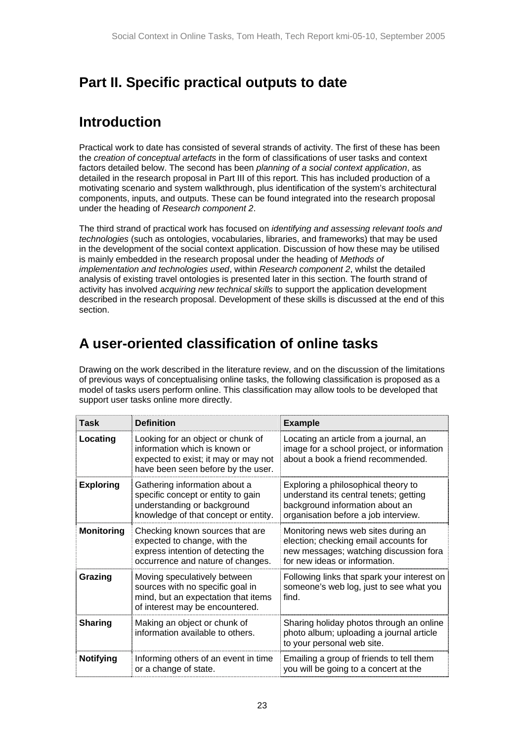# Part II. Specific practical outputs to date

## Introduction

Practical work to date has consisted of several strands of activity. The first of these has been the *creation of conceptual artefacts* in the form of classifications of user tasks and context factors detailed below. The second has been *planning of a social context application*, as detailed in the research proposal in Part III of this report. This has included production of a motivating scenario and system walkthrough, plus identification of the system's architectural components, inputs, and outputs. These can be found integrated into the research proposal under the heading of *Research component 2*.

The third strand of practical work has focused on *identifying and assessing relevant tools and technologies* (such as ontologies, vocabularies, libraries, and frameworks) that may be used in the development of the social context application. Discussion of how these may be utilised is mainly embedded in the research proposal under the heading of *Methods of implementation and technologies used*, within *Research component 2*, whilst the detailed analysis of existing travel ontologies is presented later in this section. The fourth strand of activity has involved *acquiring new technical skills* to support the application development described in the research proposal. Development of these skills is discussed at the end of this section.

## A user-oriented classification of online tasks

Drawing on the work described in the literature review, and on the discussion of the limitations of previous ways of conceptualising online tasks, the following classification is proposed as a model of tasks users perform online. This classification may allow tools to be developed that support user tasks online more directly.

| Task | Definition | Example |
|---|---|---|
| **Locating** | Looking for an object or chunk of information which is known or expected to exist; it may or may not have been seen before by the user. | Locating an article from a journal, an image for a school project, or information about a book a friend recommended. |
| **Exploring** | Gathering information about a specific concept or entity to gain understanding or background knowledge of that concept or entity. | Exploring a philosophical theory to understand its central tenets; getting background information about an organisation before a job interview. |
| **Monitoring** | Checking known sources that are expected to change, with the express intention of detecting the occurrence and nature of changes. | Monitoring news web sites during an election; checking email accounts for new messages; watching discussion fora for new ideas or information. |
| **Grazing** | Moving speculatively between sources with no specific goal in mind, but an expectation that items of interest may be encountered. | Following links that spark your interest on someone's web log, just to see what you find. |
| **Sharing** | Making an object or chunk of information available to others. | Sharing holiday photos through an online photo album; uploading a journal article to your personal web site. |
| **Notifying** | Informing others of an event in time or a change of state. | Emailing a group of friends to tell them you will be going to a concert at the |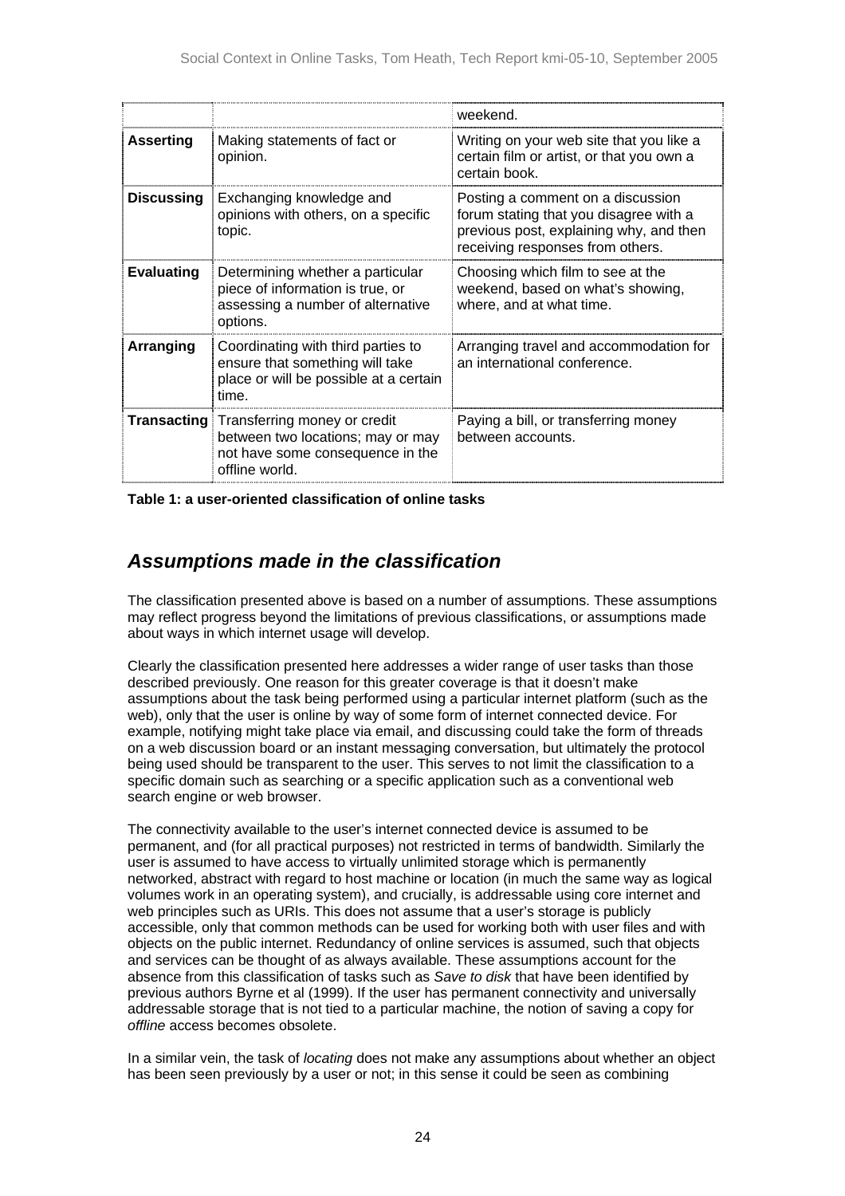| | | weekend. |
|---|---|---|
| **Asserting** | Making statements of fact or opinion. | Writing on your web site that you like a certain film or artist, or that you own a certain book. |
| **Discussing** | Exchanging knowledge and opinions with others, on a specific topic. | Posting a comment on a discussion forum stating that you disagree with a previous post, explaining why, and then receiving responses from others. |
| **Evaluating** | Determining whether a particular piece of information is true, or assessing a number of alternative options. | Choosing which film to see at the weekend, based on what's showing, where, and at what time. |
| **Arranging** | Coordinating with third parties to ensure that something will take place or will be possible at a certain time. | Arranging travel and accommodation for an international conference. |
| **Transacting** | Transferring money or credit between two locations; may or may not have some consequence in the offline world. | Paying a bill, or transferring money between accounts. |

**Table 1: a user-oriented classification of online tasks**

## *Assumptions made in the classification*

The classification presented above is based on a number of assumptions. These assumptions may reflect progress beyond the limitations of previous classifications, or assumptions made about ways in which internet usage will develop.

Clearly the classification presented here addresses a wider range of user tasks than those described previously. One reason for this greater coverage is that it doesn't make assumptions about the task being performed using a particular internet platform (such as the web), only that the user is online by way of some form of internet connected device. For example, notifying might take place via email, and discussing could take the form of threads on a web discussion board or an instant messaging conversation, but ultimately the protocol being used should be transparent to the user. This serves to not limit the classification to a specific domain such as searching or a specific application such as a conventional web search engine or web browser.

The connectivity available to the user's internet connected device is assumed to be permanent, and (for all practical purposes) not restricted in terms of bandwidth. Similarly the user is assumed to have access to virtually unlimited storage which is permanently networked, abstract with regard to host machine or location (in much the same way as logical volumes work in an operating system), and crucially, is addressable using core internet and web principles such as URIs. This does not assume that a user's storage is publicly accessible, only that common methods can be used for working both with user files and with objects on the public internet. Redundancy of online services is assumed, such that objects and services can be thought of as always available. These assumptions account for the absence from this classification of tasks such as *Save to disk* that have been identified by previous authors Byrne et al (1999). If the user has permanent connectivity and universally addressable storage that is not tied to a particular machine, the notion of saving a copy for *offline* access becomes obsolete.

In a similar vein, the task of *locating* does not make any assumptions about whether an object has been seen previously by a user or not; in this sense it could be seen as combining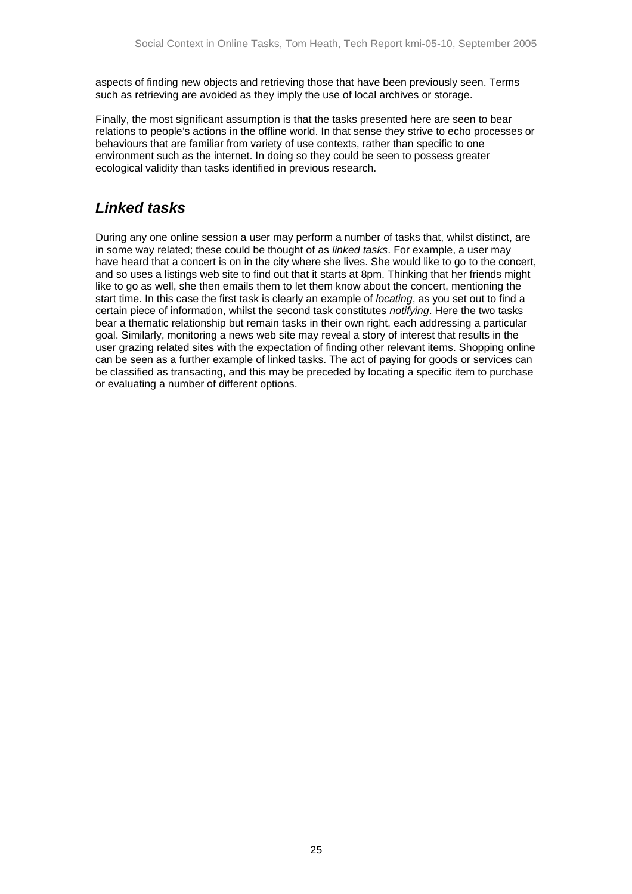aspects of finding new objects and retrieving those that have been previously seen. Terms such as retrieving are avoided as they imply the use of local archives or storage.

Finally, the most significant assumption is that the tasks presented here are seen to bear relations to people's actions in the offline world. In that sense they strive to echo processes or behaviours that are familiar from variety of use contexts, rather than specific to one environment such as the internet. In doing so they could be seen to possess greater ecological validity than tasks identified in previous research.

## ***Linked tasks***

During any one online session a user may perform a number of tasks that, whilst distinct, are in some way related; these could be thought of as *linked tasks*. For example, a user may have heard that a concert is on in the city where she lives. She would like to go to the concert, and so uses a listings web site to find out that it starts at 8pm. Thinking that her friends might like to go as well, she then emails them to let them know about the concert, mentioning the start time. In this case the first task is clearly an example of *locating*, as you set out to find a certain piece of information, whilst the second task constitutes *notifying*. Here the two tasks bear a thematic relationship but remain tasks in their own right, each addressing a particular goal. Similarly, monitoring a news web site may reveal a story of interest that results in the user grazing related sites with the expectation of finding other relevant items. Shopping online can be seen as a further example of linked tasks. The act of paying for goods or services can be classified as transacting, and this may be preceded by locating a specific item to purchase or evaluating a number of different options.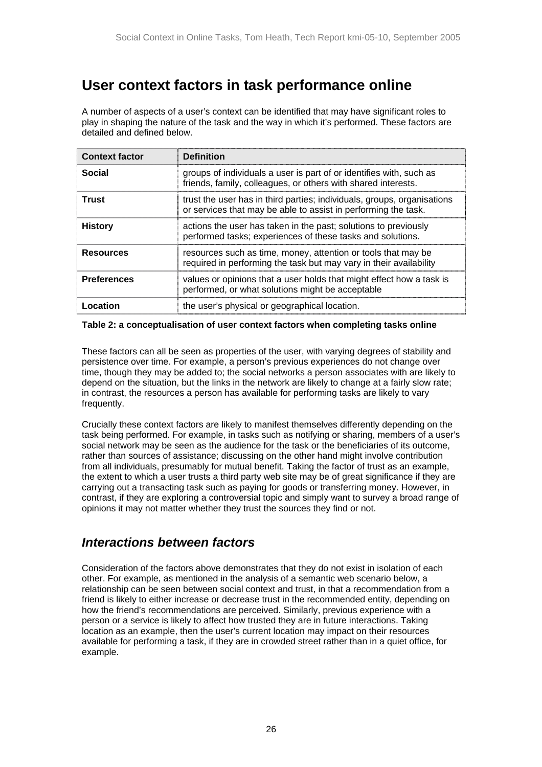## User context factors in task performance online

A number of aspects of a user's context can be identified that may have significant roles to play in shaping the nature of the task and the way in which it's performed. These factors are detailed and defined below.

| Context factor | Definition |
| --- | --- |
| **Social** | groups of individuals a user is part of or identifies with, such as friends, family, colleagues, or others with shared interests. |
| **Trust** | trust the user has in third parties; individuals, groups, organisations or services that may be able to assist in performing the task. |
| **History** | actions the user has taken in the past; solutions to previously performed tasks; experiences of these tasks and solutions. |
| **Resources** | resources such as time, money, attention or tools that may be required in performing the task but may vary in their availability |
| **Preferences** | values or opinions that a user holds that might effect how a task is performed, or what solutions might be acceptable |
| **Location** | the user's physical or geographical location. |

**Table 2: a conceptualisation of user context factors when completing tasks online**

These factors can all be seen as properties of the user, with varying degrees of stability and persistence over time. For example, a person's previous experiences do not change over time, though they may be added to; the social networks a person associates with are likely to depend on the situation, but the links in the network are likely to change at a fairly slow rate; in contrast, the resources a person has available for performing tasks are likely to vary frequently.

Crucially these context factors are likely to manifest themselves differently depending on the task being performed. For example, in tasks such as notifying or sharing, members of a user's social network may be seen as the audience for the task or the beneficiaries of its outcome, rather than sources of assistance; discussing on the other hand might involve contribution from all individuals, presumably for mutual benefit. Taking the factor of trust as an example, the extent to which a user trusts a third party web site may be of great significance if they are carrying out a transacting task such as paying for goods or transferring money. However, in contrast, if they are exploring a controversial topic and simply want to survey a broad range of opinions it may not matter whether they trust the sources they find or not.

### *Interactions between factors*

Consideration of the factors above demonstrates that they do not exist in isolation of each other. For example, as mentioned in the analysis of a semantic web scenario below, a relationship can be seen between social context and trust, in that a recommendation from a friend is likely to either increase or decrease trust in the recommended entity, depending on how the friend's recommendations are perceived. Similarly, previous experience with a person or a service is likely to affect how trusted they are in future interactions. Taking location as an example, then the user's current location may impact on their resources available for performing a task, if they are in crowded street rather than in a quiet office, for example.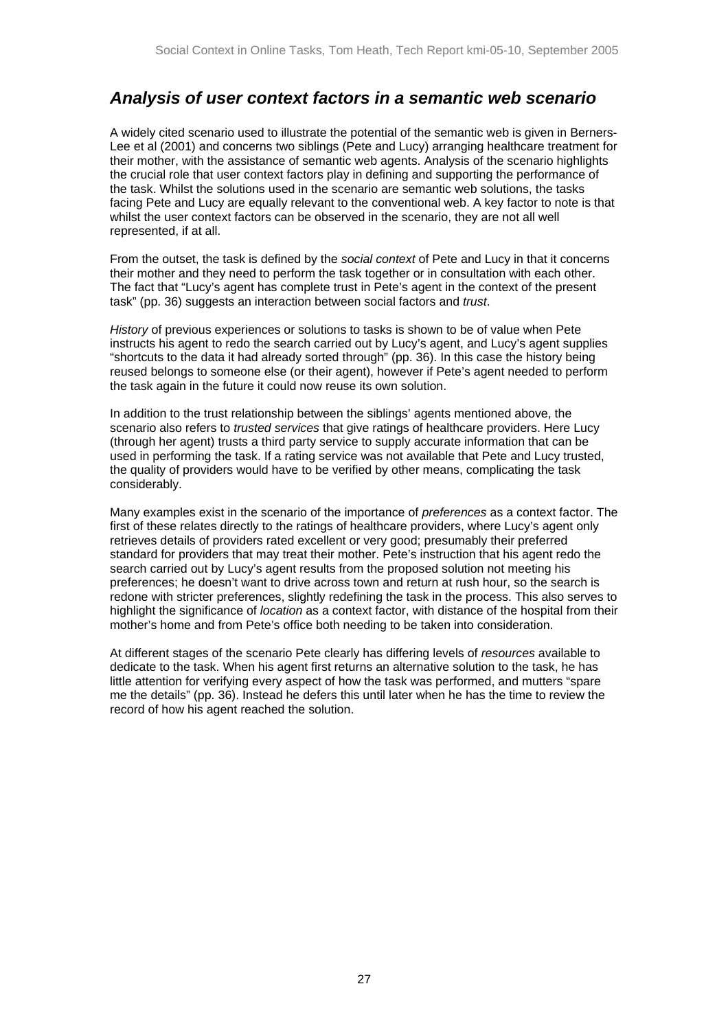## ***Analysis of user context factors in a semantic web scenario***

A widely cited scenario used to illustrate the potential of the semantic web is given in Berners-Lee et al (2001) and concerns two siblings (Pete and Lucy) arranging healthcare treatment for their mother, with the assistance of semantic web agents. Analysis of the scenario highlights the crucial role that user context factors play in defining and supporting the performance of the task. Whilst the solutions used in the scenario are semantic web solutions, the tasks facing Pete and Lucy are equally relevant to the conventional web. A key factor to note is that whilst the user context factors can be observed in the scenario, they are not all well represented, if at all.

From the outset, the task is defined by the *social context* of Pete and Lucy in that it concerns their mother and they need to perform the task together or in consultation with each other. The fact that "Lucy's agent has complete trust in Pete's agent in the context of the present task" (pp. 36) suggests an interaction between social factors and *trust*.

*History* of previous experiences or solutions to tasks is shown to be of value when Pete instructs his agent to redo the search carried out by Lucy's agent, and Lucy's agent supplies "shortcuts to the data it had already sorted through" (pp. 36). In this case the history being reused belongs to someone else (or their agent), however if Pete's agent needed to perform the task again in the future it could now reuse its own solution.

In addition to the trust relationship between the siblings' agents mentioned above, the scenario also refers to *trusted services* that give ratings of healthcare providers. Here Lucy (through her agent) trusts a third party service to supply accurate information that can be used in performing the task. If a rating service was not available that Pete and Lucy trusted, the quality of providers would have to be verified by other means, complicating the task considerably.

Many examples exist in the scenario of the importance of *preferences* as a context factor. The first of these relates directly to the ratings of healthcare providers, where Lucy's agent only retrieves details of providers rated excellent or very good; presumably their preferred standard for providers that may treat their mother. Pete's instruction that his agent redo the search carried out by Lucy's agent results from the proposed solution not meeting his preferences; he doesn't want to drive across town and return at rush hour, so the search is redone with stricter preferences, slightly redefining the task in the process. This also serves to highlight the significance of *location* as a context factor, with distance of the hospital from their mother's home and from Pete's office both needing to be taken into consideration.

At different stages of the scenario Pete clearly has differing levels of *resources* available to dedicate to the task. When his agent first returns an alternative solution to the task, he has little attention for verifying every aspect of how the task was performed, and mutters "spare me the details" (pp. 36). Instead he defers this until later when he has the time to review the record of how his agent reached the solution.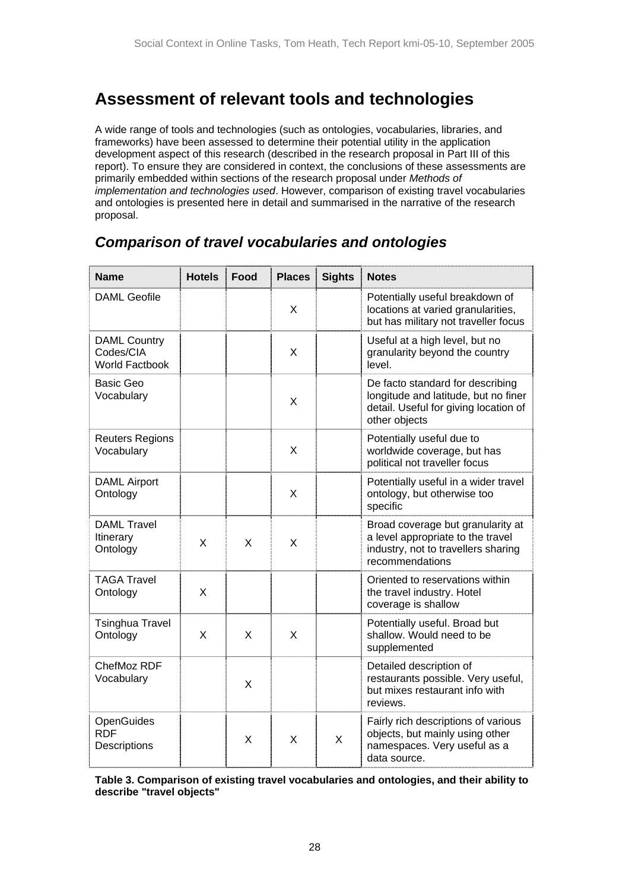# Assessment of relevant tools and technologies

A wide range of tools and technologies (such as ontologies, vocabularies, libraries, and frameworks) have been assessed to determine their potential utility in the application development aspect of this research (described in the research proposal in Part III of this report). To ensure they are considered in context, the conclusions of these assessments are primarily embedded within sections of the research proposal under *Methods of implementation and technologies used*. However, comparison of existing travel vocabularies and ontologies is presented here in detail and summarised in the narrative of the research proposal.

## *Comparison of travel vocabularies and ontologies*

| Name | Hotels | Food | Places | Sights | Notes |
|---|---|---|---|---|---|
| DAML Geofile | | | X | | Potentially useful breakdown of locations at varied granularities, but has military not traveller focus |
| DAML Country Codes/CIA World Factbook | | | X | | Useful at a high level, but no granularity beyond the country level. |
| Basic Geo Vocabulary | | | X | | De facto standard for describing longitude and latitude, but no finer detail. Useful for giving location of other objects |
| Reuters Regions Vocabulary | | | X | | Potentially useful due to worldwide coverage, but has political not traveller focus |
| DAML Airport Ontology | | | X | | Potentially useful in a wider travel ontology, but otherwise too specific |
| DAML Travel Itinerary Ontology | X | X | X | | Broad coverage but granularity at a level appropriate to the travel industry, not to travellers sharing recommendations |
| TAGA Travel Ontology | X | | | | Oriented to reservations within the travel industry. Hotel coverage is shallow |
| Tsinghua Travel Ontology | X | X | X | | Potentially useful. Broad but shallow. Would need to be supplemented |
| ChefMoz RDF Vocabulary | | X | | | Detailed description of restaurants possible. Very useful, but mixes restaurant info with reviews. |
| OpenGuides RDF Descriptions | | X | X | X | Fairly rich descriptions of various objects, but mainly using other namespaces. Very useful as a data source. |

**Table 3. Comparison of existing travel vocabularies and ontologies, and their ability to describe "travel objects"**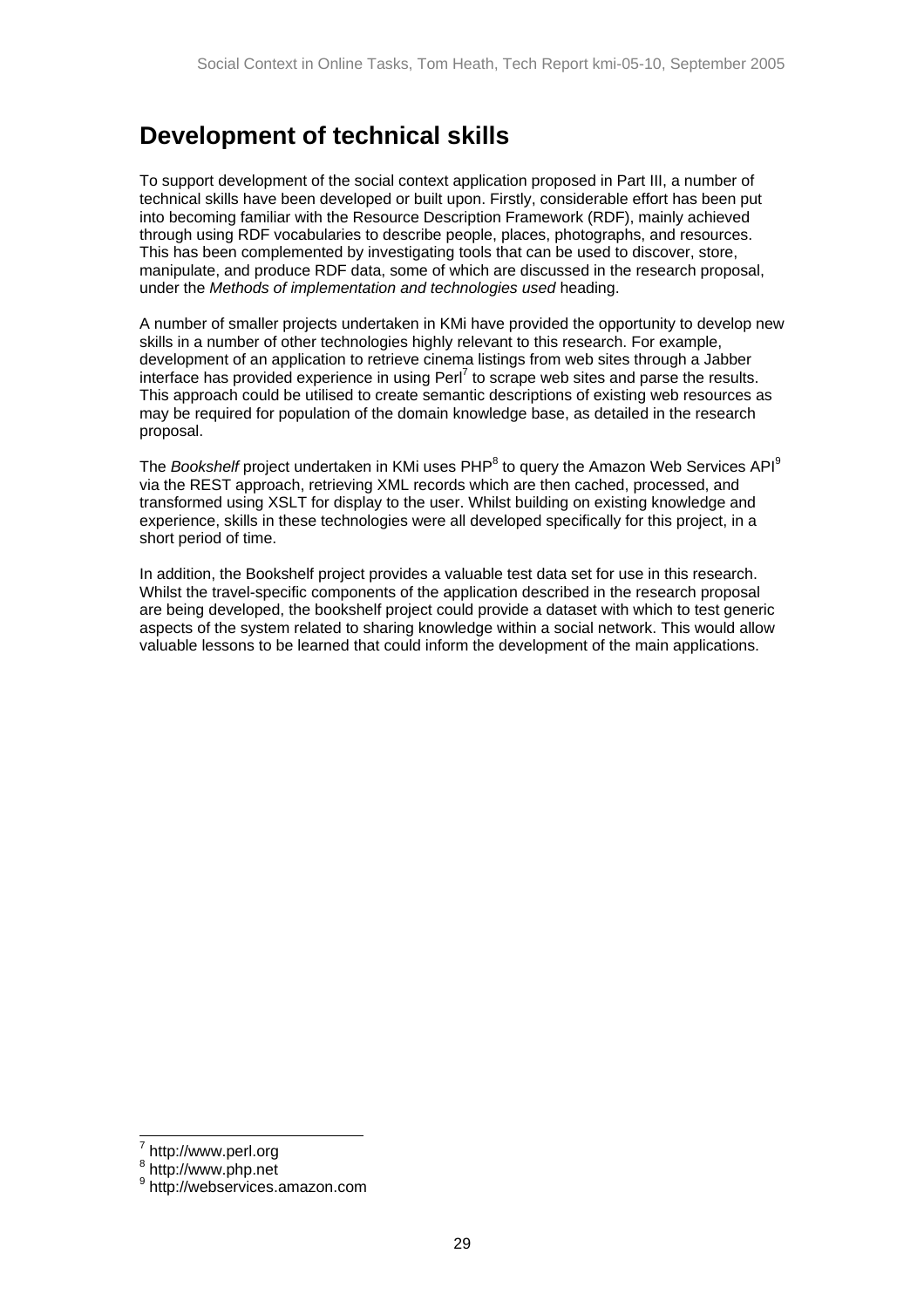# Development of technical skills

To support development of the social context application proposed in Part III, a number of technical skills have been developed or built upon. Firstly, considerable effort has been put into becoming familiar with the Resource Description Framework (RDF), mainly achieved through using RDF vocabularies to describe people, places, photographs, and resources. This has been complemented by investigating tools that can be used to discover, store, manipulate, and produce RDF data, some of which are discussed in the research proposal, under the *Methods of implementation and technologies used* heading.

A number of smaller projects undertaken in KMi have provided the opportunity to develop new skills in a number of other technologies highly relevant to this research. For example, development of an application to retrieve cinema listings from web sites through a Jabber interface has provided experience in using Perl[7] to scrape web sites and parse the results. This approach could be utilised to create semantic descriptions of existing web resources as may be required for population of the domain knowledge base, as detailed in the research proposal.

The *Bookshelf* project undertaken in KMi uses PHP[8] to query the Amazon Web Services API[9] via the REST approach, retrieving XML records which are then cached, processed, and transformed using XSLT for display to the user. Whilst building on existing knowledge and experience, skills in these technologies were all developed specifically for this project, in a short period of time.

In addition, the Bookshelf project provides a valuable test data set for use in this research. Whilst the travel-specific components of the application described in the research proposal are being developed, the bookshelf project could provide a dataset with which to test generic aspects of the system related to sharing knowledge within a social network. This would allow valuable lessons to be learned that could inform the development of the main applications.

---

[7] http://www.perl.org

[8] http://www.php.net

[9] http://webservices.amazon.com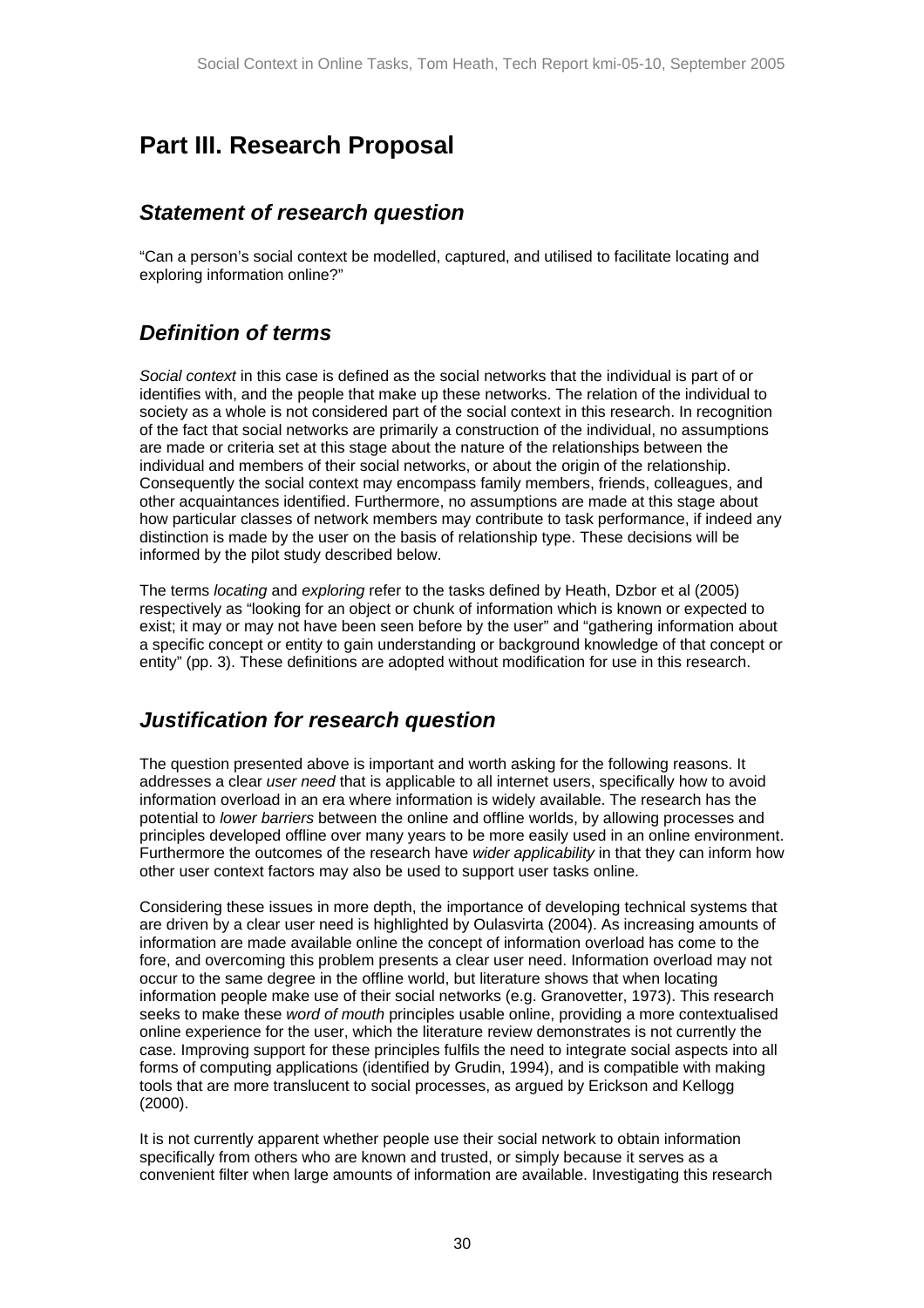# Part III. Research Proposal

## *Statement of research question*

"Can a person's social context be modelled, captured, and utilised to facilitate locating and exploring information online?"

## *Definition of terms*

*Social context* in this case is defined as the social networks that the individual is part of or identifies with, and the people that make up these networks. The relation of the individual to society as a whole is not considered part of the social context in this research. In recognition of the fact that social networks are primarily a construction of the individual, no assumptions are made or criteria set at this stage about the nature of the relationships between the individual and members of their social networks, or about the origin of the relationship. Consequently the social context may encompass family members, friends, colleagues, and other acquaintances identified. Furthermore, no assumptions are made at this stage about how particular classes of network members may contribute to task performance, if indeed any distinction is made by the user on the basis of relationship type. These decisions will be informed by the pilot study described below.

The terms *locating* and *exploring* refer to the tasks defined by Heath, Dzbor et al (2005) respectively as "looking for an object or chunk of information which is known or expected to exist; it may or may not have been seen before by the user" and "gathering information about a specific concept or entity to gain understanding or background knowledge of that concept or entity" (pp. 3). These definitions are adopted without modification for use in this research.

## *Justification for research question*

The question presented above is important and worth asking for the following reasons. It addresses a clear *user need* that is applicable to all internet users, specifically how to avoid information overload in an era where information is widely available. The research has the potential to *lower barriers* between the online and offline worlds, by allowing processes and principles developed offline over many years to be more easily used in an online environment. Furthermore the outcomes of the research have *wider applicability* in that they can inform how other user context factors may also be used to support user tasks online.

Considering these issues in more depth, the importance of developing technical systems that are driven by a clear user need is highlighted by Oulasvirta (2004). As increasing amounts of information are made available online the concept of information overload has come to the fore, and overcoming this problem presents a clear user need. Information overload may not occur to the same degree in the offline world, but literature shows that when locating information people make use of their social networks (e.g. Granovetter, 1973). This research seeks to make these *word of mouth* principles usable online, providing a more contextualised online experience for the user, which the literature review demonstrates is not currently the case. Improving support for these principles fulfils the need to integrate social aspects into all forms of computing applications (identified by Grudin, 1994), and is compatible with making tools that are more translucent to social processes, as argued by Erickson and Kellogg (2000).

It is not currently apparent whether people use their social network to obtain information specifically from others who are known and trusted, or simply because it serves as a convenient filter when large amounts of information are available. Investigating this research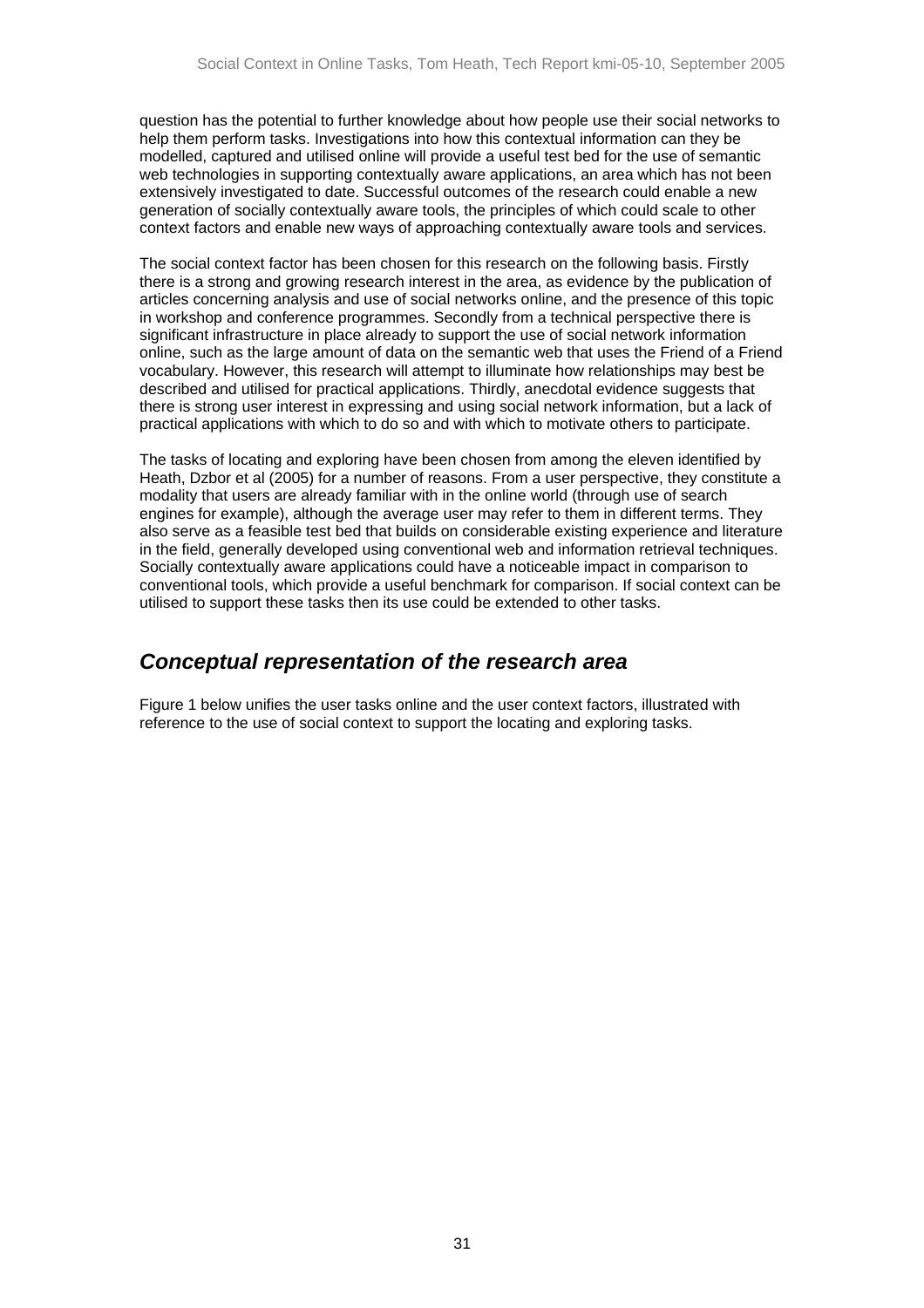question has the potential to further knowledge about how people use their social networks to help them perform tasks. Investigations into how this contextual information can they be modelled, captured and utilised online will provide a useful test bed for the use of semantic web technologies in supporting contextually aware applications, an area which has not been extensively investigated to date. Successful outcomes of the research could enable a new generation of socially contextually aware tools, the principles of which could scale to other context factors and enable new ways of approaching contextually aware tools and services.

The social context factor has been chosen for this research on the following basis. Firstly there is a strong and growing research interest in the area, as evidence by the publication of articles concerning analysis and use of social networks online, and the presence of this topic in workshop and conference programmes. Secondly from a technical perspective there is significant infrastructure in place already to support the use of social network information online, such as the large amount of data on the semantic web that uses the Friend of a Friend vocabulary. However, this research will attempt to illuminate how relationships may best be described and utilised for practical applications. Thirdly, anecdotal evidence suggests that there is strong user interest in expressing and using social network information, but a lack of practical applications with which to do so and with which to motivate others to participate.

The tasks of locating and exploring have been chosen from among the eleven identified by Heath, Dzbor et al (2005) for a number of reasons. From a user perspective, they constitute a modality that users are already familiar with in the online world (through use of search engines for example), although the average user may refer to them in different terms. They also serve as a feasible test bed that builds on considerable existing experience and literature in the field, generally developed using conventional web and information retrieval techniques. Socially contextually aware applications could have a noticeable impact in comparison to conventional tools, which provide a useful benchmark for comparison. If social context can be utilised to support these tasks then its use could be extended to other tasks.

## *Conceptual representation of the research area*

Figure 1 below unifies the user tasks online and the user context factors, illustrated with reference to the use of social context to support the locating and exploring tasks.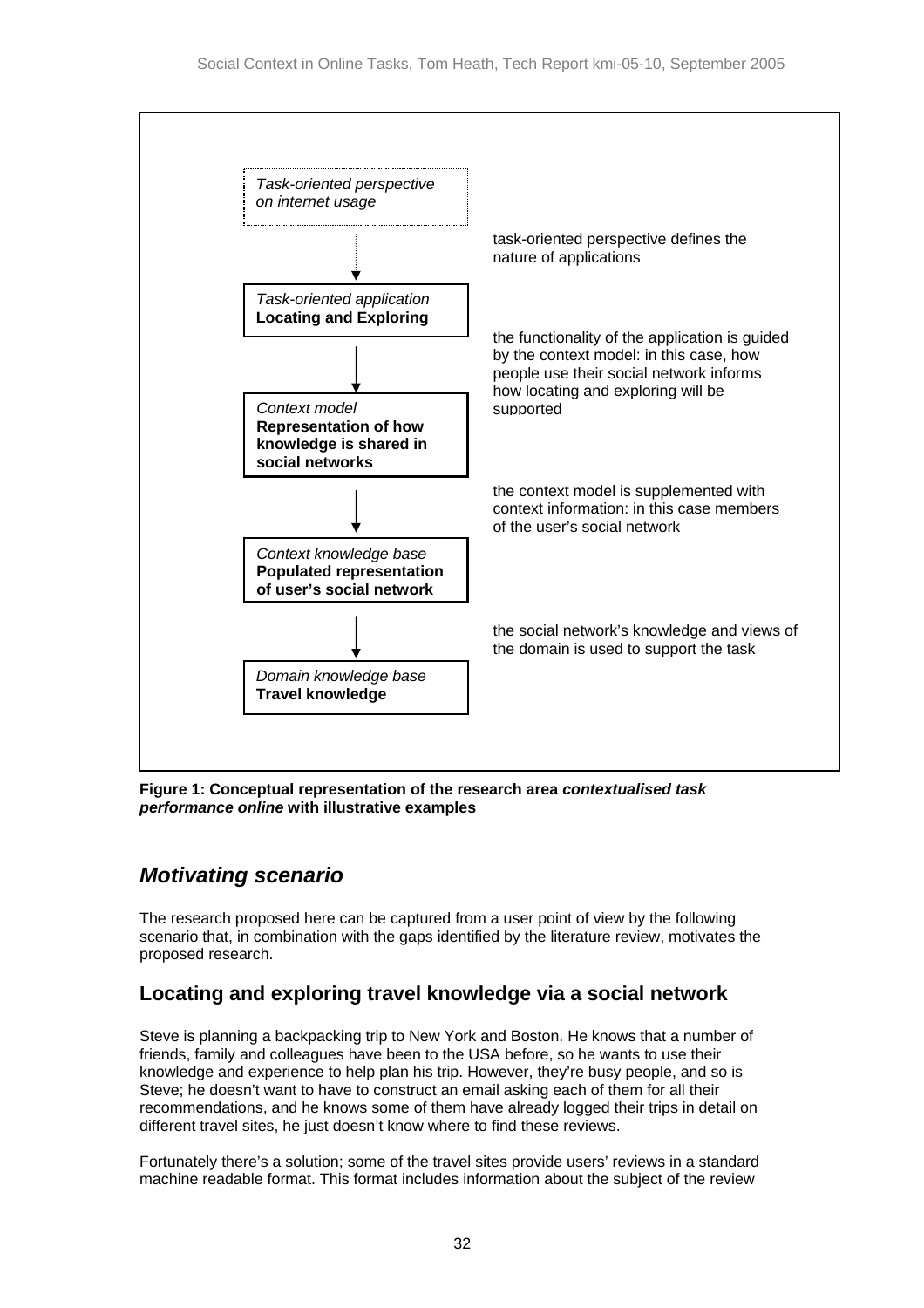*Task-oriented perspective on internet usage*

↓ task-oriented perspective defines the nature of applications

*Task-oriented application*
**Locating and Exploring**

↓ the functionality of the application is guided by the context model: in this case, how people use their social network informs how locating and exploring will be supported

*Context model*
**Representation of how knowledge is shared in social networks**

↓ the context model is supplemented with context information: in this case members of the user's social network

*Context knowledge base*
**Populated representation of user's social network**

↓ the social network's knowledge and views of the domain is used to support the task

*Domain knowledge base*
**Travel knowledge**

**Figure 1: Conceptual representation of the research area *contextualised task performance online* with illustrative examples**

## *Motivating scenario*

The research proposed here can be captured from a user point of view by the following scenario that, in combination with the gaps identified by the literature review, motivates the proposed research.

### Locating and exploring travel knowledge via a social network

Steve is planning a backpacking trip to New York and Boston. He knows that a number of friends, family and colleagues have been to the USA before, so he wants to use their knowledge and experience to help plan his trip. However, they're busy people, and so is Steve; he doesn't want to have to construct an email asking each of them for all their recommendations, and he knows some of them have already logged their trips in detail on different travel sites, he just doesn't know where to find these reviews.

Fortunately there's a solution; some of the travel sites provide users' reviews in a standard machine readable format. This format includes information about the subject of the review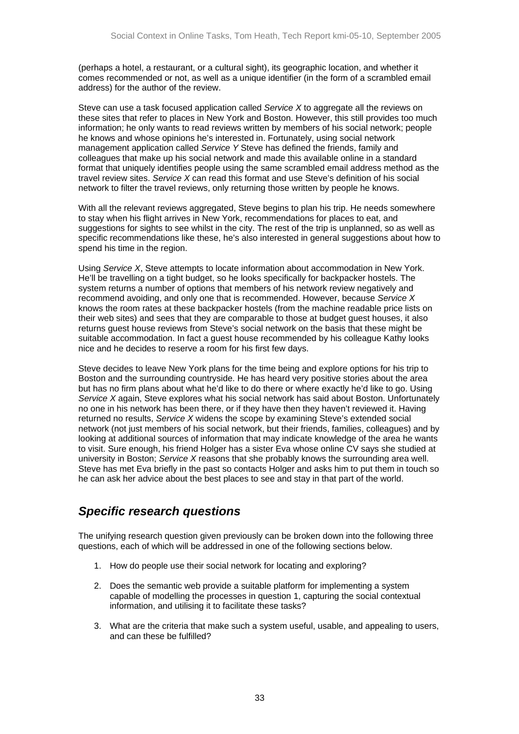(perhaps a hotel, a restaurant, or a cultural sight), its geographic location, and whether it comes recommended or not, as well as a unique identifier (in the form of a scrambled email address) for the author of the review.

Steve can use a task focused application called *Service X* to aggregate all the reviews on these sites that refer to places in New York and Boston. However, this still provides too much information; he only wants to read reviews written by members of his social network; people he knows and whose opinions he's interested in. Fortunately, using social network management application called *Service Y* Steve has defined the friends, family and colleagues that make up his social network and made this available online in a standard format that uniquely identifies people using the same scrambled email address method as the travel review sites. *Service X* can read this format and use Steve's definition of his social network to filter the travel reviews, only returning those written by people he knows.

With all the relevant reviews aggregated, Steve begins to plan his trip. He needs somewhere to stay when his flight arrives in New York, recommendations for places to eat, and suggestions for sights to see whilst in the city. The rest of the trip is unplanned, so as well as specific recommendations like these, he's also interested in general suggestions about how to spend his time in the region.

Using *Service X*, Steve attempts to locate information about accommodation in New York. He'll be travelling on a tight budget, so he looks specifically for backpacker hostels. The system returns a number of options that members of his network review negatively and recommend avoiding, and only one that is recommended. However, because *Service X* knows the room rates at these backpacker hostels (from the machine readable price lists on their web sites) and sees that they are comparable to those at budget guest houses, it also returns guest house reviews from Steve's social network on the basis that these might be suitable accommodation. In fact a guest house recommended by his colleague Kathy looks nice and he decides to reserve a room for his first few days.

Steve decides to leave New York plans for the time being and explore options for his trip to Boston and the surrounding countryside. He has heard very positive stories about the area but has no firm plans about what he'd like to do there or where exactly he'd like to go. Using *Service X* again, Steve explores what his social network has said about Boston. Unfortunately no one in his network has been there, or if they have then they haven't reviewed it. Having returned no results, *Service X* widens the scope by examining Steve's extended social network (not just members of his social network, but their friends, families, colleagues) and by looking at additional sources of information that may indicate knowledge of the area he wants to visit. Sure enough, his friend Holger has a sister Eva whose online CV says she studied at university in Boston; *Service X* reasons that she probably knows the surrounding area well. Steve has met Eva briefly in the past so contacts Holger and asks him to put them in touch so he can ask her advice about the best places to see and stay in that part of the world.

## *Specific research questions*

The unifying research question given previously can be broken down into the following three questions, each of which will be addressed in one of the following sections below.

1. How do people use their social network for locating and exploring?
2. Does the semantic web provide a suitable platform for implementing a system capable of modelling the processes in question 1, capturing the social contextual information, and utilising it to facilitate these tasks?
3. What are the criteria that make such a system useful, usable, and appealing to users, and can these be fulfilled?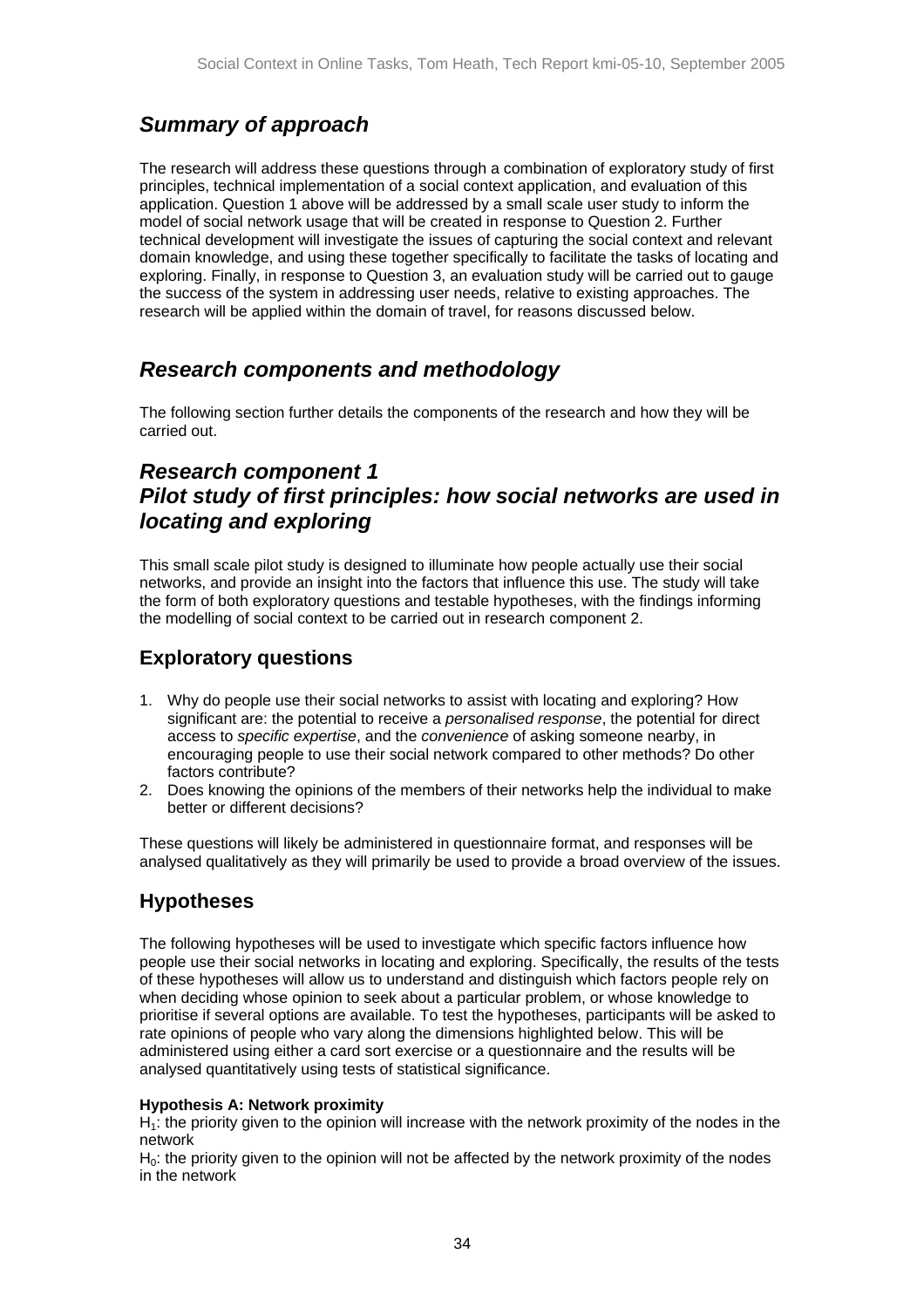## *Summary of approach*

The research will address these questions through a combination of exploratory study of first principles, technical implementation of a social context application, and evaluation of this application. Question 1 above will be addressed by a small scale user study to inform the model of social network usage that will be created in response to Question 2. Further technical development will investigate the issues of capturing the social context and relevant domain knowledge, and using these together specifically to facilitate the tasks of locating and exploring. Finally, in response to Question 3, an evaluation study will be carried out to gauge the success of the system in addressing user needs, relative to existing approaches. The research will be applied within the domain of travel, for reasons discussed below.

## *Research components and methodology*

The following section further details the components of the research and how they will be carried out.

## *Research component 1*
## *Pilot study of first principles: how social networks are used in locating and exploring*

This small scale pilot study is designed to illuminate how people actually use their social networks, and provide an insight into the factors that influence this use. The study will take the form of both exploratory questions and testable hypotheses, with the findings informing the modelling of social context to be carried out in research component 2.

### Exploratory questions

1. Why do people use their social networks to assist with locating and exploring? How significant are: the potential to receive a *personalised response*, the potential for direct access to *specific expertise*, and the *convenience* of asking someone nearby, in encouraging people to use their social network compared to other methods? Do other factors contribute?
2. Does knowing the opinions of the members of their networks help the individual to make better or different decisions?

These questions will likely be administered in questionnaire format, and responses will be analysed qualitatively as they will primarily be used to provide a broad overview of the issues.

### Hypotheses

The following hypotheses will be used to investigate which specific factors influence how people use their social networks in locating and exploring. Specifically, the results of the tests of these hypotheses will allow us to understand and distinguish which factors people rely on when deciding whose opinion to seek about a particular problem, or whose knowledge to prioritise if several options are available. To test the hypotheses, participants will be asked to rate opinions of people who vary along the dimensions highlighted below. This will be administered using either a card sort exercise or a questionnaire and the results will be analysed quantitatively using tests of statistical significance.

**Hypothesis A: Network proximity**
$H_1$: the priority given to the opinion will increase with the network proximity of the nodes in the network
$H_0$: the priority given to the opinion will not be affected by the network proximity of the nodes in the network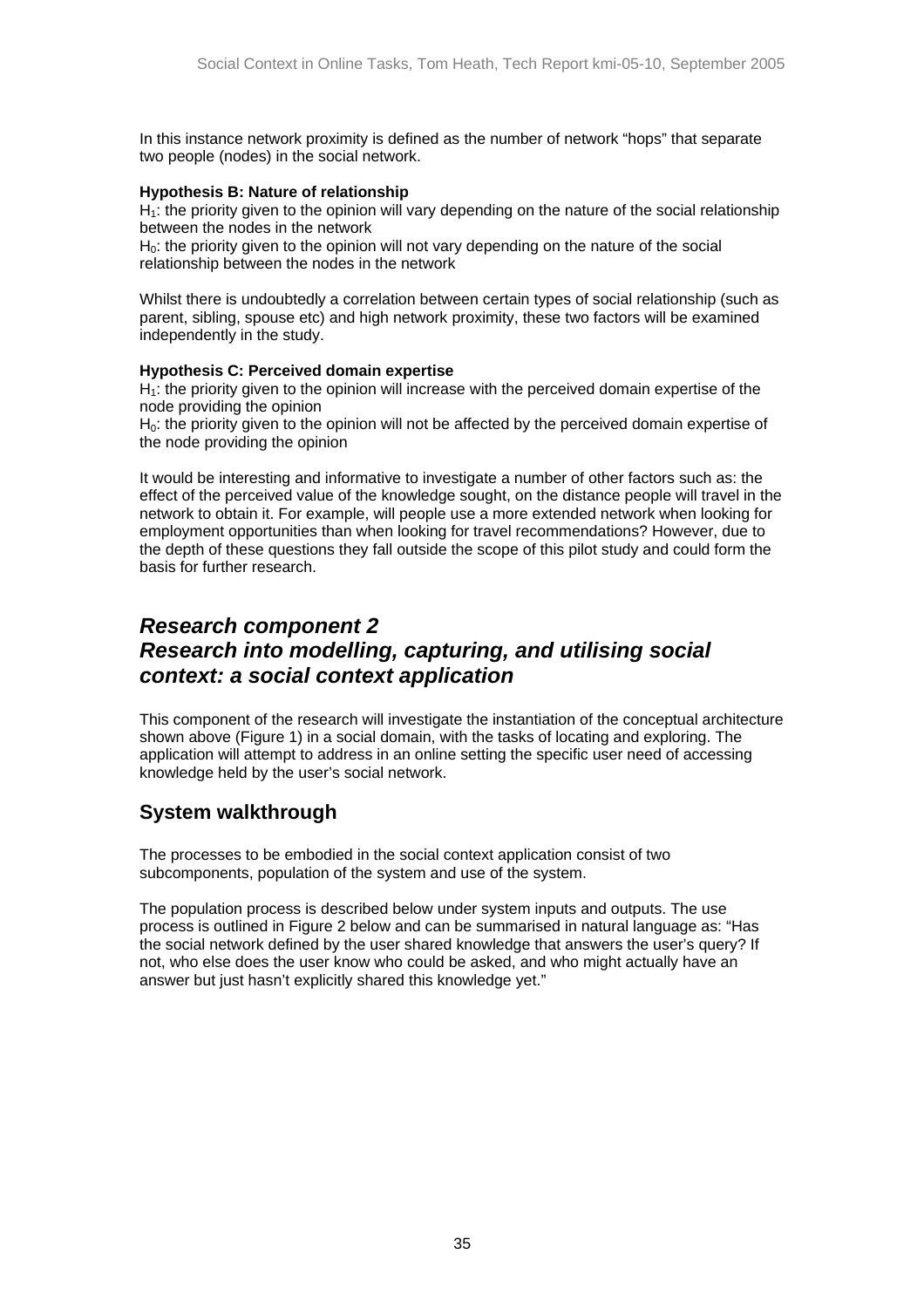In this instance network proximity is defined as the number of network "hops" that separate two people (nodes) in the social network.

**Hypothesis B: Nature of relationship**
$H_1$: the priority given to the opinion will vary depending on the nature of the social relationship between the nodes in the network
$H_0$: the priority given to the opinion will not vary depending on the nature of the social relationship between the nodes in the network

Whilst there is undoubtedly a correlation between certain types of social relationship (such as parent, sibling, spouse etc) and high network proximity, these two factors will be examined independently in the study.

**Hypothesis C: Perceived domain expertise**
$H_1$: the priority given to the opinion will increase with the perceived domain expertise of the node providing the opinion
$H_0$: the priority given to the opinion will not be affected by the perceived domain expertise of the node providing the opinion

It would be interesting and informative to investigate a number of other factors such as: the effect of the perceived value of the knowledge sought, on the distance people will travel in the network to obtain it. For example, will people use a more extended network when looking for employment opportunities than when looking for travel recommendations? However, due to the depth of these questions they fall outside the scope of this pilot study and could form the basis for further research.

## *Research component 2*
## *Research into modelling, capturing, and utilising social context: a social context application*

This component of the research will investigate the instantiation of the conceptual architecture shown above (Figure 1) in a social domain, with the tasks of locating and exploring. The application will attempt to address in an online setting the specific user need of accessing knowledge held by the user's social network.

### System walkthrough

The processes to be embodied in the social context application consist of two subcomponents, population of the system and use of the system.

The population process is described below under system inputs and outputs. The use process is outlined in Figure 2 below and can be summarised in natural language as: "Has the social network defined by the user shared knowledge that answers the user's query? If not, who else does the user know who could be asked, and who might actually have an answer but just hasn't explicitly shared this knowledge yet."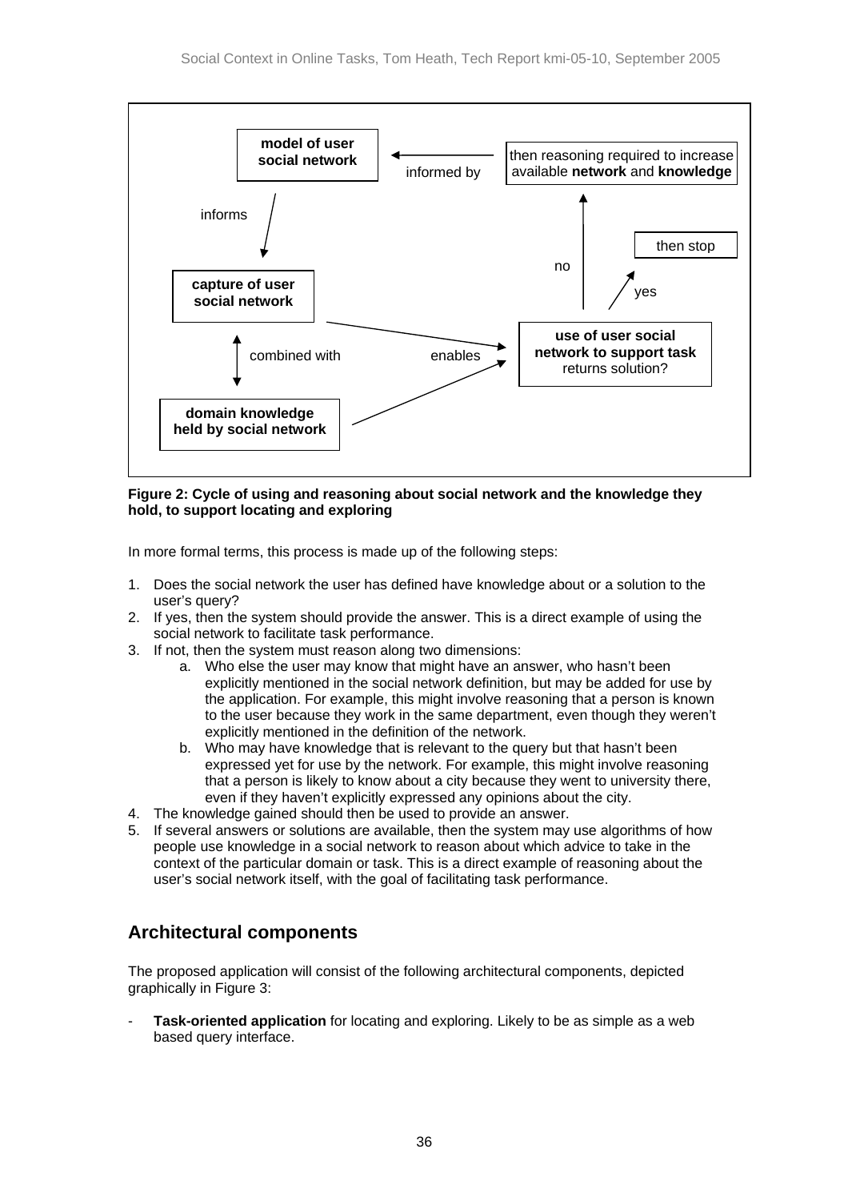**Figure 2: Cycle of using and reasoning about social network and the knowledge they hold, to support locating and exploring**

In more formal terms, this process is made up of the following steps:

1. Does the social network the user has defined have knowledge about or a solution to the user's query?
2. If yes, then the system should provide the answer. This is a direct example of using the social network to facilitate task performance.
3. If not, then the system must reason along two dimensions:
   a. Who else the user may know that might have an answer, who hasn't been explicitly mentioned in the social network definition, but may be added for use by the application. For example, this might involve reasoning that a person is known to the user because they work in the same department, even though they weren't explicitly mentioned in the definition of the network.
   b. Who may have knowledge that is relevant to the query but that hasn't been expressed yet for use by the network. For example, this might involve reasoning that a person is likely to know about a city because they went to university there, even if they haven't explicitly expressed any opinions about the city.
4. The knowledge gained should then be used to provide an answer.
5. If several answers or solutions are available, then the system may use algorithms of how people use knowledge in a social network to reason about which advice to take in the context of the particular domain or task. This is a direct example of reasoning about the user's social network itself, with the goal of facilitating task performance.

## Architectural components

The proposed application will consist of the following architectural components, depicted graphically in Figure 3:

- **Task-oriented application** for locating and exploring. Likely to be as simple as a web based query interface.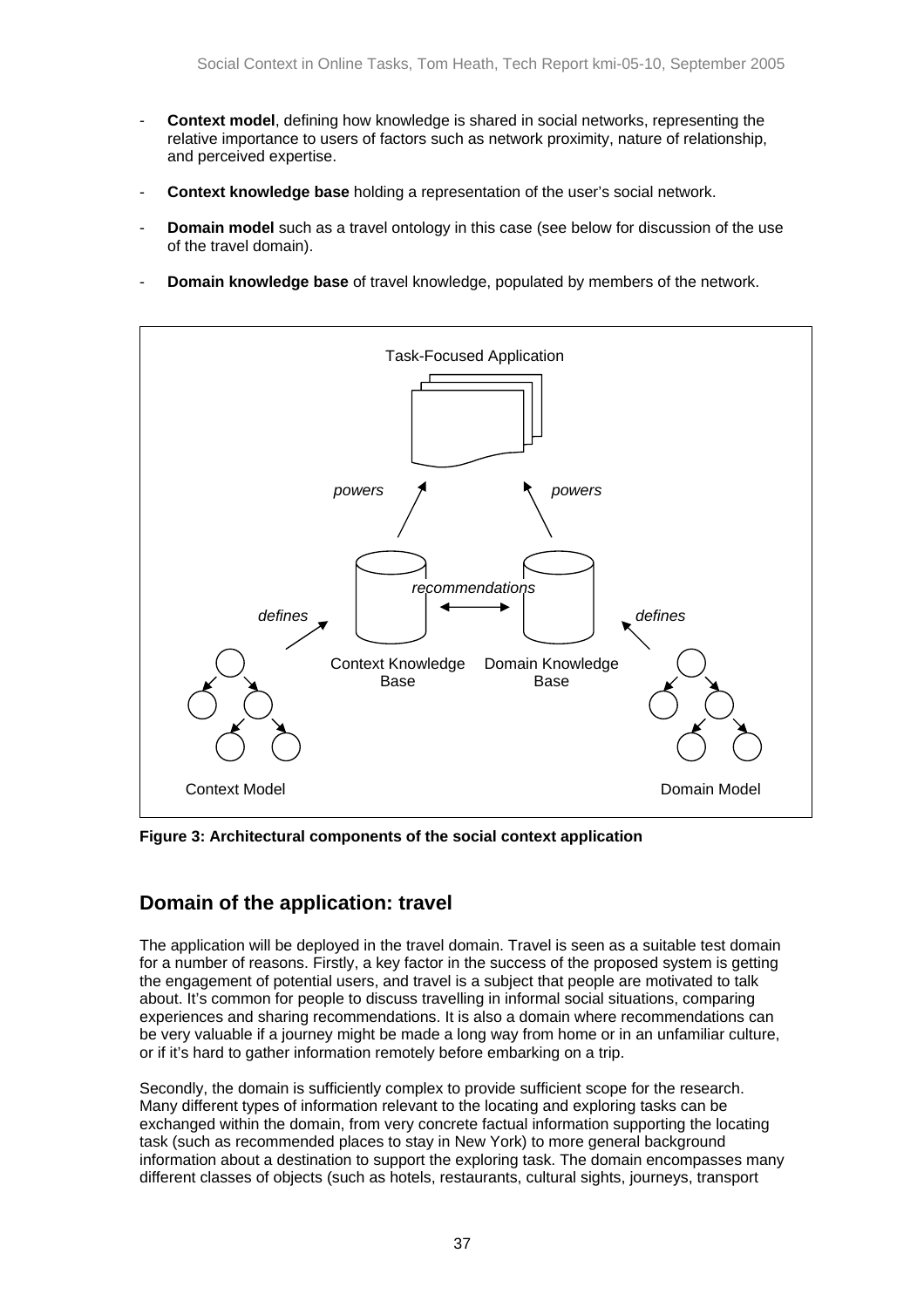- **Context model**, defining how knowledge is shared in social networks, representing the relative importance to users of factors such as network proximity, nature of relationship, and perceived expertise.

- **Context knowledge base** holding a representation of the user's social network.

- **Domain model** such as a travel ontology in this case (see below for discussion of the use of the travel domain).

- **Domain knowledge base** of travel knowledge, populated by members of the network.

**Figure 3: Architectural components of the social context application**

## Domain of the application: travel

The application will be deployed in the travel domain. Travel is seen as a suitable test domain for a number of reasons. Firstly, a key factor in the success of the proposed system is getting the engagement of potential users, and travel is a subject that people are motivated to talk about. It's common for people to discuss travelling in informal social situations, comparing experiences and sharing recommendations. It is also a domain where recommendations can be very valuable if a journey might be made a long way from home or in an unfamiliar culture, or if it's hard to gather information remotely before embarking on a trip.

Secondly, the domain is sufficiently complex to provide sufficient scope for the research. Many different types of information relevant to the locating and exploring tasks can be exchanged within the domain, from very concrete factual information supporting the locating task (such as recommended places to stay in New York) to more general background information about a destination to support the exploring task. The domain encompasses many different classes of objects (such as hotels, restaurants, cultural sights, journeys, transport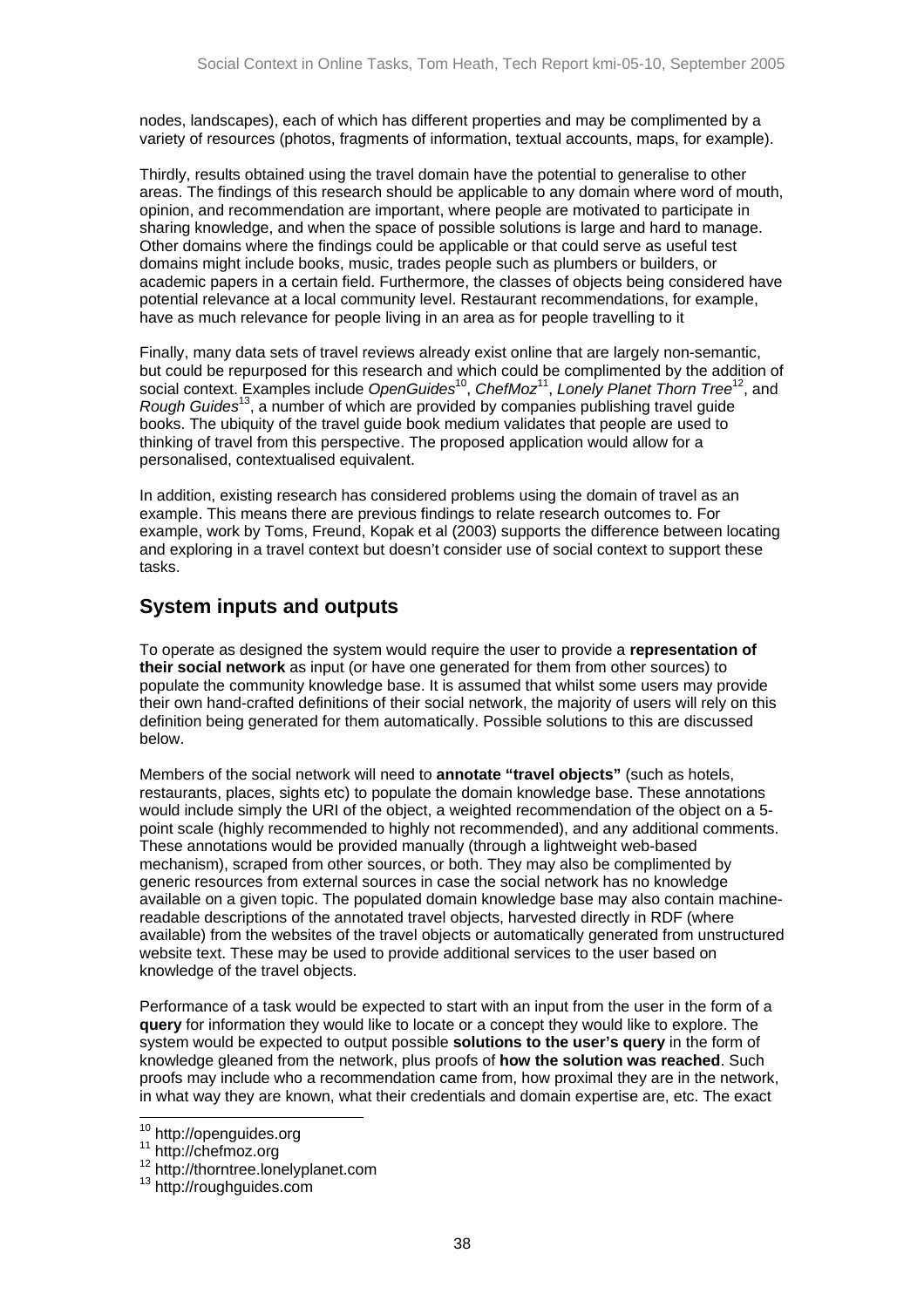nodes, landscapes), each of which has different properties and may be complimented by a variety of resources (photos, fragments of information, textual accounts, maps, for example).

Thirdly, results obtained using the travel domain have the potential to generalise to other areas. The findings of this research should be applicable to any domain where word of mouth, opinion, and recommendation are important, where people are motivated to participate in sharing knowledge, and when the space of possible solutions is large and hard to manage. Other domains where the findings could be applicable or that could serve as useful test domains might include books, music, trades people such as plumbers or builders, or academic papers in a certain field. Furthermore, the classes of objects being considered have potential relevance at a local community level. Restaurant recommendations, for example, have as much relevance for people living in an area as for people travelling to it

Finally, many data sets of travel reviews already exist online that are largely non-semantic, but could be repurposed for this research and which could be complimented by the addition of social context. Examples include *OpenGuides*[10], *ChefMoz*[11], *Lonely Planet Thorn Tree*[12], and *Rough Guides*[13], a number of which are provided by companies publishing travel guide books. The ubiquity of the travel guide book medium validates that people are used to thinking of travel from this perspective. The proposed application would allow for a personalised, contextualised equivalent.

In addition, existing research has considered problems using the domain of travel as an example. This means there are previous findings to relate research outcomes to. For example, work by Toms, Freund, Kopak et al (2003) supports the difference between locating and exploring in a travel context but doesn't consider use of social context to support these tasks.

## System inputs and outputs

To operate as designed the system would require the user to provide a **representation of their social network** as input (or have one generated for them from other sources) to populate the community knowledge base. It is assumed that whilst some users may provide their own hand-crafted definitions of their social network, the majority of users will rely on this definition being generated for them automatically. Possible solutions to this are discussed below.

Members of the social network will need to **annotate "travel objects"** (such as hotels, restaurants, places, sights etc) to populate the domain knowledge base. These annotations would include simply the URI of the object, a weighted recommendation of the object on a 5-point scale (highly recommended to highly not recommended), and any additional comments. These annotations would be provided manually (through a lightweight web-based mechanism), scraped from other sources, or both. They may also be complimented by generic resources from external sources in case the social network has no knowledge available on a given topic. The populated domain knowledge base may also contain machine-readable descriptions of the annotated travel objects, harvested directly in RDF (where available) from the websites of the travel objects or automatically generated from unstructured website text. These may be used to provide additional services to the user based on knowledge of the travel objects.

Performance of a task would be expected to start with an input from the user in the form of a **query** for information they would like to locate or a concept they would like to explore. The system would be expected to output possible **solutions to the user's query** in the form of knowledge gleaned from the network, plus proofs of **how the solution was reached**. Such proofs may include who a recommendation came from, how proximal they are in the network, in what way they are known, what their credentials and domain expertise are, etc. The exact

[10] http://openguides.org
[11] http://chefmoz.org
[12] http://thorntree.lonelyplanet.com
[13] http://roughguides.com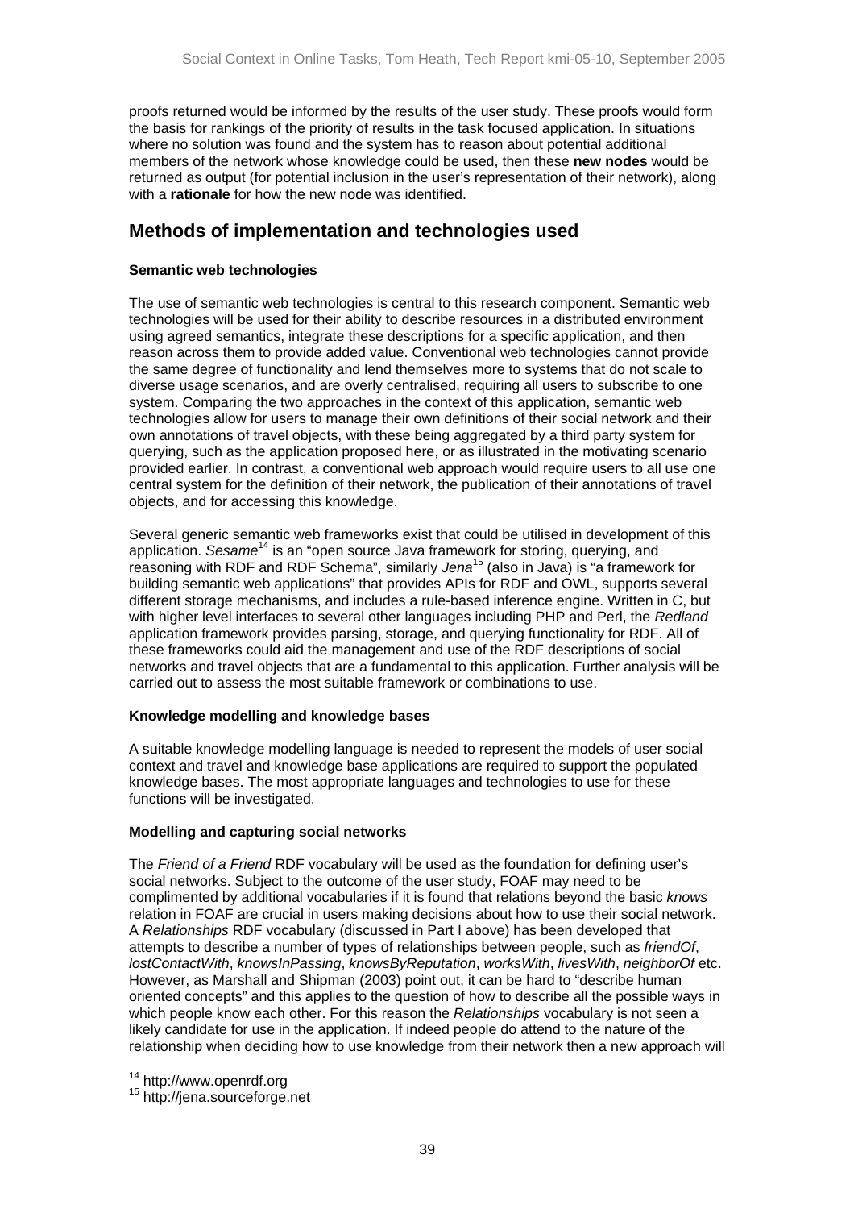proofs returned would be informed by the results of the user study. These proofs would form the basis for rankings of the priority of results in the task focused application. In situations where no solution was found and the system has to reason about potential additional members of the network whose knowledge could be used, then these **new nodes** would be returned as output (for potential inclusion in the user's representation of their network), along with a **rationale** for how the new node was identified.

## Methods of implementation and technologies used

**Semantic web technologies**

The use of semantic web technologies is central to this research component. Semantic web technologies will be used for their ability to describe resources in a distributed environment using agreed semantics, integrate these descriptions for a specific application, and then reason across them to provide added value. Conventional web technologies cannot provide the same degree of functionality and lend themselves more to systems that do not scale to diverse usage scenarios, and are overly centralised, requiring all users to subscribe to one system. Comparing the two approaches in the context of this application, semantic web technologies allow for users to manage their own definitions of their social network and their own annotations of travel objects, with these being aggregated by a third party system for querying, such as the application proposed here, or as illustrated in the motivating scenario provided earlier. In contrast, a conventional web approach would require users to all use one central system for the definition of their network, the publication of their annotations of travel objects, and for accessing this knowledge.

Several generic semantic web frameworks exist that could be utilised in development of this application. *Sesame*[14] is an "open source Java framework for storing, querying, and reasoning with RDF and RDF Schema", similarly *Jena*[15] (also in Java) is "a framework for building semantic web applications" that provides APIs for RDF and OWL, supports several different storage mechanisms, and includes a rule-based inference engine. Written in C, but with higher level interfaces to several other languages including PHP and Perl, the *Redland* application framework provides parsing, storage, and querying functionality for RDF. All of these frameworks could aid the management and use of the RDF descriptions of social networks and travel objects that are a fundamental to this application. Further analysis will be carried out to assess the most suitable framework or combinations to use.

**Knowledge modelling and knowledge bases**

A suitable knowledge modelling language is needed to represent the models of user social context and travel and knowledge base applications are required to support the populated knowledge bases. The most appropriate languages and technologies to use for these functions will be investigated.

**Modelling and capturing social networks**

The *Friend of a Friend* RDF vocabulary will be used as the foundation for defining user's social networks. Subject to the outcome of the user study, FOAF may need to be complimented by additional vocabularies if it is found that relations beyond the basic *knows* relation in FOAF are crucial in users making decisions about how to use their social network. A *Relationships* RDF vocabulary (discussed in Part I above) has been developed that attempts to describe a number of types of relationships between people, such as *friendOf*, *lostContactWith*, *knowsInPassing*, *knowsByReputation*, *worksWith*, *livesWith*, *neighborOf* etc. However, as Marshall and Shipman (2003) point out, it can be hard to "describe human oriented concepts" and this applies to the question of how to describe all the possible ways in which people know each other. For this reason the *Relationships* vocabulary is not seen a likely candidate for use in the application. If indeed people do attend to the nature of the relationship when deciding how to use knowledge from their network then a new approach will

[14] http://www.openrdf.org
[15] http://jena.sourceforge.net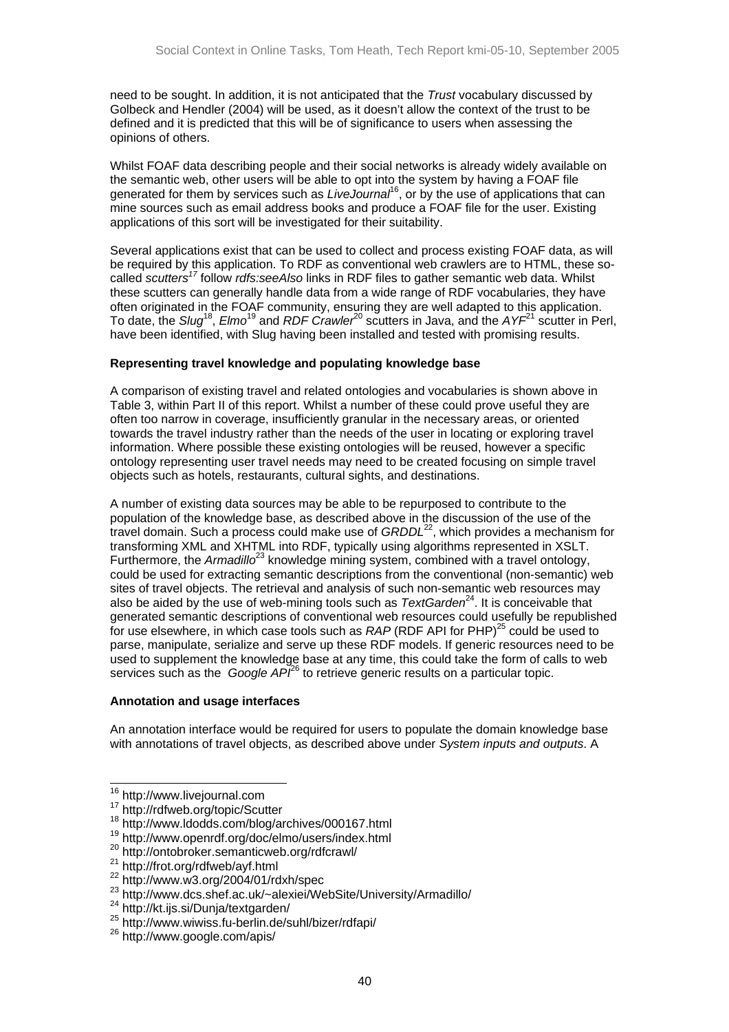need to be sought. In addition, it is not anticipated that the *Trust* vocabulary discussed by Golbeck and Hendler (2004) will be used, as it doesn't allow the context of the trust to be defined and it is predicted that this will be of significance to users when assessing the opinions of others.

Whilst FOAF data describing people and their social networks is already widely available on the semantic web, other users will be able to opt into the system by having a FOAF file generated for them by services such as *LiveJournal*[16], or by the use of applications that can mine sources such as email address books and produce a FOAF file for the user. Existing applications of this sort will be investigated for their suitability.

Several applications exist that can be used to collect and process existing FOAF data, as will be required by this application. To RDF as conventional web crawlers are to HTML, these so-called *scutters*[17] follow *rdfs:seeAlso* links in RDF files to gather semantic web data. Whilst these scutters can generally handle data from a wide range of RDF vocabularies, they have often originated in the FOAF community, ensuring they are well adapted to this application. To date, the *Slug*[18], *Elmo*[19] and *RDF Crawler*[20] scutters in Java, and the *AYF*[21] scutter in Perl, have been identified, with Slug having been installed and tested with promising results.

**Representing travel knowledge and populating knowledge base**

A comparison of existing travel and related ontologies and vocabularies is shown above in Table 3, within Part II of this report. Whilst a number of these could prove useful they are often too narrow in coverage, insufficiently granular in the necessary areas, or oriented towards the travel industry rather than the needs of the user in locating or exploring travel information. Where possible these existing ontologies will be reused, however a specific ontology representing user travel needs may need to be created focusing on simple travel objects such as hotels, restaurants, cultural sights, and destinations.

A number of existing data sources may be able to be repurposed to contribute to the population of the knowledge base, as described above in the discussion of the use of the travel domain. Such a process could make use of *GRDDL*[22], which provides a mechanism for transforming XML and XHTML into RDF, typically using algorithms represented in XSLT. Furthermore, the *Armadillo*[23] knowledge mining system, combined with a travel ontology, could be used for extracting semantic descriptions from the conventional (non-semantic) web sites of travel objects. The retrieval and analysis of such non-semantic web resources may also be aided by the use of web-mining tools such as *TextGarden*[24]. It is conceivable that generated semantic descriptions of conventional web resources could usefully be republished for use elsewhere, in which case tools such as *RAP* (RDF API for PHP)[25] could be used to parse, manipulate, serialize and serve up these RDF models. If generic resources need to be used to supplement the knowledge base at any time, this could take the form of calls to web services such as the *Google API*[26] to retrieve generic results on a particular topic.

**Annotation and usage interfaces**

An annotation interface would be required for users to populate the domain knowledge base with annotations of travel objects, as described above under *System inputs and outputs*. A

---

[16] http://www.livejournal.com
[17] http://rdfweb.org/topic/Scutter
[18] http://www.ldodds.com/blog/archives/000167.html
[19] http://www.openrdf.org/doc/elmo/users/index.html
[20] http://ontobroker.semanticweb.org/rdfcrawl/
[21] http://frot.org/rdfweb/ayf.html
[22] http://www.w3.org/2004/01/rdxh/spec
[23] http://www.dcs.shef.ac.uk/~alexiei/WebSite/University/Armadillo/
[24] http://kt.ijs.si/Dunja/textgarden/
[25] http://www.wiwiss.fu-berlin.de/suhl/bizer/rdfapi/
[26] http://www.google.com/apis/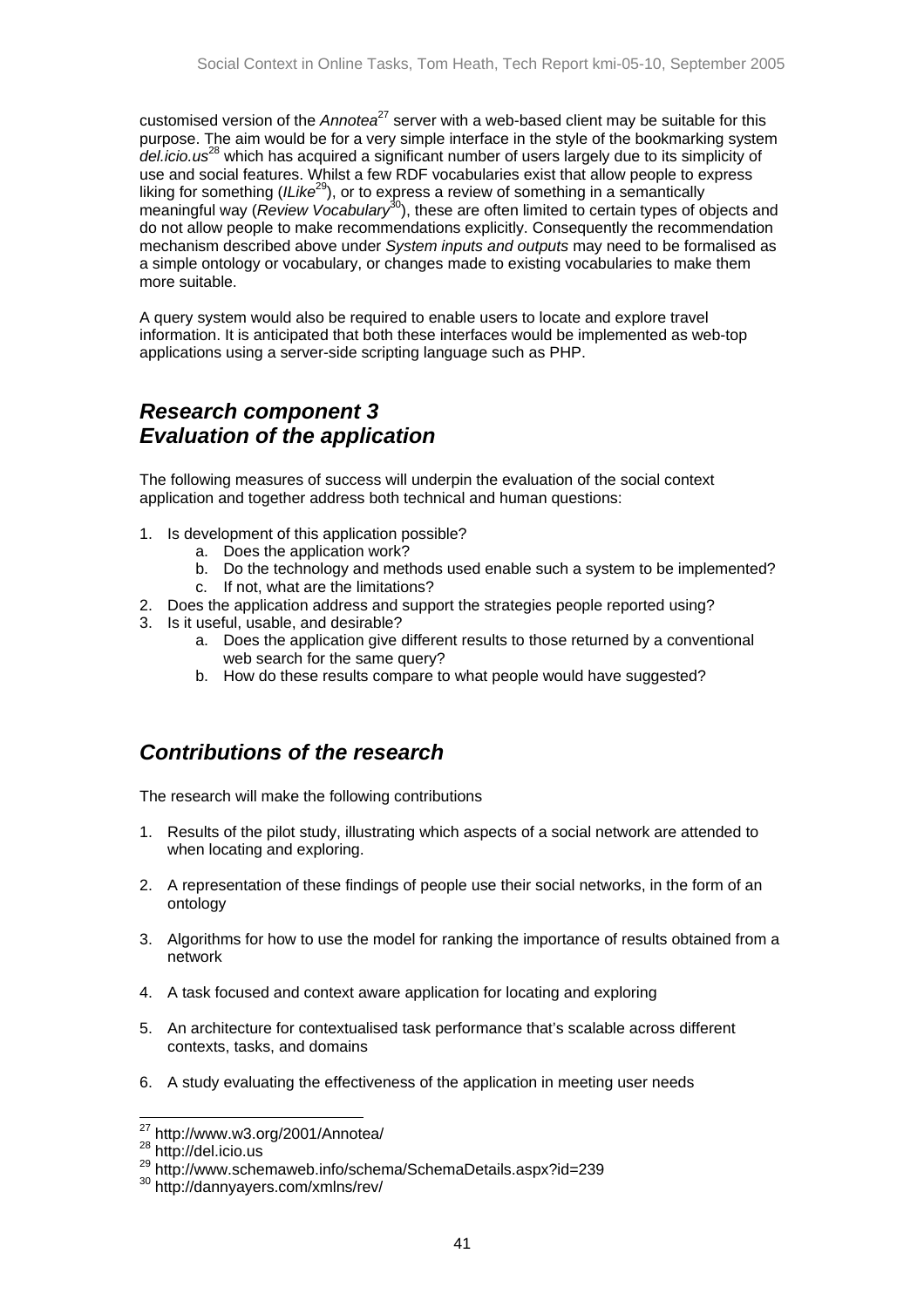customised version of the *Annotea*[27] server with a web-based client may be suitable for this purpose. The aim would be for a very simple interface in the style of the bookmarking system *del.icio.us*[28] which has acquired a significant number of users largely due to its simplicity of use and social features. Whilst a few RDF vocabularies exist that allow people to express liking for something (*ILike*[29]), or to express a review of something in a semantically meaningful way (*Review Vocabulary*[30]), these are often limited to certain types of objects and do not allow people to make recommendations explicitly. Consequently the recommendation mechanism described above under *System inputs and outputs* may need to be formalised as a simple ontology or vocabulary, or changes made to existing vocabularies to make them more suitable.

A query system would also be required to enable users to locate and explore travel information. It is anticipated that both these interfaces would be implemented as web-top applications using a server-side scripting language such as PHP.

## *Research component 3*
## *Evaluation of the application*

The following measures of success will underpin the evaluation of the social context application and together address both technical and human questions:

1. Is development of this application possible?
    a. Does the application work?
    b. Do the technology and methods used enable such a system to be implemented?
    c. If not, what are the limitations?
2. Does the application address and support the strategies people reported using?
3. Is it useful, usable, and desirable?
    a. Does the application give different results to those returned by a conventional web search for the same query?
    b. How do these results compare to what people would have suggested?

## *Contributions of the research*

The research will make the following contributions

1. Results of the pilot study, illustrating which aspects of a social network are attended to when locating and exploring.

2. A representation of these findings of people use their social networks, in the form of an ontology

3. Algorithms for how to use the model for ranking the importance of results obtained from a network

4. A task focused and context aware application for locating and exploring

5. An architecture for contextualised task performance that's scalable across different contexts, tasks, and domains

6. A study evaluating the effectiveness of the application in meeting user needs

---

[27] http://www.w3.org/2001/Annotea/
[28] http://del.icio.us
[29] http://www.schemaweb.info/schema/SchemaDetails.aspx?id=239
[30] http://dannyayers.com/xmlns/rev/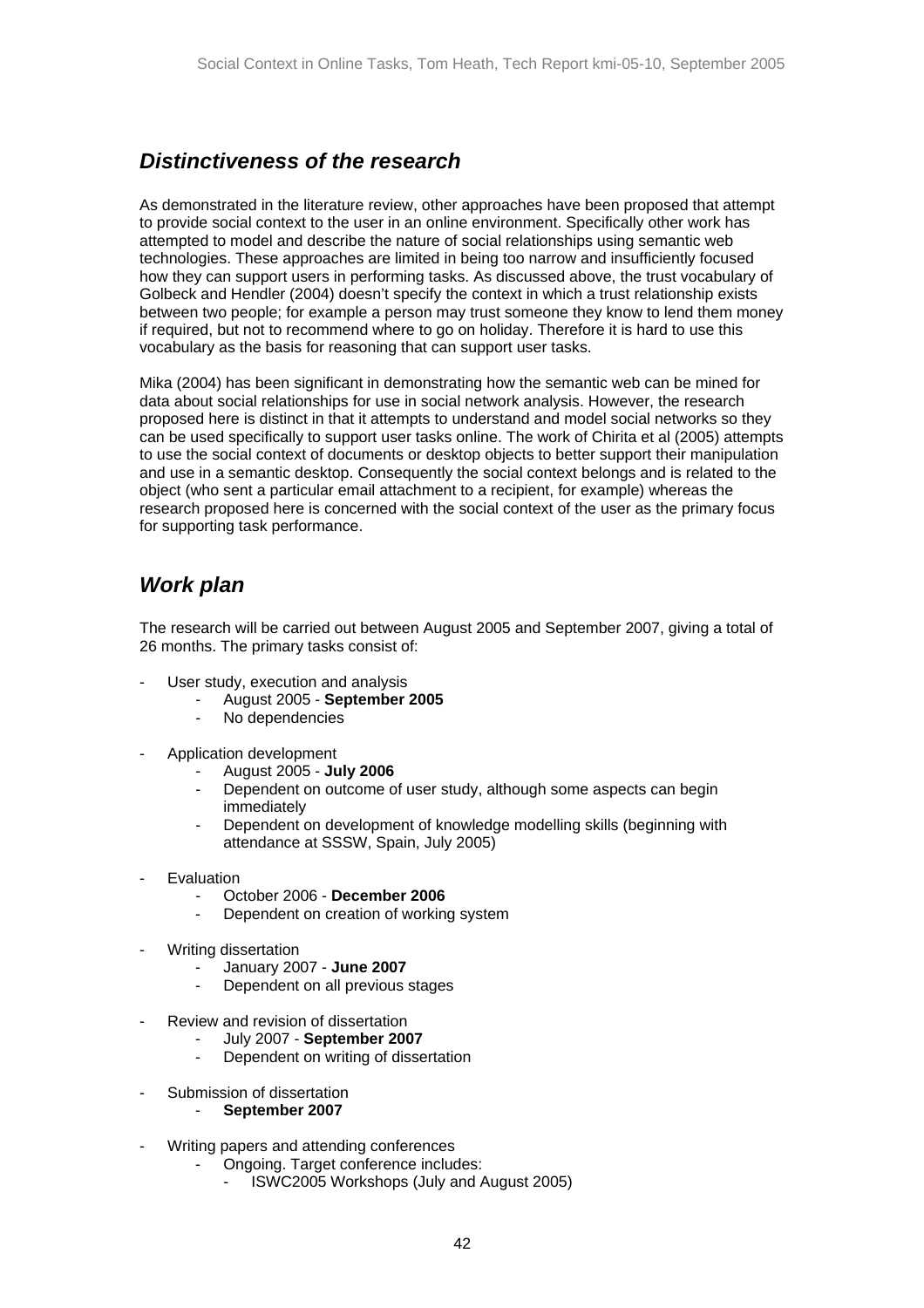## *Distinctiveness of the research*

As demonstrated in the literature review, other approaches have been proposed that attempt to provide social context to the user in an online environment. Specifically other work has attempted to model and describe the nature of social relationships using semantic web technologies. These approaches are limited in being too narrow and insufficiently focused how they can support users in performing tasks. As discussed above, the trust vocabulary of Golbeck and Hendler (2004) doesn't specify the context in which a trust relationship exists between two people; for example a person may trust someone they know to lend them money if required, but not to recommend where to go on holiday. Therefore it is hard to use this vocabulary as the basis for reasoning that can support user tasks.

Mika (2004) has been significant in demonstrating how the semantic web can be mined for data about social relationships for use in social network analysis. However, the research proposed here is distinct in that it attempts to understand and model social networks so they can be used specifically to support user tasks online. The work of Chirita et al (2005) attempts to use the social context of documents or desktop objects to better support their manipulation and use in a semantic desktop. Consequently the social context belongs and is related to the object (who sent a particular email attachment to a recipient, for example) whereas the research proposed here is concerned with the social context of the user as the primary focus for supporting task performance.

## *Work plan*

The research will be carried out between August 2005 and September 2007, giving a total of 26 months. The primary tasks consist of:

- User study, execution and analysis
    - August 2005 - **September 2005**
    - No dependencies
- Application development
    - August 2005 - **July 2006**
    - Dependent on outcome of user study, although some aspects can begin immediately
    - Dependent on development of knowledge modelling skills (beginning with attendance at SSSW, Spain, July 2005)
- Evaluation
    - October 2006 - **December 2006**
    - Dependent on creation of working system
- Writing dissertation
    - January 2007 - **June 2007**
    - Dependent on all previous stages
- Review and revision of dissertation
    - July 2007 - **September 2007**
    - Dependent on writing of dissertation
- Submission of dissertation
    - **September 2007**
- Writing papers and attending conferences
    - Ongoing. Target conference includes:
        - ISWC2005 Workshops (July and August 2005)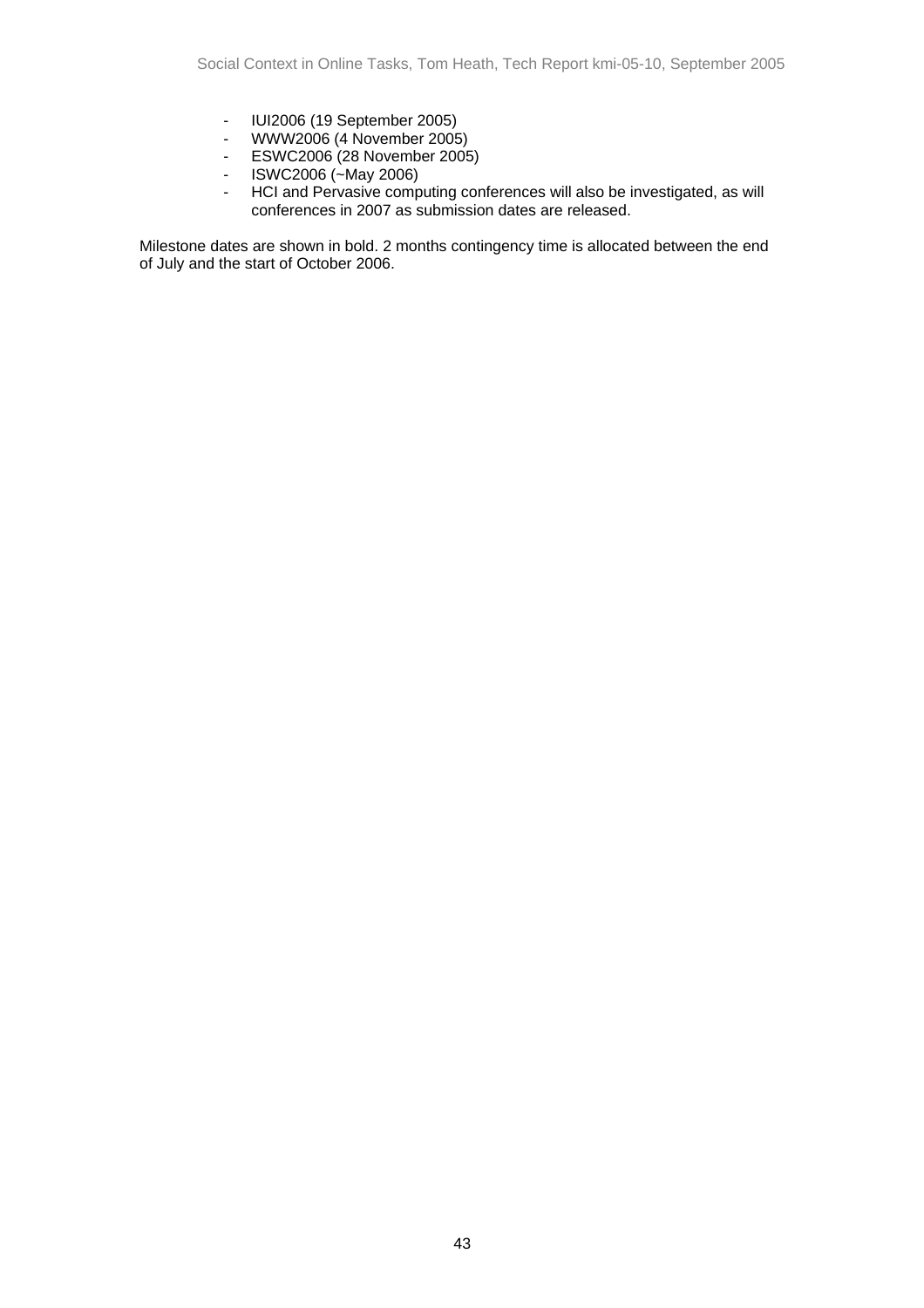- IUI2006 (19 September 2005)
- WWW2006 (4 November 2005)
- ESWC2006 (28 November 2005)
- ISWC2006 (~May 2006)
- HCI and Pervasive computing conferences will also be investigated, as will conferences in 2007 as submission dates are released.

Milestone dates are shown in bold. 2 months contingency time is allocated between the end of July and the start of October 2006.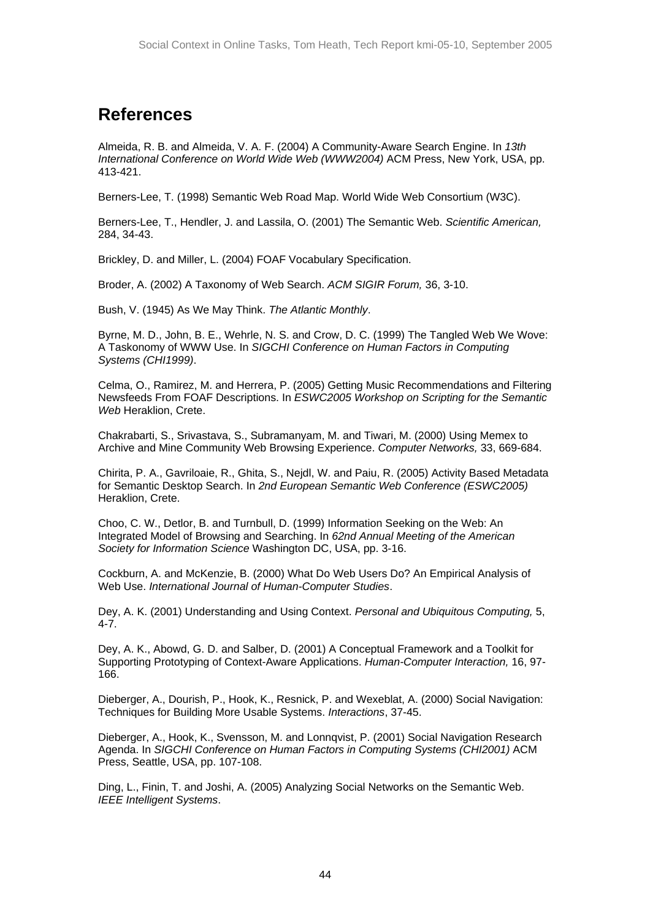## References

Almeida, R. B. and Almeida, V. A. F. (2004) A Community-Aware Search Engine. In *13th International Conference on World Wide Web (WWW2004)* ACM Press, New York, USA, pp. 413-421.

Berners-Lee, T. (1998) Semantic Web Road Map. World Wide Web Consortium (W3C).

Berners-Lee, T., Hendler, J. and Lassila, O. (2001) The Semantic Web. *Scientific American,* 284, 34-43.

Brickley, D. and Miller, L. (2004) FOAF Vocabulary Specification.

Broder, A. (2002) A Taxonomy of Web Search. *ACM SIGIR Forum,* 36, 3-10.

Bush, V. (1945) As We May Think. *The Atlantic Monthly*.

Byrne, M. D., John, B. E., Wehrle, N. S. and Crow, D. C. (1999) The Tangled Web We Wove: A Taskonomy of WWW Use. In *SIGCHI Conference on Human Factors in Computing Systems (CHI1999)*.

Celma, O., Ramirez, M. and Herrera, P. (2005) Getting Music Recommendations and Filtering Newsfeeds From FOAF Descriptions. In *ESWC2005 Workshop on Scripting for the Semantic Web* Heraklion, Crete.

Chakrabarti, S., Srivastava, S., Subramanyam, M. and Tiwari, M. (2000) Using Memex to Archive and Mine Community Web Browsing Experience. *Computer Networks,* 33, 669-684.

Chirita, P. A., Gavriloaie, R., Ghita, S., Nejdl, W. and Paiu, R. (2005) Activity Based Metadata for Semantic Desktop Search. In *2nd European Semantic Web Conference (ESWC2005)* Heraklion, Crete.

Choo, C. W., Detlor, B. and Turnbull, D. (1999) Information Seeking on the Web: An Integrated Model of Browsing and Searching. In *62nd Annual Meeting of the American Society for Information Science* Washington DC, USA, pp. 3-16.

Cockburn, A. and McKenzie, B. (2000) What Do Web Users Do? An Empirical Analysis of Web Use. *International Journal of Human-Computer Studies*.

Dey, A. K. (2001) Understanding and Using Context. *Personal and Ubiquitous Computing,* 5, 4-7.

Dey, A. K., Abowd, G. D. and Salber, D. (2001) A Conceptual Framework and a Toolkit for Supporting Prototyping of Context-Aware Applications. *Human-Computer Interaction,* 16, 97-166.

Dieberger, A., Dourish, P., Hook, K., Resnick, P. and Wexeblat, A. (2000) Social Navigation: Techniques for Building More Usable Systems. *Interactions*, 37-45.

Dieberger, A., Hook, K., Svensson, M. and Lonnqvist, P. (2001) Social Navigation Research Agenda. In *SIGCHI Conference on Human Factors in Computing Systems (CHI2001)* ACM Press, Seattle, USA, pp. 107-108.

Ding, L., Finin, T. and Joshi, A. (2005) Analyzing Social Networks on the Semantic Web. *IEEE Intelligent Systems*.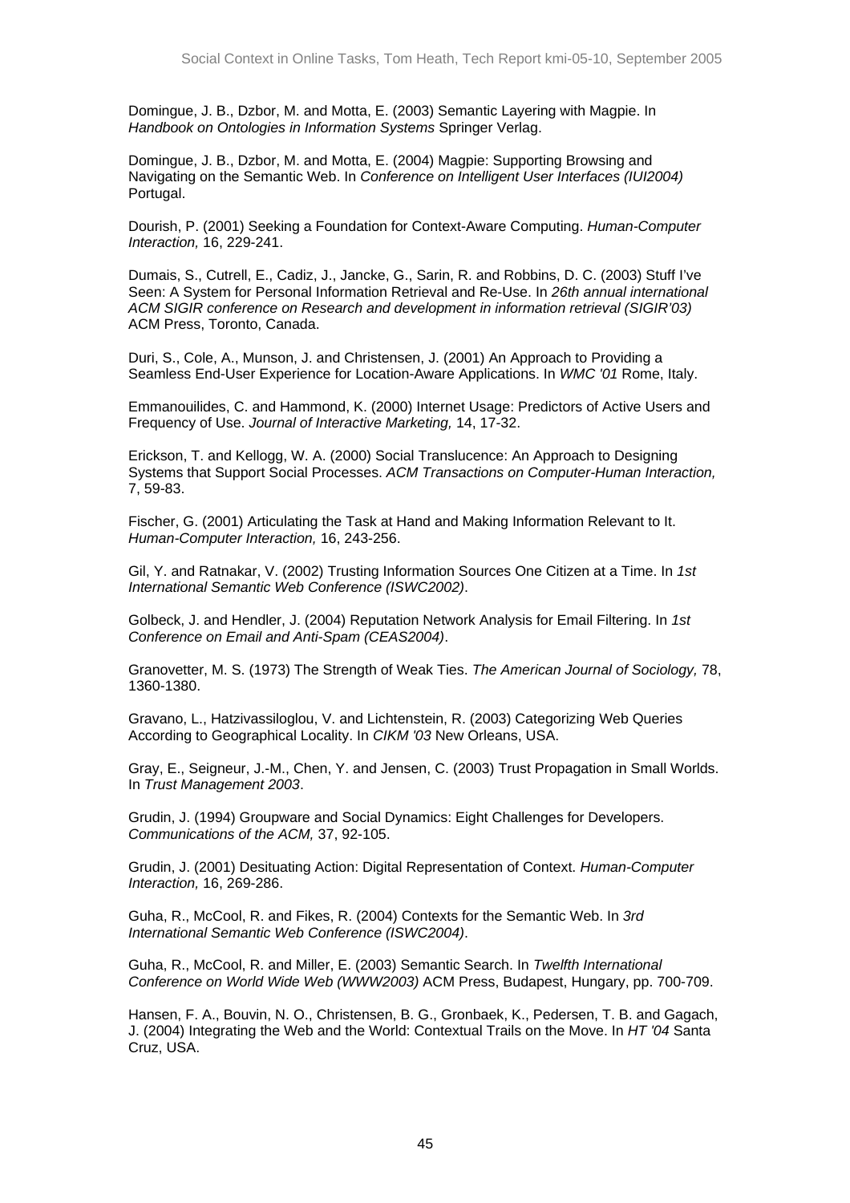Domingue, J. B., Dzbor, M. and Motta, E. (2003) Semantic Layering with Magpie. In *Handbook on Ontologies in Information Systems* Springer Verlag.

Domingue, J. B., Dzbor, M. and Motta, E. (2004) Magpie: Supporting Browsing and Navigating on the Semantic Web. In *Conference on Intelligent User Interfaces (IUI2004)* Portugal.

Dourish, P. (2001) Seeking a Foundation for Context-Aware Computing. *Human-Computer Interaction,* 16, 229-241.

Dumais, S., Cutrell, E., Cadiz, J., Jancke, G., Sarin, R. and Robbins, D. C. (2003) Stuff I've Seen: A System for Personal Information Retrieval and Re-Use. In *26th annual international ACM SIGIR conference on Research and development in information retrieval (SIGIR'03)* ACM Press, Toronto, Canada.

Duri, S., Cole, A., Munson, J. and Christensen, J. (2001) An Approach to Providing a Seamless End-User Experience for Location-Aware Applications. In *WMC '01* Rome, Italy.

Emmanouilides, C. and Hammond, K. (2000) Internet Usage: Predictors of Active Users and Frequency of Use. *Journal of Interactive Marketing,* 14, 17-32.

Erickson, T. and Kellogg, W. A. (2000) Social Translucence: An Approach to Designing Systems that Support Social Processes. *ACM Transactions on Computer-Human Interaction,* 7, 59-83.

Fischer, G. (2001) Articulating the Task at Hand and Making Information Relevant to It. *Human-Computer Interaction,* 16, 243-256.

Gil, Y. and Ratnakar, V. (2002) Trusting Information Sources One Citizen at a Time. In *1st International Semantic Web Conference (ISWC2002)*.

Golbeck, J. and Hendler, J. (2004) Reputation Network Analysis for Email Filtering. In *1st Conference on Email and Anti-Spam (CEAS2004)*.

Granovetter, M. S. (1973) The Strength of Weak Ties. *The American Journal of Sociology,* 78, 1360-1380.

Gravano, L., Hatzivassiloglou, V. and Lichtenstein, R. (2003) Categorizing Web Queries According to Geographical Locality. In *CIKM '03* New Orleans, USA.

Gray, E., Seigneur, J.-M., Chen, Y. and Jensen, C. (2003) Trust Propagation in Small Worlds. In *Trust Management 2003*.

Grudin, J. (1994) Groupware and Social Dynamics: Eight Challenges for Developers. *Communications of the ACM,* 37, 92-105.

Grudin, J. (2001) Desituating Action: Digital Representation of Context. *Human-Computer Interaction,* 16, 269-286.

Guha, R., McCool, R. and Fikes, R. (2004) Contexts for the Semantic Web. In *3rd International Semantic Web Conference (ISWC2004)*.

Guha, R., McCool, R. and Miller, E. (2003) Semantic Search. In *Twelfth International Conference on World Wide Web (WWW2003)* ACM Press, Budapest, Hungary, pp. 700-709.

Hansen, F. A., Bouvin, N. O., Christensen, B. G., Gronbaek, K., Pedersen, T. B. and Gagach, J. (2004) Integrating the Web and the World: Contextual Trails on the Move. In *HT '04* Santa Cruz, USA.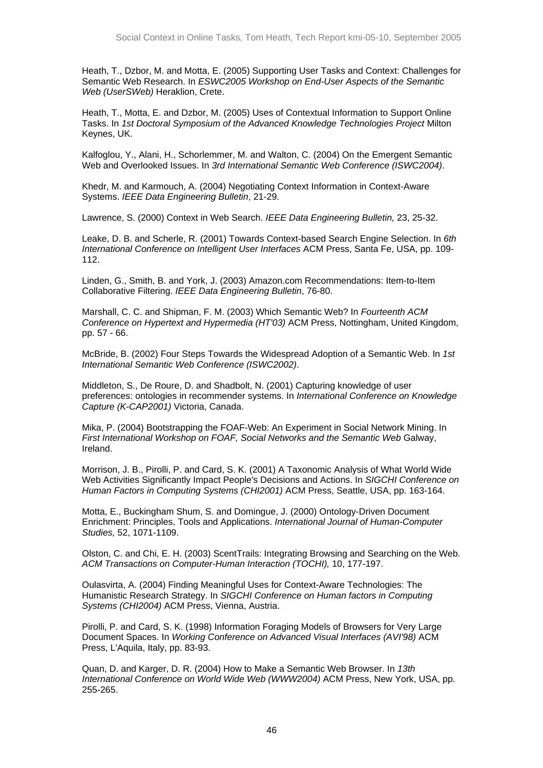Heath, T., Dzbor, M. and Motta, E. (2005) Supporting User Tasks and Context: Challenges for Semantic Web Research. In *ESWC2005 Workshop on End-User Aspects of the Semantic Web (UserSWeb)* Heraklion, Crete.

Heath, T., Motta, E. and Dzbor, M. (2005) Uses of Contextual Information to Support Online Tasks. In *1st Doctoral Symposium of the Advanced Knowledge Technologies Project* Milton Keynes, UK.

Kalfoglou, Y., Alani, H., Schorlemmer, M. and Walton, C. (2004) On the Emergent Semantic Web and Overlooked Issues. In *3rd International Semantic Web Conference (ISWC2004)*.

Khedr, M. and Karmouch, A. (2004) Negotiating Context Information in Context-Aware Systems. *IEEE Data Engineering Bulletin*, 21-29.

Lawrence, S. (2000) Context in Web Search. *IEEE Data Engineering Bulletin,* 23, 25-32.

Leake, D. B. and Scherle, R. (2001) Towards Context-based Search Engine Selection. In *6th International Conference on Intelligent User Interfaces* ACM Press, Santa Fe, USA, pp. 109-112.

Linden, G., Smith, B. and York, J. (2003) Amazon.com Recommendations: Item-to-Item Collaborative Filtering. *IEEE Data Engineering Bulletin*, 76-80.

Marshall, C. C. and Shipman, F. M. (2003) Which Semantic Web? In *Fourteenth ACM Conference on Hypertext and Hypermedia (HT'03)* ACM Press, Nottingham, United Kingdom, pp. 57 - 66.

McBride, B. (2002) Four Steps Towards the Widespread Adoption of a Semantic Web. In *1st International Semantic Web Conference (ISWC2002)*.

Middleton, S., De Roure, D. and Shadbolt, N. (2001) Capturing knowledge of user preferences: ontologies in recommender systems. In *International Conference on Knowledge Capture (K-CAP2001)* Victoria, Canada.

Mika, P. (2004) Bootstrapping the FOAF-Web: An Experiment in Social Network Mining. In *First International Workshop on FOAF, Social Networks and the Semantic Web* Galway, Ireland.

Morrison, J. B., Pirolli, P. and Card, S. K. (2001) A Taxonomic Analysis of What World Wide Web Activities Significantly Impact People's Decisions and Actions. In *SIGCHI Conference on Human Factors in Computing Systems (CHI2001)* ACM Press, Seattle, USA, pp. 163-164.

Motta, E., Buckingham Shum, S. and Domingue, J. (2000) Ontology-Driven Document Enrichment: Principles, Tools and Applications. *International Journal of Human-Computer Studies,* 52, 1071-1109.

Olston, C. and Chi, E. H. (2003) ScentTrails: Integrating Browsing and Searching on the Web. *ACM Transactions on Computer-Human Interaction (TOCHI),* 10, 177-197.

Oulasvirta, A. (2004) Finding Meaningful Uses for Context-Aware Technologies: The Humanistic Research Strategy. In *SIGCHI Conference on Human factors in Computing Systems (CHI2004)* ACM Press, Vienna, Austria.

Pirolli, P. and Card, S. K. (1998) Information Foraging Models of Browsers for Very Large Document Spaces. In *Working Conference on Advanced Visual Interfaces (AVI'98)* ACM Press, L'Aquila, Italy, pp. 83-93.

Quan, D. and Karger, D. R. (2004) How to Make a Semantic Web Browser. In *13th International Conference on World Wide Web (WWW2004)* ACM Press, New York, USA, pp. 255-265.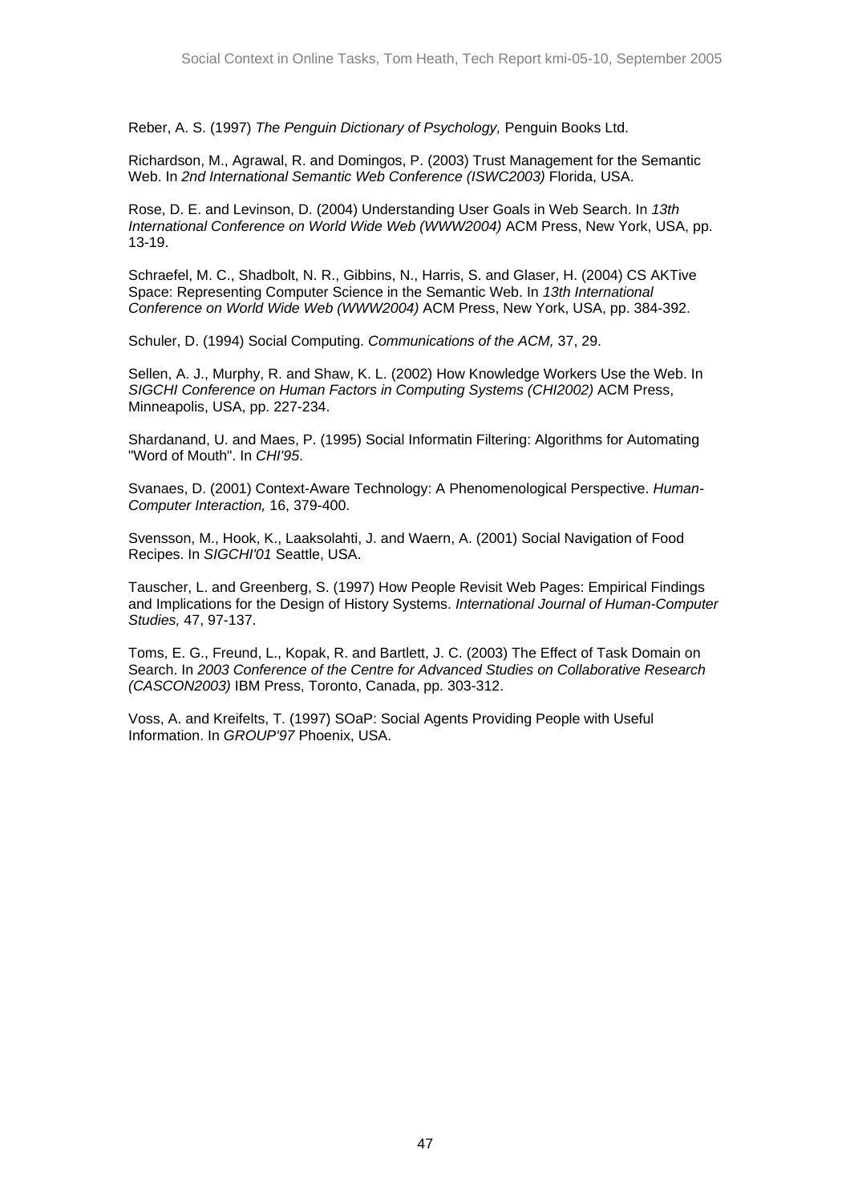Reber, A. S. (1997) *The Penguin Dictionary of Psychology,* Penguin Books Ltd.

Richardson, M., Agrawal, R. and Domingos, P. (2003) Trust Management for the Semantic Web. In *2nd International Semantic Web Conference (ISWC2003)* Florida, USA.

Rose, D. E. and Levinson, D. (2004) Understanding User Goals in Web Search. In *13th International Conference on World Wide Web (WWW2004)* ACM Press, New York, USA, pp. 13-19.

Schraefel, M. C., Shadbolt, N. R., Gibbins, N., Harris, S. and Glaser, H. (2004) CS AKTive Space: Representing Computer Science in the Semantic Web. In *13th International Conference on World Wide Web (WWW2004)* ACM Press, New York, USA, pp. 384-392.

Schuler, D. (1994) Social Computing. *Communications of the ACM,* 37, 29.

Sellen, A. J., Murphy, R. and Shaw, K. L. (2002) How Knowledge Workers Use the Web. In *SIGCHI Conference on Human Factors in Computing Systems (CHI2002)* ACM Press, Minneapolis, USA, pp. 227-234.

Shardanand, U. and Maes, P. (1995) Social Informatin Filtering: Algorithms for Automating "Word of Mouth". In *CHI'95*.

Svanaes, D. (2001) Context-Aware Technology: A Phenomenological Perspective. *Human-Computer Interaction,* 16, 379-400.

Svensson, M., Hook, K., Laaksolahti, J. and Waern, A. (2001) Social Navigation of Food Recipes. In *SIGCHI'01* Seattle, USA.

Tauscher, L. and Greenberg, S. (1997) How People Revisit Web Pages: Empirical Findings and Implications for the Design of History Systems. *International Journal of Human-Computer Studies,* 47, 97-137.

Toms, E. G., Freund, L., Kopak, R. and Bartlett, J. C. (2003) The Effect of Task Domain on Search. In *2003 Conference of the Centre for Advanced Studies on Collaborative Research (CASCON2003)* IBM Press, Toronto, Canada, pp. 303-312.

Voss, A. and Kreifelts, T. (1997) SOaP: Social Agents Providing People with Useful Information. In *GROUP'97* Phoenix, USA.